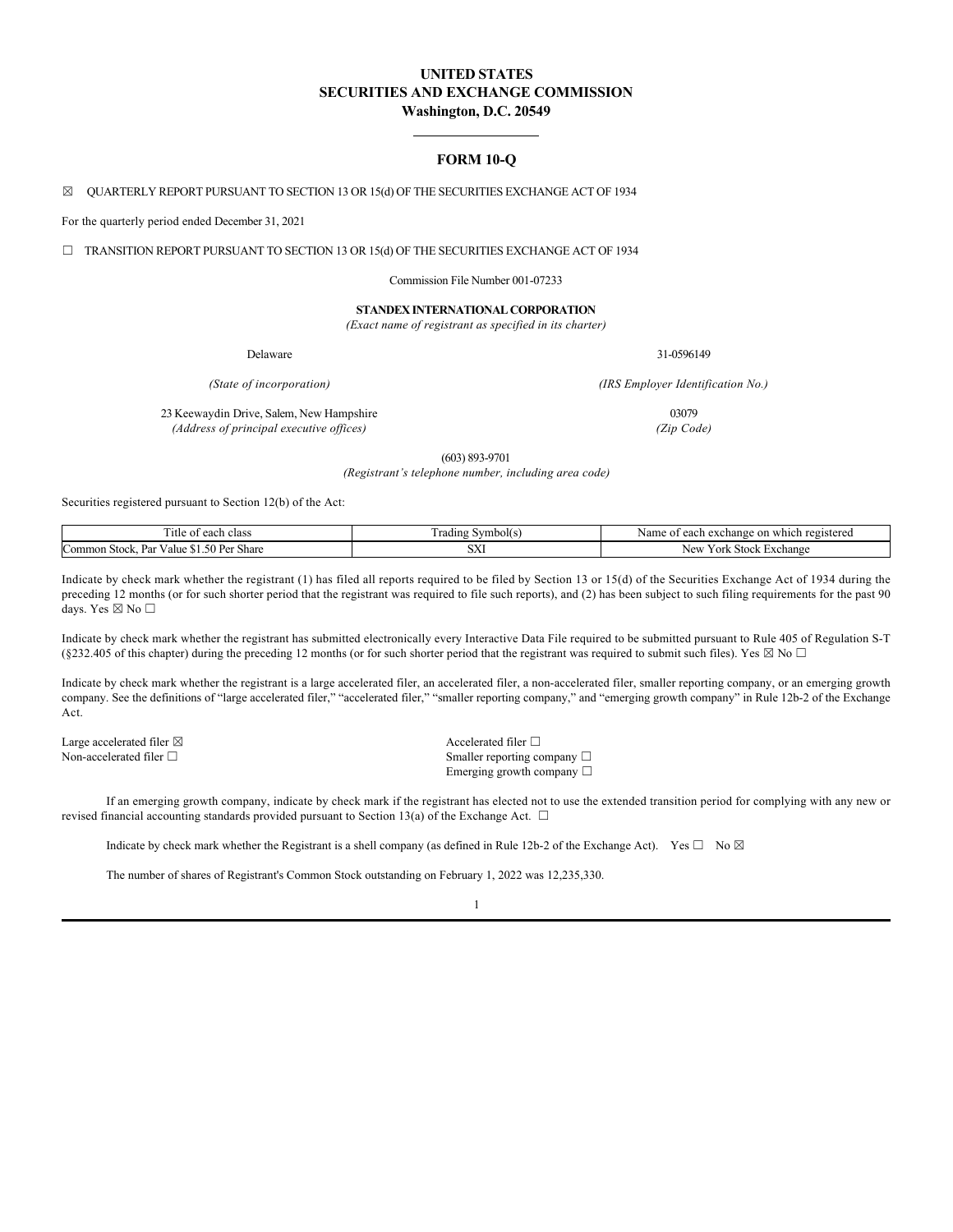# UNITED STATES
# SECURITIES AND EXCHANGE COMMISSION
## Washington, D.C. 20549

---

## FORM 10-Q

☒ QUARTERLY REPORT PURSUANT TO SECTION 13 OR 15(d) OF THE SECURITIES EXCHANGE ACT OF 1934

For the quarterly period ended December 31, 2021

☐ TRANSITION REPORT PURSUANT TO SECTION 13 OR 15(d) OF THE SECURITIES EXCHANGE ACT OF 1934

Commission File Number 001-07233

**STANDEX INTERNATIONAL CORPORATION**
*(Exact name of registrant as specified in its charter)*

| | |
|---|---|
| Delaware | 31-0596149 |
| *(State of incorporation)* | *(IRS Employer Identification No.)* |
| 23 Keewaydin Drive, Salem, New Hampshire | 03079 |
| *(Address of principal executive offices)* | *(Zip Code)* |

(603) 893-9701
*(Registrant's telephone number, including area code)*

Securities registered pursuant to Section 12(b) of the Act:

| Title of each class | Trading Symbol(s) | Name of each exchange on which registered |
|---|---|---|
| Common Stock, Par Value $1.50 Per Share | SXI | New York Stock Exchange |

Indicate by check mark whether the registrant (1) has filed all reports required to be filed by Section 13 or 15(d) of the Securities Exchange Act of 1934 during the preceding 12 months (or for such shorter period that the registrant was required to file such reports), and (2) has been subject to such filing requirements for the past 90 days. Yes ☒ No ☐

Indicate by check mark whether the registrant has submitted electronically every Interactive Data File required to be submitted pursuant to Rule 405 of Regulation S-T (§232.405 of this chapter) during the preceding 12 months (or for such shorter period that the registrant was required to submit such files). Yes ☒ No ☐

Indicate by check mark whether the registrant is a large accelerated filer, an accelerated filer, a non-accelerated filer, smaller reporting company, or an emerging growth company. See the definitions of "large accelerated filer," "accelerated filer," "smaller reporting company," and "emerging growth company" in Rule 12b-2 of the Exchange Act.

| | |
|---|---|
| Large accelerated filer ☒ | Accelerated filer ☐ |
| Non-accelerated filer ☐ | Smaller reporting company ☐ |
| | Emerging growth company ☐ |

If an emerging growth company, indicate by check mark if the registrant has elected not to use the extended transition period for complying with any new or revised financial accounting standards provided pursuant to Section 13(a) of the Exchange Act. ☐

Indicate by check mark whether the Registrant is a shell company (as defined in Rule 12b-2 of the Exchange Act). Yes ☐ No ☒

The number of shares of Registrant's Common Stock outstanding on February 1, 2022 was 12,235,330.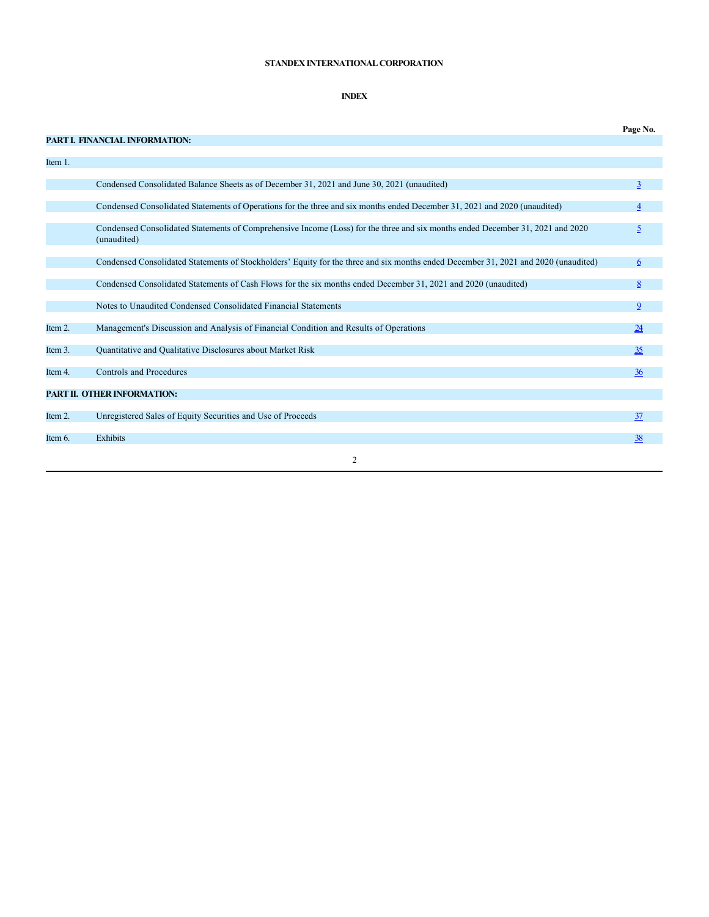**STANDEX INTERNATIONAL CORPORATION**

**INDEX**

| | | Page No. |
|---|---|---|
| **PART I. FINANCIAL INFORMATION:** | | |
| Item 1. | | |
| | Condensed Consolidated Balance Sheets as of December 31, 2021 and June 30, 2021 (unaudited) | 3 |
| | Condensed Consolidated Statements of Operations for the three and six months ended December 31, 2021 and 2020 (unaudited) | 4 |
| | Condensed Consolidated Statements of Comprehensive Income (Loss) for the three and six months ended December 31, 2021 and 2020 (unaudited) | 5 |
| | Condensed Consolidated Statements of Stockholders' Equity for the three and six months ended December 31, 2021 and 2020 (unaudited) | 6 |
| | Condensed Consolidated Statements of Cash Flows for the six months ended December 31, 2021 and 2020 (unaudited) | 8 |
| | Notes to Unaudited Condensed Consolidated Financial Statements | 9 |
| Item 2. | Management's Discussion and Analysis of Financial Condition and Results of Operations | 24 |
| Item 3. | Quantitative and Qualitative Disclosures about Market Risk | 35 |
| Item 4. | Controls and Procedures | 36 |
| **PART II. OTHER INFORMATION:** | | |
| Item 2. | Unregistered Sales of Equity Securities and Use of Proceeds | 37 |
| Item 6. | Exhibits | 38 |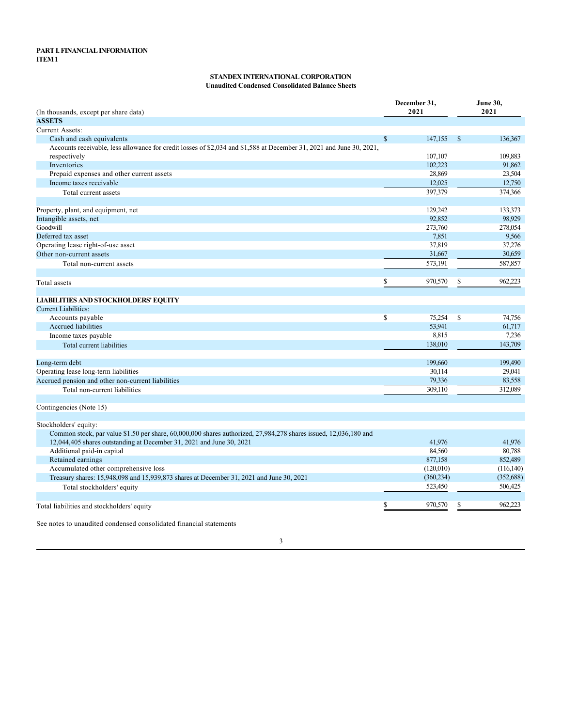**PART I. FINANCIAL INFORMATION**
**ITEM 1**

**STANDEX INTERNATIONAL CORPORATION**
**Unaudited Condensed Consolidated Balance Sheets**

| (In thousands, except per share data) | December 31, 2021 | June 30, 2021 |
|---|---|---|
| **ASSETS** | | |
| Current Assets: | | |
| Cash and cash equivalents | $ 147,155 | $ 136,367 |
| Accounts receivable, less allowance for credit losses of $2,034 and $1,588 at December 31, 2021 and June 30, 2021, respectively | 107,107 | 109,883 |
| Inventories | 102,223 | 91,862 |
| Prepaid expenses and other current assets | 28,869 | 23,504 |
| Income taxes receivable | 12,025 | 12,750 |
| Total current assets | 397,379 | 374,366 |
| | | |
| Property, plant, and equipment, net | 129,242 | 133,373 |
| Intangible assets, net | 92,852 | 98,929 |
| Goodwill | 273,760 | 278,054 |
| Deferred tax asset | 7,851 | 9,566 |
| Operating lease right-of-use asset | 37,819 | 37,276 |
| Other non-current assets | 31,667 | 30,659 |
| Total non-current assets | 573,191 | 587,857 |
| | | |
| Total assets | $ 970,570 | $ 962,223 |
| | | |
| **LIABILITIES AND STOCKHOLDERS' EQUITY** | | |
| Current Liabilities: | | |
| Accounts payable | $ 75,254 | $ 74,756 |
| Accrued liabilities | 53,941 | 61,717 |
| Income taxes payable | 8,815 | 7,236 |
| Total current liabilities | 138,010 | 143,709 |
| | | |
| Long-term debt | 199,660 | 199,490 |
| Operating lease long-term liabilities | 30,114 | 29,041 |
| Accrued pension and other non-current liabilities | 79,336 | 83,558 |
| Total non-current liabilities | 309,110 | 312,089 |
| | | |
| Contingencies (Note 15) | | |
| | | |
| Stockholders' equity: | | |
| Common stock, par value $1.50 per share, 60,000,000 shares authorized, 27,984,278 shares issued, 12,036,180 and 12,044,405 shares outstanding at December 31, 2021 and June 30, 2021 | 41,976 | 41,976 |
| Additional paid-in capital | 84,560 | 80,788 |
| Retained earnings | 877,158 | 852,489 |
| Accumulated other comprehensive loss | (120,010) | (116,140) |
| Treasury shares: 15,948,098 and 15,939,873 shares at December 31, 2021 and June 30, 2021 | (360,234) | (352,688) |
| Total stockholders' equity | 523,450 | 506,425 |
| | | |
| Total liabilities and stockholders' equity | $ 970,570 | $ 962,223 |

See notes to unaudited condensed consolidated financial statements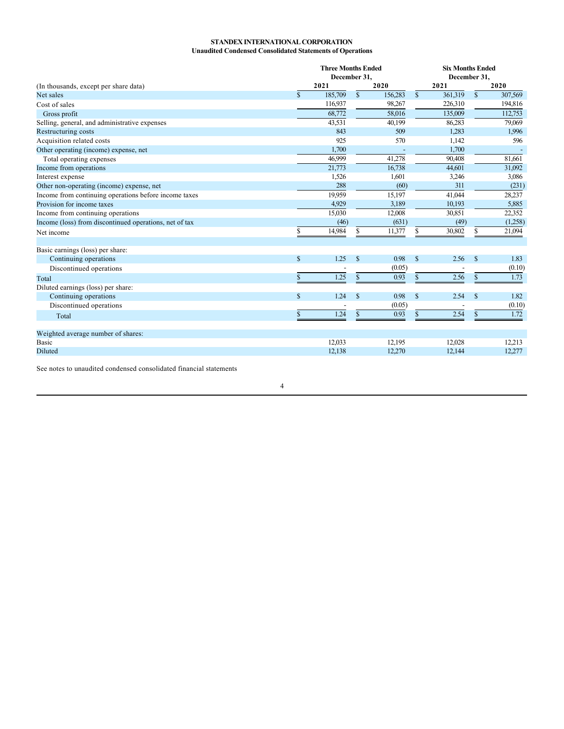**STANDEX INTERNATIONAL CORPORATION**
**Unaudited Condensed Consolidated Statements of Operations**

| (In thousands, except per share data) | Three Months Ended December 31, 2021 | Three Months Ended December 31, 2020 | Six Months Ended December 31, 2021 | Six Months Ended December 31, 2020 |
|---|---|---|---|---|
| Net sales | $ 185,709 | $ 156,283 | $ 361,319 | $ 307,569 |
| Cost of sales | 116,937 | 98,267 | 226,310 | 194,816 |
| Gross profit | 68,772 | 58,016 | 135,009 | 112,753 |
| Selling, general, and administrative expenses | 43,531 | 40,199 | 86,283 | 79,069 |
| Restructuring costs | 843 | 509 | 1,283 | 1,996 |
| Acquisition related costs | 925 | 570 | 1,142 | 596 |
| Other operating (income) expense, net | 1,700 | - | 1,700 | - |
| Total operating expenses | 46,999 | 41,278 | 90,408 | 81,661 |
| Income from operations | 21,773 | 16,738 | 44,601 | 31,092 |
| Interest expense | 1,526 | 1,601 | 3,246 | 3,086 |
| Other non-operating (income) expense, net | 288 | (60) | 311 | (231) |
| Income from continuing operations before income taxes | 19,959 | 15,197 | 41,044 | 28,237 |
| Provision for income taxes | 4,929 | 3,189 | 10,193 | 5,885 |
| Income from continuing operations | 15,030 | 12,008 | 30,851 | 22,352 |
| Income (loss) from discontinued operations, net of tax | (46) | (631) | (49) | (1,258) |
| Net income | $ 14,984 | $ 11,377 | $ 30,802 | $ 21,094 |
| | | | | |
| Basic earnings (loss) per share: | | | | |
| Continuing operations | $ 1.25 | $ 0.98 | $ 2.56 | $ 1.83 |
| Discontinued operations | - | (0.05) | - | (0.10) |
| Total | $ 1.25 | $ 0.93 | $ 2.56 | $ 1.73 |
| Diluted earnings (loss) per share: | | | | |
| Continuing operations | $ 1.24 | $ 0.98 | $ 2.54 | $ 1.82 |
| Discontinued operations | - | (0.05) | - | (0.10) |
| Total | $ 1.24 | $ 0.93 | $ 2.54 | $ 1.72 |
| | | | | |
| Weighted average number of shares: | | | | |
| Basic | 12,033 | 12,195 | 12,028 | 12,213 |
| Diluted | 12,138 | 12,270 | 12,144 | 12,277 |

See notes to unaudited condensed consolidated financial statements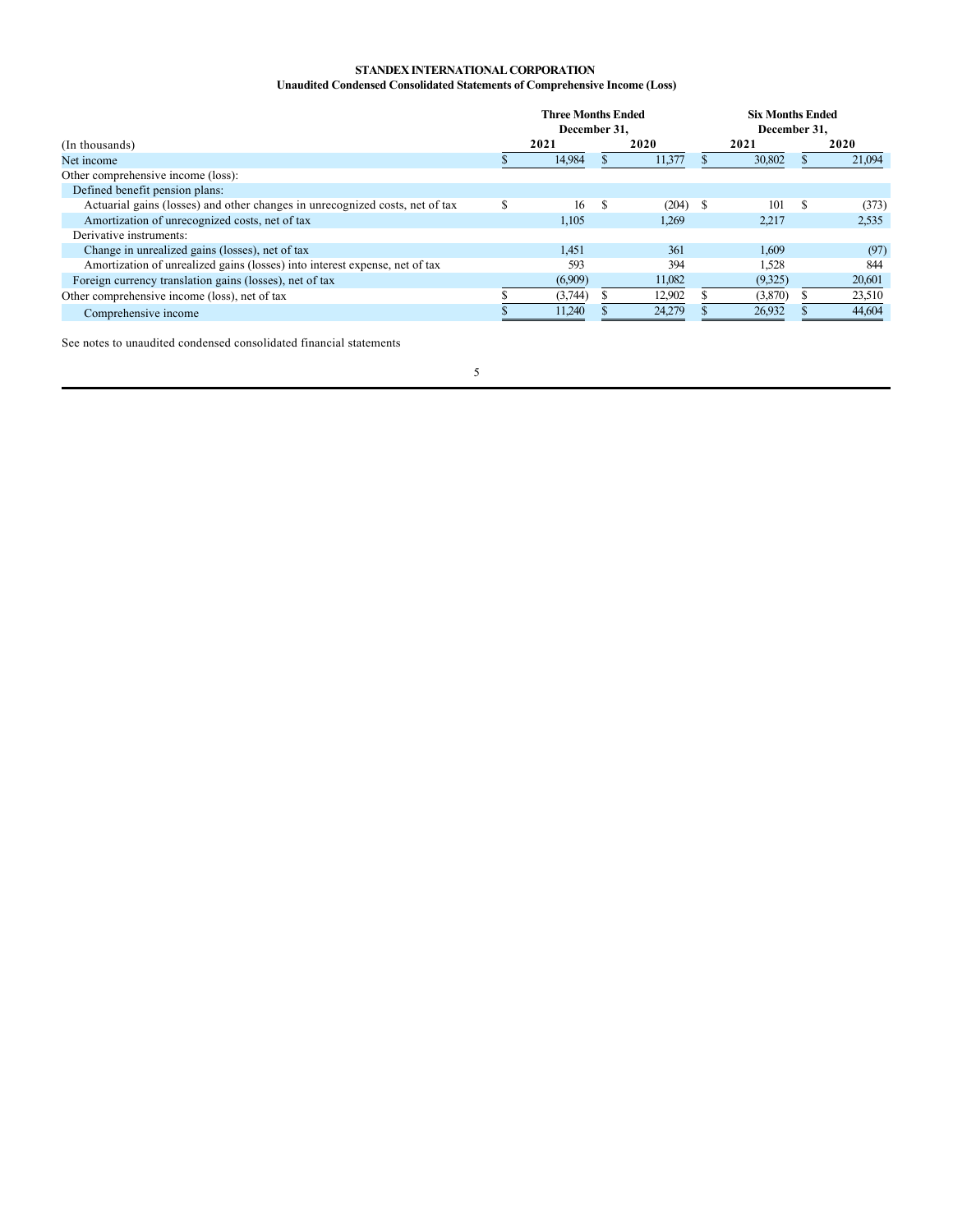**STANDEX INTERNATIONAL CORPORATION**

**Unaudited Condensed Consolidated Statements of Comprehensive Income (Loss)**

| (In thousands) | Three Months Ended December 31, 2021 | Three Months Ended December 31, 2020 | Six Months Ended December 31, 2021 | Six Months Ended December 31, 2020 |
|---|---|---|---|---|
| Net income | $ 14,984 | $ 11,377 | $ 30,802 | $ 21,094 |
| Other comprehensive income (loss): | | | | |
| Defined benefit pension plans: | | | | |
| Actuarial gains (losses) and other changes in unrecognized costs, net of tax | $ 16 | $ (204) | $ 101 | $ (373) |
| Amortization of unrecognized costs, net of tax | 1,105 | 1,269 | 2,217 | 2,535 |
| Derivative instruments: | | | | |
| Change in unrealized gains (losses), net of tax | 1,451 | 361 | 1,609 | (97) |
| Amortization of unrealized gains (losses) into interest expense, net of tax | 593 | 394 | 1,528 | 844 |
| Foreign currency translation gains (losses), net of tax | (6,909) | 11,082 | (9,325) | 20,601 |
| Other comprehensive income (loss), net of tax | $ (3,744) | $ 12,902 | $ (3,870) | $ 23,510 |
| Comprehensive income | $ 11,240 | $ 24,279 | $ 26,932 | $ 44,604 |

See notes to unaudited condensed consolidated financial statements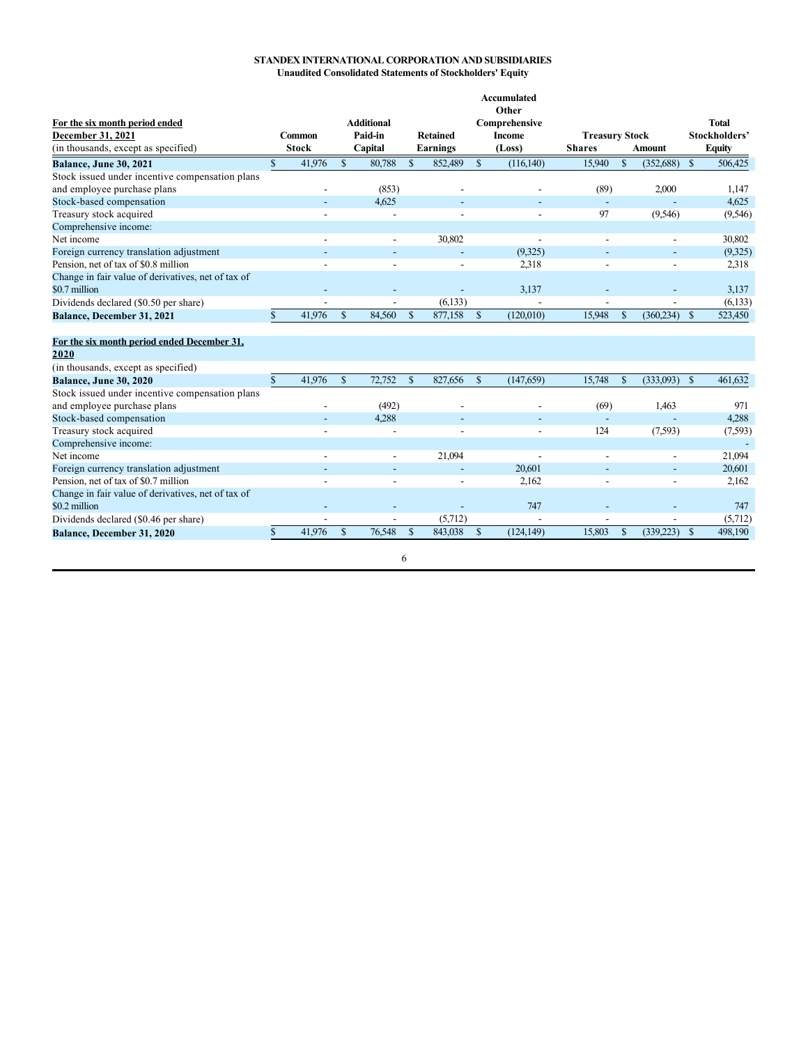**STANDEX INTERNATIONAL CORPORATION AND SUBSIDIARIES**
**Unaudited Consolidated Statements of Stockholders' Equity**

| For the six month period ended December 31, 2021 (in thousands, except as specified) | Common Stock | Additional Paid-in Capital | Retained Earnings | Accumulated Other Comprehensive Income (Loss) | Treasury Stock Shares | Treasury Stock Amount | Total Stockholders' Equity |
|---|---|---|---|---|---|---|---|
| **Balance, June 30, 2021** | $ 41,976 | $ 80,788 | $ 852,489 | $ (116,140) | 15,940 | $ (352,688) | $ 506,425 |
| Stock issued under incentive compensation plans and employee purchase plans | - | (853) | - | - | (89) | 2,000 | 1,147 |
| Stock-based compensation | - | 4,625 | - | - | - | - | 4,625 |
| Treasury stock acquired | - | - | - | - | 97 | (9,546) | (9,546) |
| Comprehensive income: | | | | | | | |
| Net income | - | - | 30,802 | - | - | - | 30,802 |
| Foreign currency translation adjustment | - | - | - | (9,325) | - | - | (9,325) |
| Pension, net of tax of $0.8 million | - | - | - | 2,318 | - | - | 2,318 |
| Change in fair value of derivatives, net of tax of $0.7 million | - | - | - | 3,137 | - | - | 3,137 |
| Dividends declared ($0.50 per share) | - | - | (6,133) | - | - | - | (6,133) |
| **Balance, December 31, 2021** | $ 41,976 | $ 84,560 | $ 877,158 | $ (120,010) | 15,948 | $ (360,234) | $ 523,450 |
| **For the six month period ended December 31, 2020** (in thousands, except as specified) | | | | | | | |
| **Balance, June 30, 2020** | $ 41,976 | $ 72,752 | $ 827,656 | $ (147,659) | 15,748 | $ (333,093) | $ 461,632 |
| Stock issued under incentive compensation plans and employee purchase plans | - | (492) | - | - | (69) | 1,463 | 971 |
| Stock-based compensation | - | 4,288 | - | - | - | - | 4,288 |
| Treasury stock acquired | - | - | - | - | 124 | (7,593) | (7,593) |
| Comprehensive income: | | | | | | | - |
| Net income | - | - | 21,094 | - | - | - | 21,094 |
| Foreign currency translation adjustment | - | - | - | 20,601 | - | - | 20,601 |
| Pension, net of tax of $0.7 million | - | - | - | 2,162 | - | - | 2,162 |
| Change in fair value of derivatives, net of tax of $0.2 million | - | - | - | 747 | - | - | 747 |
| Dividends declared ($0.46 per share) | - | - | (5,712) | - | - | - | (5,712) |
| **Balance, December 31, 2020** | $ 41,976 | $ 76,548 | $ 843,038 | $ (124,149) | 15,803 | $ (339,223) | $ 498,190 |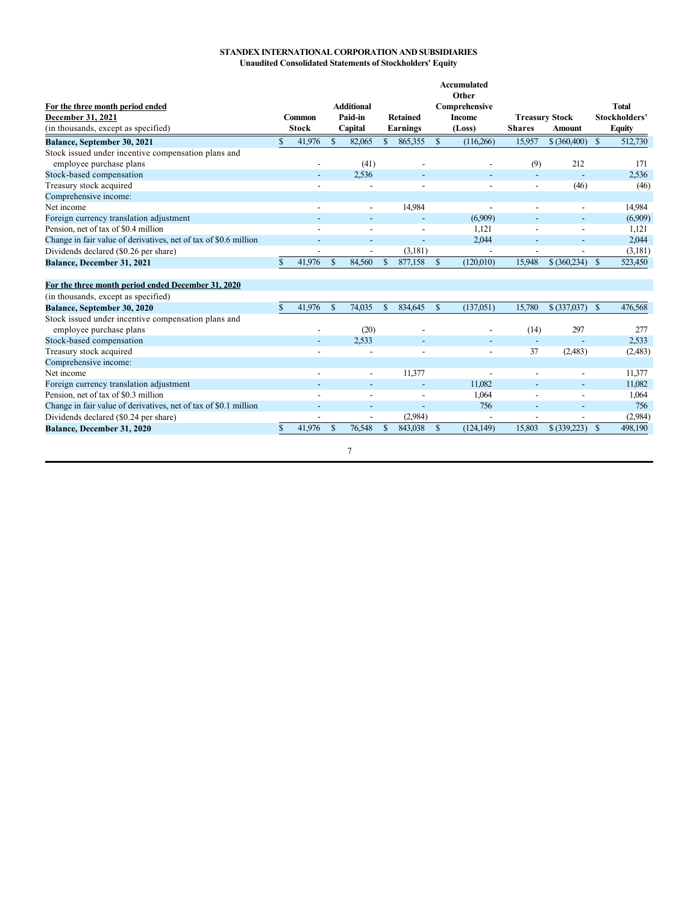**STANDEX INTERNATIONAL CORPORATION AND SUBSIDIARIES**
**Unaudited Consolidated Statements of Stockholders' Equity**

| For the three month period ended December 31, 2021 (in thousands, except as specified) | Common Stock | Additional Paid-in Capital | Retained Earnings | Accumulated Other Comprehensive Income (Loss) | Treasury Stock Shares | Treasury Stock Amount | Total Stockholders' Equity |
|---|---|---|---|---|---|---|---|
| **Balance, September 30, 2021** | $ 41,976 | $ 82,065 | $ 865,355 | $ (116,266) | 15,957 | $ (360,400) | $ 512,730 |
| Stock issued under incentive compensation plans and employee purchase plans | - | (41) | - | - | (9) | 212 | 171 |
| Stock-based compensation | - | 2,536 | - | - | - | - | 2,536 |
| Treasury stock acquired | - | - | - | - | - | (46) | (46) |
| Comprehensive income: | | | | | | | |
| Net income | - | - | 14,984 | - | - | - | 14,984 |
| Foreign currency translation adjustment | - | - | - | (6,909) | - | - | (6,909) |
| Pension, net of tax of $0.4 million | - | - | - | 1,121 | - | - | 1,121 |
| Change in fair value of derivatives, net of tax of $0.6 million | - | - | - | 2,044 | - | - | 2,044 |
| Dividends declared ($0.26 per share) | - | - | (3,181) | - | - | - | (3,181) |
| **Balance, December 31, 2021** | $ 41,976 | $ 84,560 | $ 877,158 | $ (120,010) | 15,948 | $ (360,234) | $ 523,450 |
| | | | | | | | |
| **For the three month period ended December 31, 2020** | | | | | | | |
| (in thousands, except as specified) | | | | | | | |
| **Balance, September 30, 2020** | $ 41,976 | $ 74,035 | $ 834,645 | $ (137,051) | 15,780 | $ (337,037) | $ 476,568 |
| Stock issued under incentive compensation plans and employee purchase plans | - | (20) | - | - | (14) | 297 | 277 |
| Stock-based compensation | - | 2,533 | - | - | - | - | 2,533 |
| Treasury stock acquired | - | - | - | - | 37 | (2,483) | (2,483) |
| Comprehensive income: | | | | | | | |
| Net income | - | - | 11,377 | - | - | - | 11,377 |
| Foreign currency translation adjustment | - | - | - | 11,082 | - | - | 11,082 |
| Pension, net of tax of $0.3 million | - | - | - | 1,064 | - | - | 1,064 |
| Change in fair value of derivatives, net of tax of $0.1 million | - | - | - | 756 | - | - | 756 |
| Dividends declared ($0.24 per share) | - | - | (2,984) | - | - | - | (2,984) |
| **Balance, December 31, 2020** | $ 41,976 | $ 76,548 | $ 843,038 | $ (124,149) | 15,803 | $ (339,223) | $ 498,190 |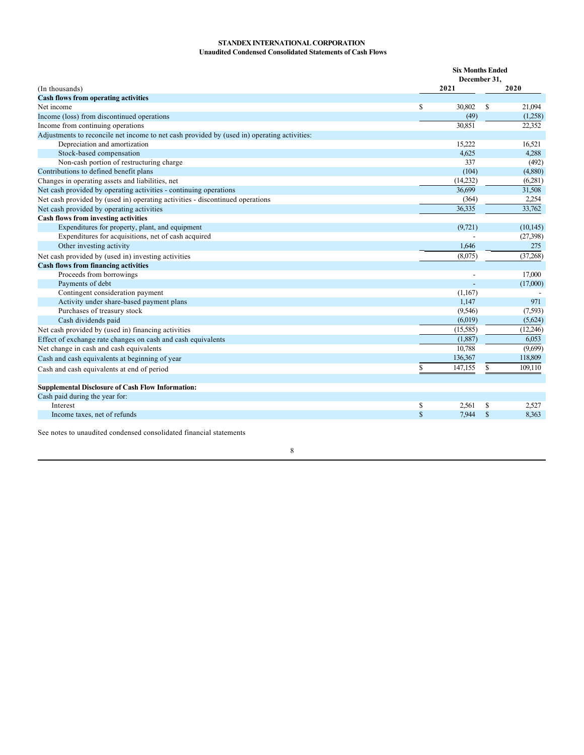**STANDEX INTERNATIONAL CORPORATION**
**Unaudited Condensed Consolidated Statements of Cash Flows**

| (In thousands) | Six Months Ended December 31, 2021 | 2020 |
|---|---|---|
| **Cash flows from operating activities** | | |
| Net income | $ 30,802 | $ 21,094 |
| Income (loss) from discontinued operations | (49) | (1,258) |
| Income from continuing operations | 30,851 | 22,352 |
| Adjustments to reconcile net income to net cash provided by (used in) operating activities: | | |
| Depreciation and amortization | 15,222 | 16,521 |
| Stock-based compensation | 4,625 | 4,288 |
| Non-cash portion of restructuring charge | 337 | (492) |
| Contributions to defined benefit plans | (104) | (4,880) |
| Changes in operating assets and liabilities, net | (14,232) | (6,281) |
| Net cash provided by operating activities - continuing operations | 36,699 | 31,508 |
| Net cash provided by (used in) operating activities - discontinued operations | (364) | 2,254 |
| Net cash provided by operating activities | 36,335 | 33,762 |
| **Cash flows from investing activities** | | |
| Expenditures for property, plant, and equipment | (9,721) | (10,145) |
| Expenditures for acquisitions, net of cash acquired | - | (27,398) |
| Other investing activity | 1,646 | 275 |
| Net cash provided by (used in) investing activities | (8,075) | (37,268) |
| **Cash flows from financing activities** | | |
| Proceeds from borrowings | - | 17,000 |
| Payments of debt | - | (17,000) |
| Contingent consideration payment | (1,167) | - |
| Activity under share-based payment plans | 1,147 | 971 |
| Purchases of treasury stock | (9,546) | (7,593) |
| Cash dividends paid | (6,019) | (5,624) |
| Net cash provided by (used in) financing activities | (15,585) | (12,246) |
| Effect of exchange rate changes on cash and cash equivalents | (1,887) | 6,053 |
| Net change in cash and cash equivalents | 10,788 | (9,699) |
| Cash and cash equivalents at beginning of year | 136,367 | 118,809 |
| Cash and cash equivalents at end of period | $ 147,155 | $ 109,110 |
| | | |
| **Supplemental Disclosure of Cash Flow Information:** | | |
| Cash paid during the year for: | | |
| Interest | $ 2,561 | $ 2,527 |
| Income taxes, net of refunds | $ 7,944 | $ 8,363 |

See notes to unaudited condensed consolidated financial statements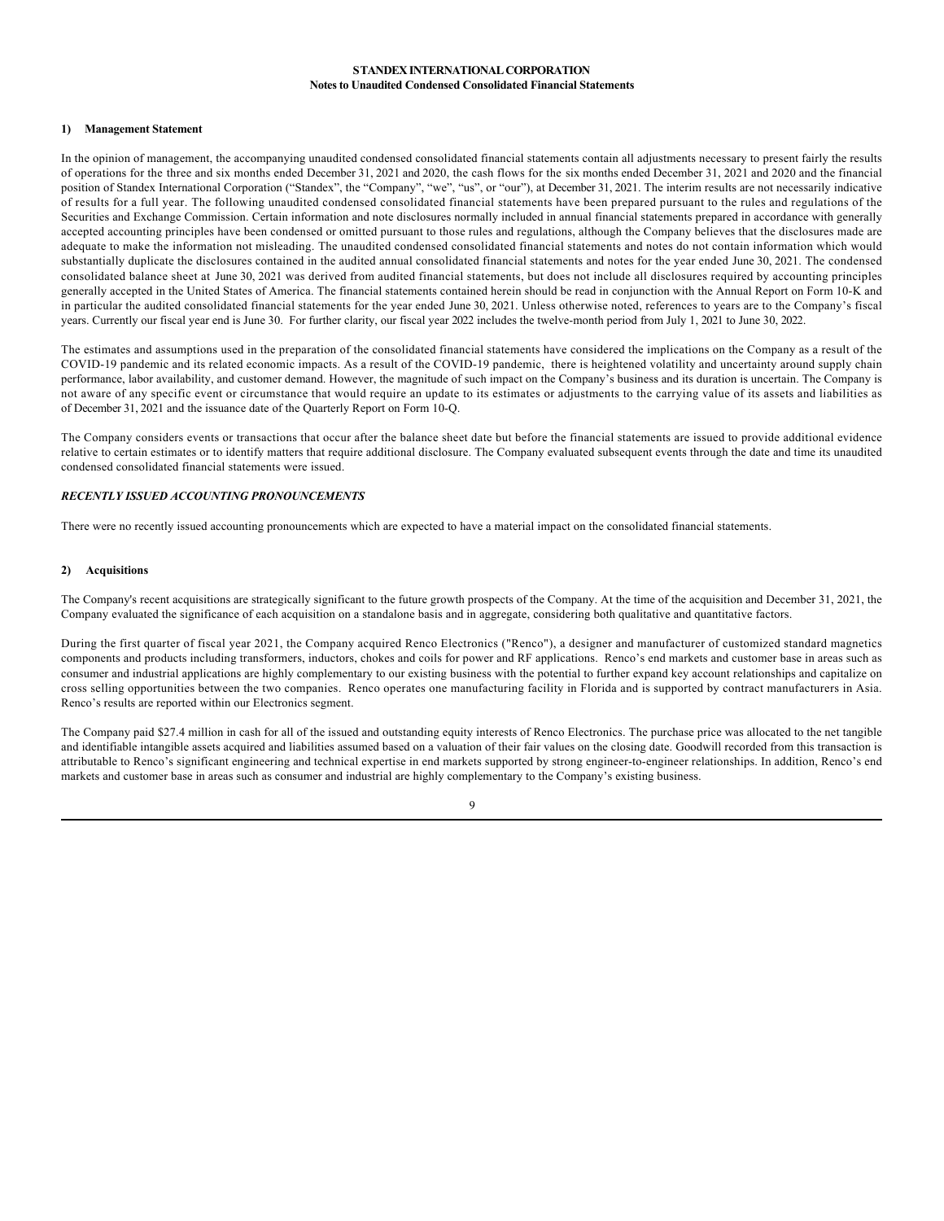**STANDEX INTERNATIONAL CORPORATION**
**Notes to Unaudited Condensed Consolidated Financial Statements**

## 1) Management Statement

In the opinion of management, the accompanying unaudited condensed consolidated financial statements contain all adjustments necessary to present fairly the results of operations for the three and six months ended December 31, 2021 and 2020, the cash flows for the six months ended December 31, 2021 and 2020 and the financial position of Standex International Corporation ("Standex", the "Company", "we", "us", or "our"), at December 31, 2021. The interim results are not necessarily indicative of results for a full year. The following unaudited condensed consolidated financial statements have been prepared pursuant to the rules and regulations of the Securities and Exchange Commission. Certain information and note disclosures normally included in annual financial statements prepared in accordance with generally accepted accounting principles have been condensed or omitted pursuant to those rules and regulations, although the Company believes that the disclosures made are adequate to make the information not misleading. The unaudited condensed consolidated financial statements and notes do not contain information which would substantially duplicate the disclosures contained in the audited annual consolidated financial statements and notes for the year ended June 30, 2021. The condensed consolidated balance sheet at June 30, 2021 was derived from audited financial statements, but does not include all disclosures required by accounting principles generally accepted in the United States of America. The financial statements contained herein should be read in conjunction with the Annual Report on Form 10-K and in particular the audited consolidated financial statements for the year ended June 30, 2021. Unless otherwise noted, references to years are to the Company's fiscal years. Currently our fiscal year end is June 30. For further clarity, our fiscal year 2022 includes the twelve-month period from July 1, 2021 to June 30, 2022.

The estimates and assumptions used in the preparation of the consolidated financial statements have considered the implications on the Company as a result of the COVID-19 pandemic and its related economic impacts. As a result of the COVID-19 pandemic, there is heightened volatility and uncertainty around supply chain performance, labor availability, and customer demand. However, the magnitude of such impact on the Company's business and its duration is uncertain. The Company is not aware of any specific event or circumstance that would require an update to its estimates or adjustments to the carrying value of its assets and liabilities as of December 31, 2021 and the issuance date of the Quarterly Report on Form 10-Q.

The Company considers events or transactions that occur after the balance sheet date but before the financial statements are issued to provide additional evidence relative to certain estimates or to identify matters that require additional disclosure. The Company evaluated subsequent events through the date and time its unaudited condensed consolidated financial statements were issued.

***RECENTLY ISSUED ACCOUNTING PRONOUNCEMENTS***

There were no recently issued accounting pronouncements which are expected to have a material impact on the consolidated financial statements.

## 2) Acquisitions

The Company's recent acquisitions are strategically significant to the future growth prospects of the Company. At the time of the acquisition and December 31, 2021, the Company evaluated the significance of each acquisition on a standalone basis and in aggregate, considering both qualitative and quantitative factors.

During the first quarter of fiscal year 2021, the Company acquired Renco Electronics ("Renco"), a designer and manufacturer of customized standard magnetics components and products including transformers, inductors, chokes and coils for power and RF applications. Renco's end markets and customer base in areas such as consumer and industrial applications are highly complementary to our existing business with the potential to further expand key account relationships and capitalize on cross selling opportunities between the two companies. Renco operates one manufacturing facility in Florida and is supported by contract manufacturers in Asia. Renco's results are reported within our Electronics segment.

The Company paid $27.4 million in cash for all of the issued and outstanding equity interests of Renco Electronics. The purchase price was allocated to the net tangible and identifiable intangible assets acquired and liabilities assumed based on a valuation of their fair values on the closing date. Goodwill recorded from this transaction is attributable to Renco's significant engineering and technical expertise in end markets supported by strong engineer-to-engineer relationships. In addition, Renco's end markets and customer base in areas such as consumer and industrial are highly complementary to the Company's existing business.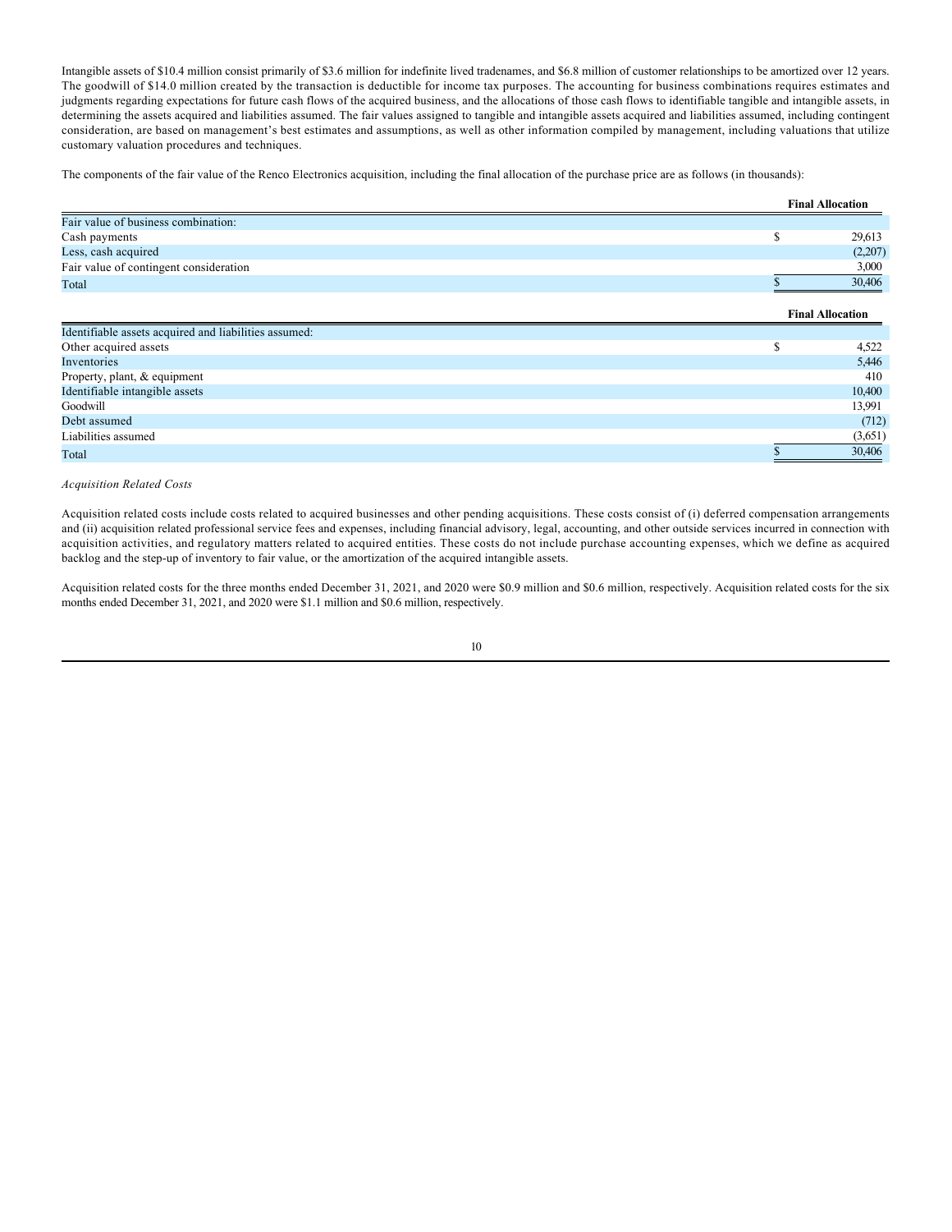Intangible assets of $10.4 million consist primarily of $3.6 million for indefinite lived tradenames, and $6.8 million of customer relationships to be amortized over 12 years. The goodwill of $14.0 million created by the transaction is deductible for income tax purposes. The accounting for business combinations requires estimates and judgments regarding expectations for future cash flows of the acquired business, and the allocations of those cash flows to identifiable tangible and intangible assets, in determining the assets acquired and liabilities assumed. The fair values assigned to tangible and intangible assets acquired and liabilities assumed, including contingent consideration, are based on management's best estimates and assumptions, as well as other information compiled by management, including valuations that utilize customary valuation procedures and techniques.

The components of the fair value of the Renco Electronics acquisition, including the final allocation of the purchase price are as follows (in thousands):

| | Final Allocation |
|---|---|
| Fair value of business combination: | |
| Cash payments | $ 29,613 |
| Less, cash acquired | (2,207) |
| Fair value of contingent consideration | 3,000 |
| Total | $ 30,406 |

| | Final Allocation |
|---|---|
| Identifiable assets acquired and liabilities assumed: | |
| Other acquired assets | $ 4,522 |
| Inventories | 5,446 |
| Property, plant, & equipment | 410 |
| Identifiable intangible assets | 10,400 |
| Goodwill | 13,991 |
| Debt assumed | (712) |
| Liabilities assumed | (3,651) |
| Total | $ 30,406 |

*Acquisition Related Costs*

Acquisition related costs include costs related to acquired businesses and other pending acquisitions. These costs consist of (i) deferred compensation arrangements and (ii) acquisition related professional service fees and expenses, including financial advisory, legal, accounting, and other outside services incurred in connection with acquisition activities, and regulatory matters related to acquired entities. These costs do not include purchase accounting expenses, which we define as acquired backlog and the step-up of inventory to fair value, or the amortization of the acquired intangible assets.

Acquisition related costs for the three months ended December 31, 2021, and 2020 were $0.9 million and $0.6 million, respectively. Acquisition related costs for the six months ended December 31, 2021, and 2020 were $1.1 million and $0.6 million, respectively.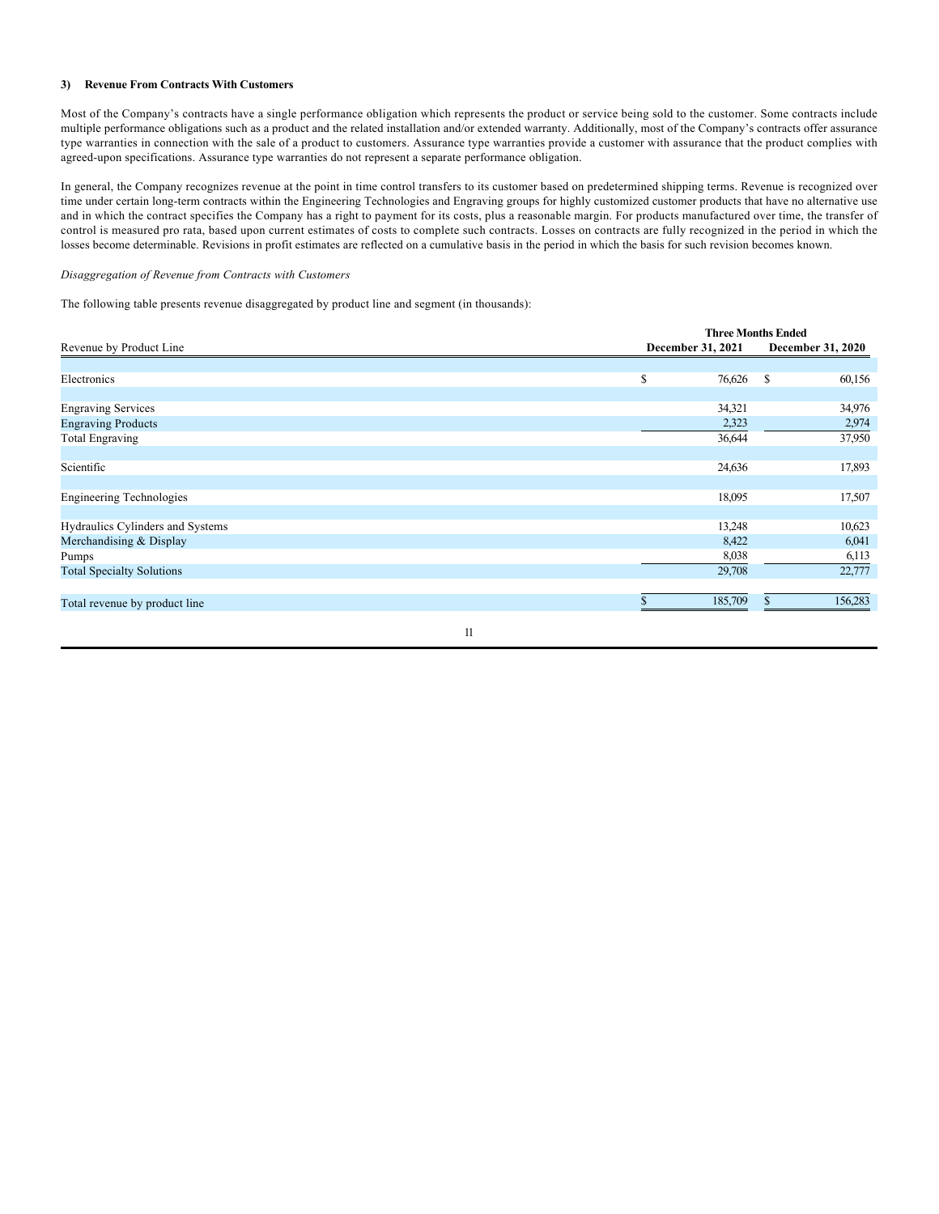### 3) Revenue From Contracts With Customers

Most of the Company's contracts have a single performance obligation which represents the product or service being sold to the customer. Some contracts include multiple performance obligations such as a product and the related installation and/or extended warranty. Additionally, most of the Company's contracts offer assurance type warranties in connection with the sale of a product to customers. Assurance type warranties provide a customer with assurance that the product complies with agreed-upon specifications. Assurance type warranties do not represent a separate performance obligation.

In general, the Company recognizes revenue at the point in time control transfers to its customer based on predetermined shipping terms. Revenue is recognized over time under certain long-term contracts within the Engineering Technologies and Engraving groups for highly customized customer products that have no alternative use and in which the contract specifies the Company has a right to payment for its costs, plus a reasonable margin. For products manufactured over time, the transfer of control is measured pro rata, based upon current estimates of costs to complete such contracts. Losses on contracts are fully recognized in the period in which the losses become determinable. Revisions in profit estimates are reflected on a cumulative basis in the period in which the basis for such revision becomes known.

*Disaggregation of Revenue from Contracts with Customers*

The following table presents revenue disaggregated by product line and segment (in thousands):

| | Three Months Ended | |
|---|---|---|
| Revenue by Product Line | December 31, 2021 | December 31, 2020 |
| Electronics | $ 76,626 | $ 60,156 |
| Engraving Services | 34,321 | 34,976 |
| Engraving Products | 2,323 | 2,974 |
| Total Engraving | 36,644 | 37,950 |
| Scientific | 24,636 | 17,893 |
| Engineering Technologies | 18,095 | 17,507 |
| Hydraulics Cylinders and Systems | 13,248 | 10,623 |
| Merchandising & Display | 8,422 | 6,041 |
| Pumps | 8,038 | 6,113 |
| Total Specialty Solutions | 29,708 | 22,777 |
| Total revenue by product line | $ 185,709 | $ 156,283 |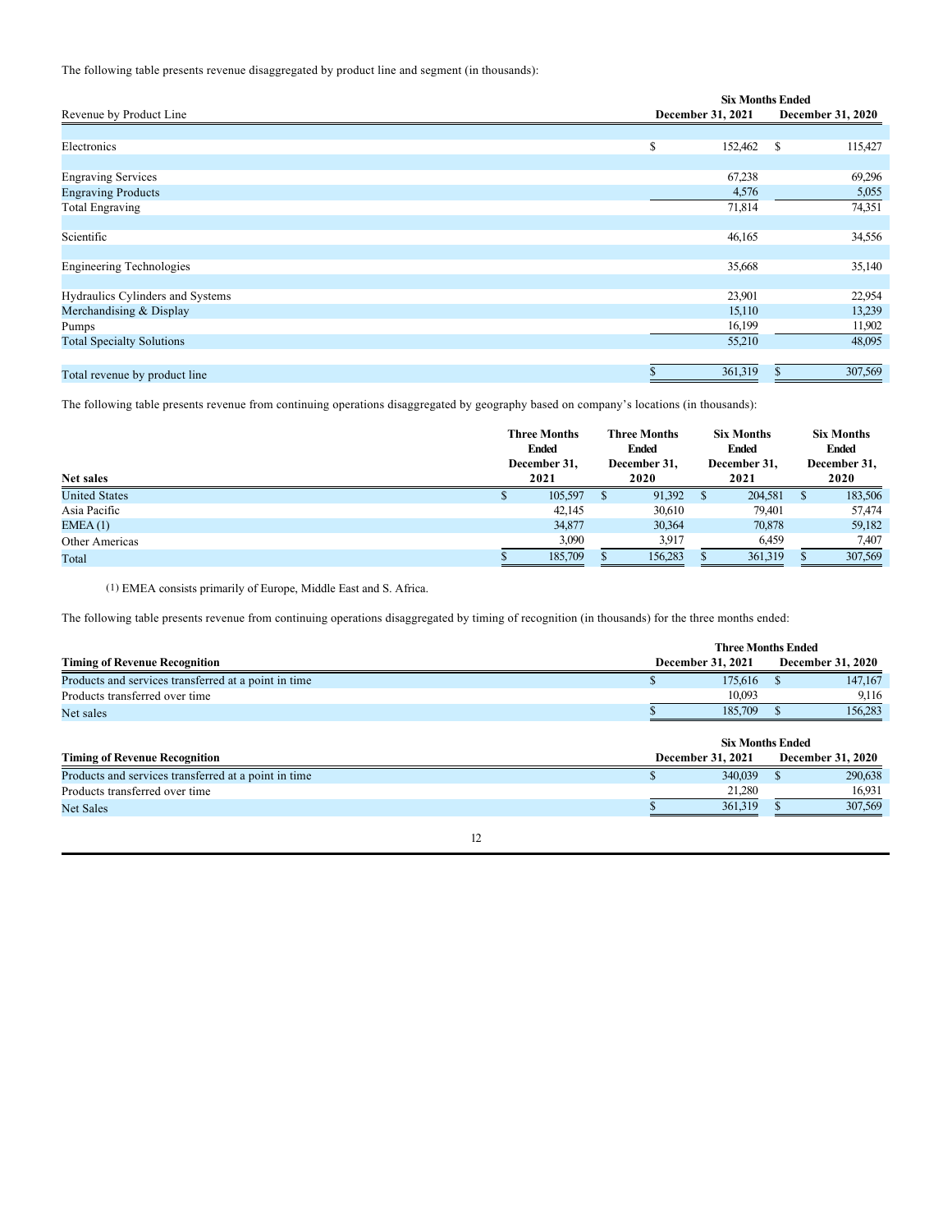The following table presents revenue disaggregated by product line and segment (in thousands):

| Revenue by Product Line | Six Months Ended December 31, 2021 | Six Months Ended December 31, 2020 |
|---|---|---|
| Electronics | $ 152,462 | $ 115,427 |
| Engraving Services | 67,238 | 69,296 |
| Engraving Products | 4,576 | 5,055 |
| Total Engraving | 71,814 | 74,351 |
| Scientific | 46,165 | 34,556 |
| Engineering Technologies | 35,668 | 35,140 |
| Hydraulics Cylinders and Systems | 23,901 | 22,954 |
| Merchandising & Display | 15,110 | 13,239 |
| Pumps | 16,199 | 11,902 |
| Total Specialty Solutions | 55,210 | 48,095 |
| Total revenue by product line | $ 361,319 | $ 307,569 |

The following table presents revenue from continuing operations disaggregated by geography based on company's locations (in thousands):

| Net sales | Three Months Ended December 31, 2021 | Three Months Ended December 31, 2020 | Six Months Ended December 31, 2021 | Six Months Ended December 31, 2020 |
|---|---|---|---|---|
| United States | $ 105,597 | $ 91,392 | $ 204,581 | $ 183,506 |
| Asia Pacific | 42,145 | 30,610 | 79,401 | 57,474 |
| EMEA (1) | 34,877 | 30,364 | 70,878 | 59,182 |
| Other Americas | 3,090 | 3,917 | 6,459 | 7,407 |
| Total | $ 185,709 | $ 156,283 | $ 361,319 | $ 307,569 |

(1) EMEA consists primarily of Europe, Middle East and S. Africa.

The following table presents revenue from continuing operations disaggregated by timing of recognition (in thousands) for the three months ended:

| Timing of Revenue Recognition | Three Months Ended December 31, 2021 | Three Months Ended December 31, 2020 |
|---|---|---|
| Products and services transferred at a point in time | $ 175,616 | $ 147,167 |
| Products transferred over time | 10,093 | 9,116 |
| Net sales | $ 185,709 | $ 156,283 |

| Timing of Revenue Recognition | Six Months Ended December 31, 2021 | Six Months Ended December 31, 2020 |
|---|---|---|
| Products and services transferred at a point in time | $ 340,039 | $ 290,638 |
| Products transferred over time | 21,280 | 16,931 |
| Net Sales | $ 361,319 | $ 307,569 |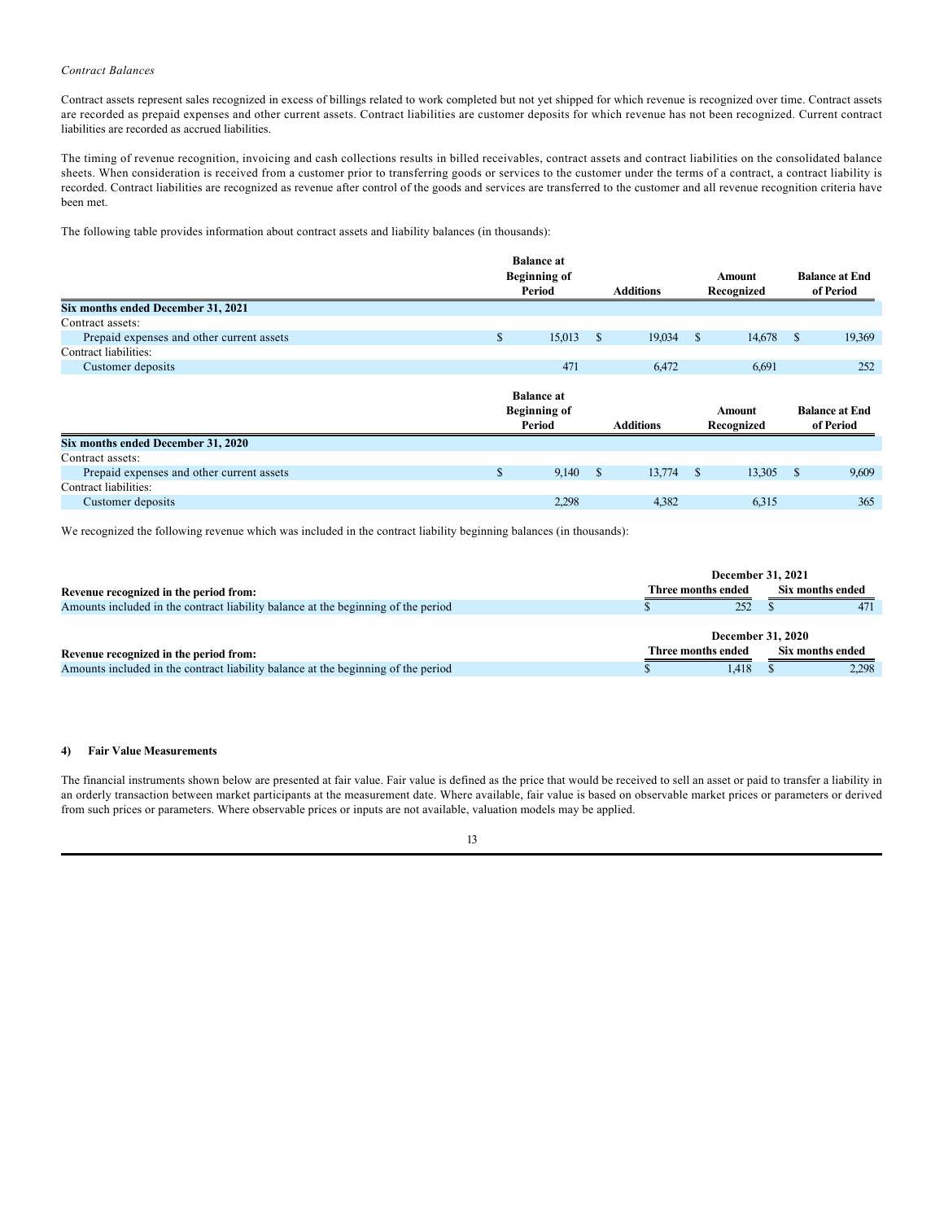*Contract Balances*

Contract assets represent sales recognized in excess of billings related to work completed but not yet shipped for which revenue is recognized over time. Contract assets are recorded as prepaid expenses and other current assets. Contract liabilities are customer deposits for which revenue has not been recognized. Current contract liabilities are recorded as accrued liabilities.

The timing of revenue recognition, invoicing and cash collections results in billed receivables, contract assets and contract liabilities on the consolidated balance sheets. When consideration is received from a customer prior to transferring goods or services to the customer under the terms of a contract, a contract liability is recorded. Contract liabilities are recognized as revenue after control of the goods and services are transferred to the customer and all revenue recognition criteria have been met.

The following table provides information about contract assets and liability balances (in thousands):

| | Balance at Beginning of Period | Additions | Amount Recognized | Balance at End of Period |
|---|---|---|---|---|
| **Six months ended December 31, 2021** | | | | |
| Contract assets: | | | | |
| Prepaid expenses and other current assets | $ 15,013 | $ 19,034 | $ 14,678 | $ 19,369 |
| Contract liabilities: | | | | |
| Customer deposits | 471 | 6,472 | 6,691 | 252 |

| | Balance at Beginning of Period | Additions | Amount Recognized | Balance at End of Period |
|---|---|---|---|---|
| **Six months ended December 31, 2020** | | | | |
| Contract assets: | | | | |
| Prepaid expenses and other current assets | $ 9,140 | $ 13,774 | $ 13,305 | $ 9,609 |
| Contract liabilities: | | | | |
| Customer deposits | 2,298 | 4,382 | 6,315 | 365 |

We recognized the following revenue which was included in the contract liability beginning balances (in thousands):

| | December 31, 2021 | |
|---|---|---|
| **Revenue recognized in the period from:** | **Three months ended** | **Six months ended** |
| Amounts included in the contract liability balance at the beginning of the period | $ 252 | $ 471 |

| | December 31, 2020 | |
|---|---|---|
| **Revenue recognized in the period from:** | **Three months ended** | **Six months ended** |
| Amounts included in the contract liability balance at the beginning of the period | $ 1,418 | $ 2,298 |

**4) Fair Value Measurements**

The financial instruments shown below are presented at fair value. Fair value is defined as the price that would be received to sell an asset or paid to transfer a liability in an orderly transaction between market participants at the measurement date. Where available, fair value is based on observable market prices or parameters or derived from such prices or parameters. Where observable prices or inputs are not available, valuation models may be applied.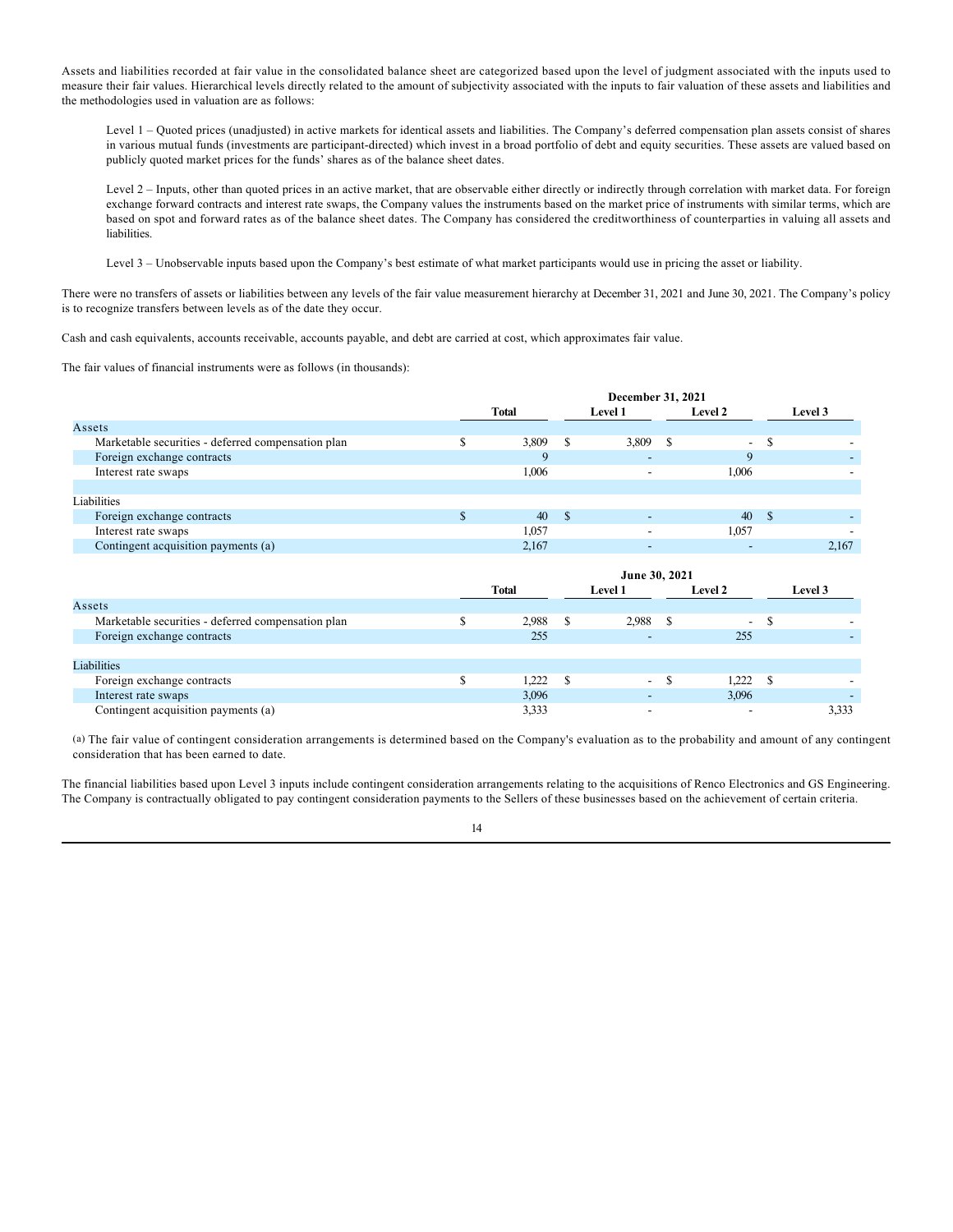Assets and liabilities recorded at fair value in the consolidated balance sheet are categorized based upon the level of judgment associated with the inputs used to measure their fair values. Hierarchical levels directly related to the amount of subjectivity associated with the inputs to fair valuation of these assets and liabilities and the methodologies used in valuation are as follows:

Level 1 – Quoted prices (unadjusted) in active markets for identical assets and liabilities. The Company's deferred compensation plan assets consist of shares in various mutual funds (investments are participant-directed) which invest in a broad portfolio of debt and equity securities. These assets are valued based on publicly quoted market prices for the funds' shares as of the balance sheet dates.

Level 2 – Inputs, other than quoted prices in an active market, that are observable either directly or indirectly through correlation with market data. For foreign exchange forward contracts and interest rate swaps, the Company values the instruments based on the market price of instruments with similar terms, which are based on spot and forward rates as of the balance sheet dates. The Company has considered the creditworthiness of counterparties in valuing all assets and liabilities.

Level 3 – Unobservable inputs based upon the Company's best estimate of what market participants would use in pricing the asset or liability.

There were no transfers of assets or liabilities between any levels of the fair value measurement hierarchy at December 31, 2021 and June 30, 2021. The Company's policy is to recognize transfers between levels as of the date they occur.

Cash and cash equivalents, accounts receivable, accounts payable, and debt are carried at cost, which approximates fair value.

The fair values of financial instruments were as follows (in thousands):

| | December 31, 2021 | | | |
|---|---|---|---|---|
| | Total | Level 1 | Level 2 | Level 3 |
| Assets | | | | |
| Marketable securities - deferred compensation plan | $ 3,809 | $ 3,809 | $ - | $ - |
| Foreign exchange contracts | 9 | - | 9 | - |
| Interest rate swaps | 1,006 | - | 1,006 | - |
| Liabilities | | | | |
| Foreign exchange contracts | $ 40 | $ - | 40 | $ - |
| Interest rate swaps | 1,057 | - | 1,057 | - |
| Contingent acquisition payments (a) | 2,167 | - | - | 2,167 |

| | June 30, 2021 | | | |
|---|---|---|---|---|
| | Total | Level 1 | Level 2 | Level 3 |
| Assets | | | | |
| Marketable securities - deferred compensation plan | $ 2,988 | $ 2,988 | $ - | $ - |
| Foreign exchange contracts | 255 | - | 255 | - |
| Liabilities | | | | |
| Foreign exchange contracts | $ 1,222 | $ - | $ 1,222 | $ - |
| Interest rate swaps | 3,096 | - | 3,096 | - |
| Contingent acquisition payments (a) | 3,333 | - | - | 3,333 |

(a) The fair value of contingent consideration arrangements is determined based on the Company's evaluation as to the probability and amount of any contingent consideration that has been earned to date.

The financial liabilities based upon Level 3 inputs include contingent consideration arrangements relating to the acquisitions of Renco Electronics and GS Engineering. The Company is contractually obligated to pay contingent consideration payments to the Sellers of these businesses based on the achievement of certain criteria.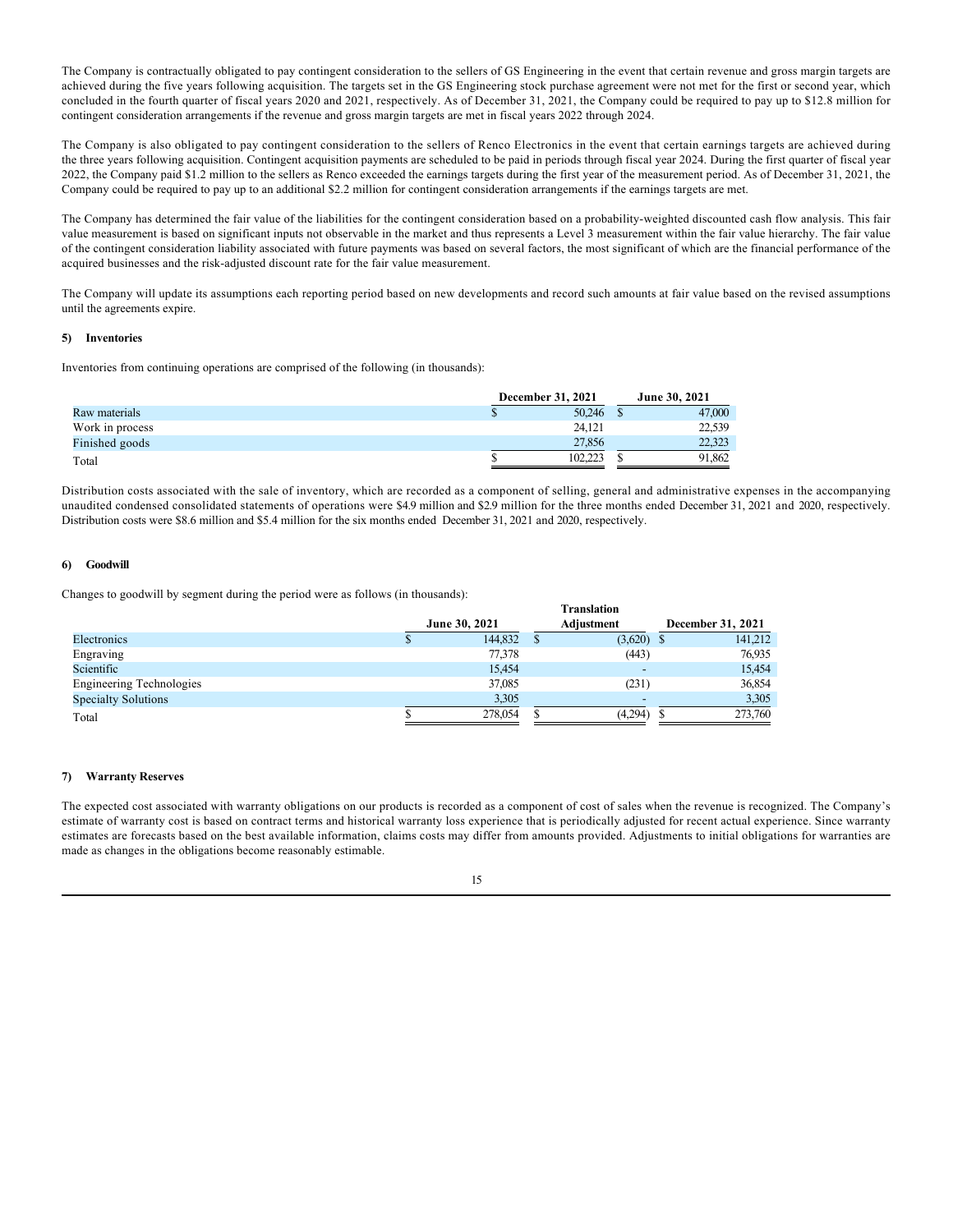The Company is contractually obligated to pay contingent consideration to the sellers of GS Engineering in the event that certain revenue and gross margin targets are achieved during the five years following acquisition. The targets set in the GS Engineering stock purchase agreement were not met for the first or second year, which concluded in the fourth quarter of fiscal years 2020 and 2021, respectively. As of December 31, 2021, the Company could be required to pay up to $12.8 million for contingent consideration arrangements if the revenue and gross margin targets are met in fiscal years 2022 through 2024.

The Company is also obligated to pay contingent consideration to the sellers of Renco Electronics in the event that certain earnings targets are achieved during the three years following acquisition. Contingent acquisition payments are scheduled to be paid in periods through fiscal year 2024. During the first quarter of fiscal year 2022, the Company paid $1.2 million to the sellers as Renco exceeded the earnings targets during the first year of the measurement period. As of December 31, 2021, the Company could be required to pay up to an additional $2.2 million for contingent consideration arrangements if the earnings targets are met.

The Company has determined the fair value of the liabilities for the contingent consideration based on a probability-weighted discounted cash flow analysis. This fair value measurement is based on significant inputs not observable in the market and thus represents a Level 3 measurement within the fair value hierarchy. The fair value of the contingent consideration liability associated with future payments was based on several factors, the most significant of which are the financial performance of the acquired businesses and the risk-adjusted discount rate for the fair value measurement.

The Company will update its assumptions each reporting period based on new developments and record such amounts at fair value based on the revised assumptions until the agreements expire.

**5) Inventories**

Inventories from continuing operations are comprised of the following (in thousands):

| | December 31, 2021 | June 30, 2021 |
|---|---|---|
| Raw materials | $ 50,246 | $ 47,000 |
| Work in process | 24,121 | 22,539 |
| Finished goods | 27,856 | 22,323 |
| Total | $ 102,223 | $ 91,862 |

Distribution costs associated with the sale of inventory, which are recorded as a component of selling, general and administrative expenses in the accompanying unaudited condensed consolidated statements of operations were $4.9 million and $2.9 million for the three months ended December 31, 2021 and 2020, respectively. Distribution costs were $8.6 million and $5.4 million for the six months ended December 31, 2021 and 2020, respectively.

**6) Goodwill**

Changes to goodwill by segment during the period were as follows (in thousands):

| | June 30, 2021 | Translation Adjustment | December 31, 2021 |
|---|---|---|---|
| Electronics | $ 144,832 | $ (3,620) | $ 141,212 |
| Engraving | 77,378 | (443) | 76,935 |
| Scientific | 15,454 | - | 15,454 |
| Engineering Technologies | 37,085 | (231) | 36,854 |
| Specialty Solutions | 3,305 | - | 3,305 |
| Total | $ 278,054 | $ (4,294) | $ 273,760 |

**7) Warranty Reserves**

The expected cost associated with warranty obligations on our products is recorded as a component of cost of sales when the revenue is recognized. The Company's estimate of warranty cost is based on contract terms and historical warranty loss experience that is periodically adjusted for recent actual experience. Since warranty estimates are forecasts based on the best available information, claims costs may differ from amounts provided. Adjustments to initial obligations for warranties are made as changes in the obligations become reasonably estimable.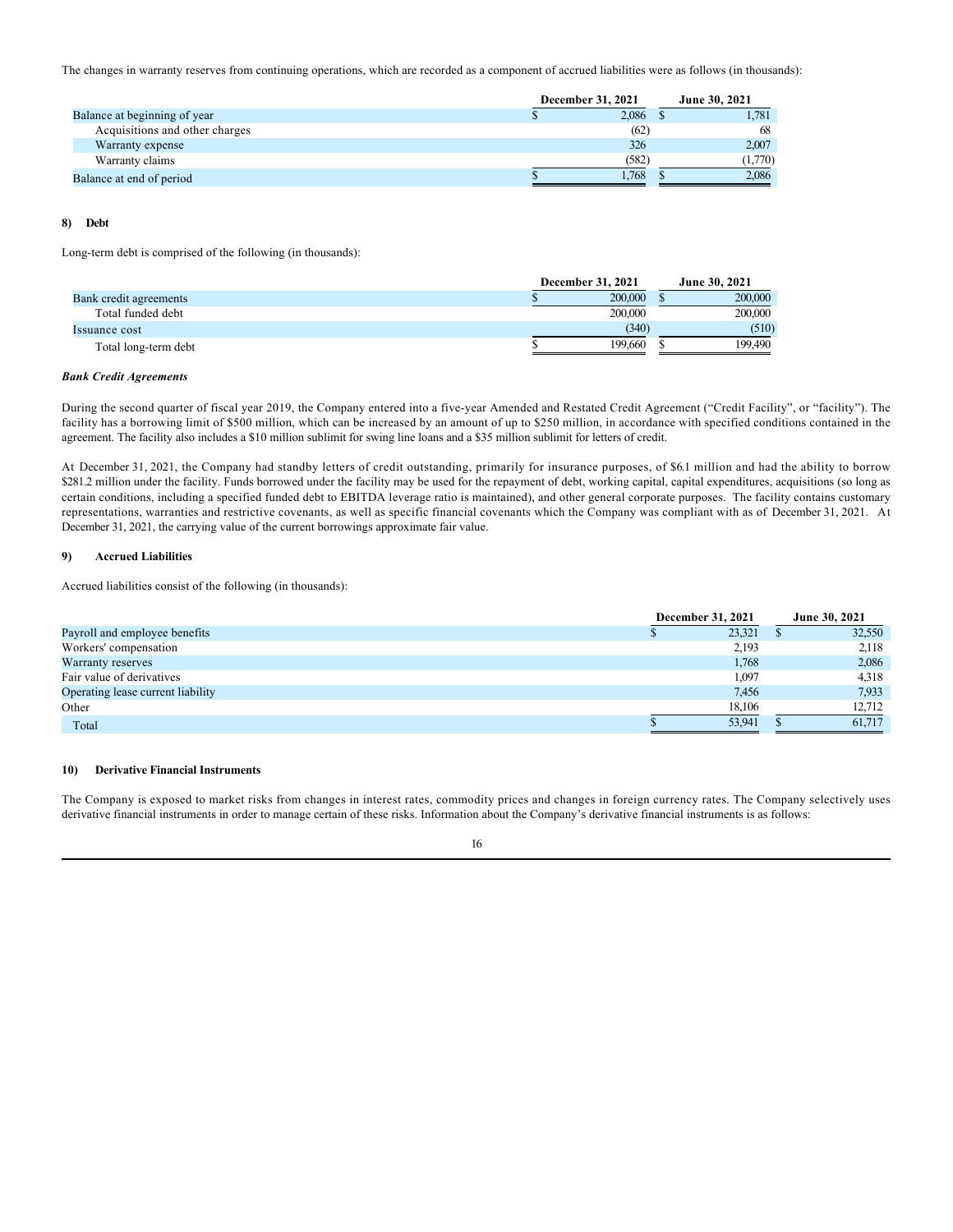The changes in warranty reserves from continuing operations, which are recorded as a component of accrued liabilities were as follows (in thousands):

| | December 31, 2021 | June 30, 2021 |
|---|---|---|
| Balance at beginning of year | $ 2,086 | $ 1,781 |
| Acquisitions and other charges | (62) | 68 |
| Warranty expense | 326 | 2,007 |
| Warranty claims | (582) | (1,770) |
| Balance at end of period | $ 1,768 | $ 2,086 |

## 8) Debt

Long-term debt is comprised of the following (in thousands):

| | December 31, 2021 | June 30, 2021 |
|---|---|---|
| Bank credit agreements | $ 200,000 | $ 200,000 |
| Total funded debt | 200,000 | 200,000 |
| Issuance cost | (340) | (510) |
| Total long-term debt | $ 199,660 | $ 199,490 |

***Bank Credit Agreements***

During the second quarter of fiscal year 2019, the Company entered into a five-year Amended and Restated Credit Agreement ("Credit Facility", or "facility"). The facility has a borrowing limit of $500 million, which can be increased by an amount of up to $250 million, in accordance with specified conditions contained in the agreement. The facility also includes a $10 million sublimit for swing line loans and a $35 million sublimit for letters of credit.

At December 31, 2021, the Company had standby letters of credit outstanding, primarily for insurance purposes, of $6.1 million and had the ability to borrow $281.2 million under the facility. Funds borrowed under the facility may be used for the repayment of debt, working capital, capital expenditures, acquisitions (so long as certain conditions, including a specified funded debt to EBITDA leverage ratio is maintained), and other general corporate purposes. The facility contains customary representations, warranties and restrictive covenants, as well as specific financial covenants which the Company was compliant with as of December 31, 2021. At December 31, 2021, the carrying value of the current borrowings approximate fair value.

## 9) Accrued Liabilities

Accrued liabilities consist of the following (in thousands):

| | December 31, 2021 | June 30, 2021 |
|---|---|---|
| Payroll and employee benefits | $ 23,321 | $ 32,550 |
| Workers' compensation | 2,193 | 2,118 |
| Warranty reserves | 1,768 | 2,086 |
| Fair value of derivatives | 1,097 | 4,318 |
| Operating lease current liability | 7,456 | 7,933 |
| Other | 18,106 | 12,712 |
| Total | $ 53,941 | $ 61,717 |

## 10) Derivative Financial Instruments

The Company is exposed to market risks from changes in interest rates, commodity prices and changes in foreign currency rates. The Company selectively uses derivative financial instruments in order to manage certain of these risks. Information about the Company's derivative financial instruments is as follows: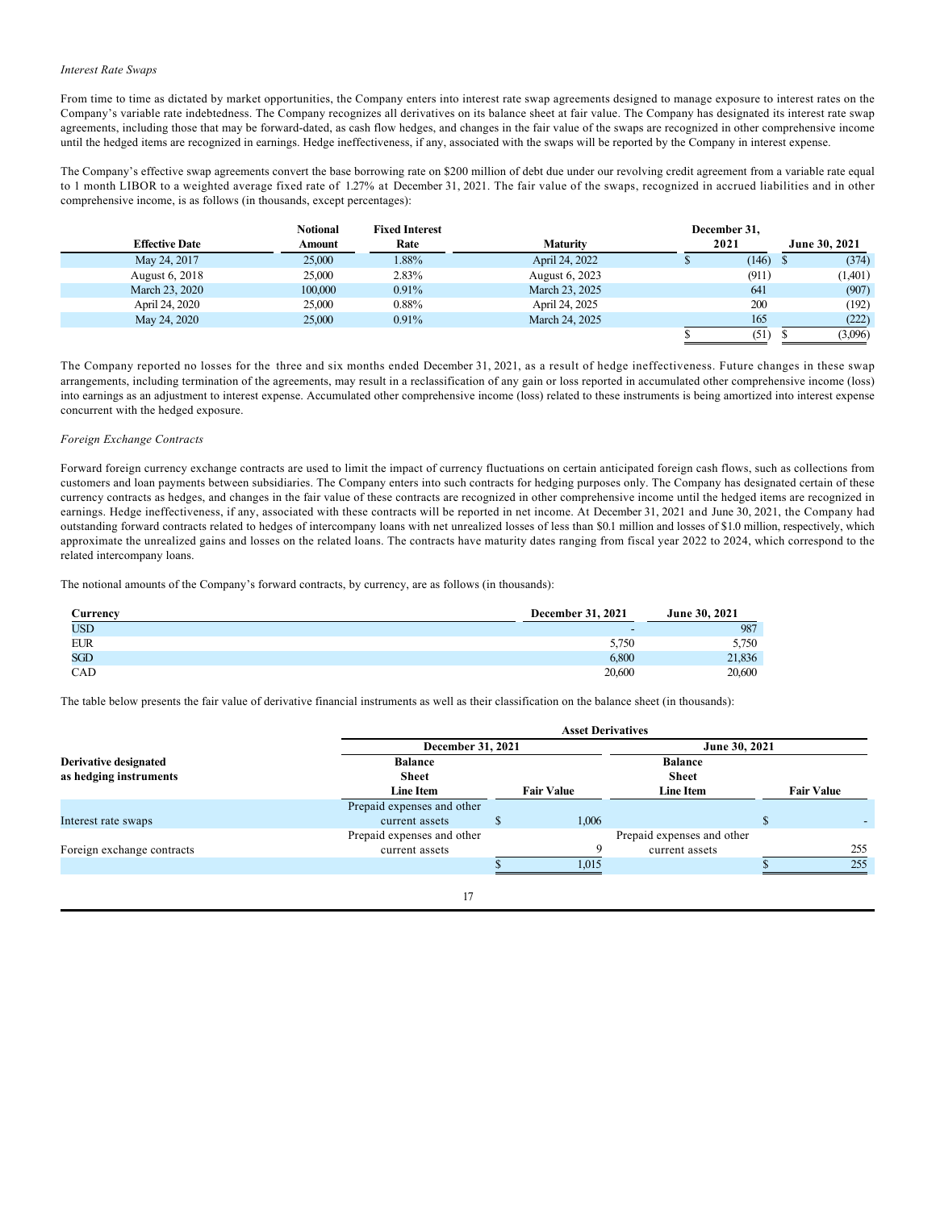*Interest Rate Swaps*

From time to time as dictated by market opportunities, the Company enters into interest rate swap agreements designed to manage exposure to interest rates on the Company's variable rate indebtedness. The Company recognizes all derivatives on its balance sheet at fair value. The Company has designated its interest rate swap agreements, including those that may be forward-dated, as cash flow hedges, and changes in the fair value of the swaps are recognized in other comprehensive income until the hedged items are recognized in earnings. Hedge ineffectiveness, if any, associated with the swaps will be reported by the Company in interest expense.

The Company's effective swap agreements convert the base borrowing rate on $200 million of debt due under our revolving credit agreement from a variable rate equal to 1 month LIBOR to a weighted average fixed rate of 1.27% at December 31, 2021. The fair value of the swaps, recognized in accrued liabilities and in other comprehensive income, is as follows (in thousands, except percentages):

| Effective Date | Notional Amount | Fixed Interest Rate | Maturity | December 31, 2021 | June 30, 2021 |
|---|---|---|---|---|---|
| May 24, 2017 | 25,000 | 1.88% | April 24, 2022 | $ (146) | $ (374) |
| August 6, 2018 | 25,000 | 2.83% | August 6, 2023 | (911) | (1,401) |
| March 23, 2020 | 100,000 | 0.91% | March 23, 2025 | 641 | (907) |
| April 24, 2020 | 25,000 | 0.88% | April 24, 2025 | 200 | (192) |
| May 24, 2020 | 25,000 | 0.91% | March 24, 2025 | 165 | (222) |
| | | | | $ (51) | $ (3,096) |

The Company reported no losses for the three and six months ended December 31, 2021, as a result of hedge ineffectiveness. Future changes in these swap arrangements, including termination of the agreements, may result in a reclassification of any gain or loss reported in accumulated other comprehensive income (loss) into earnings as an adjustment to interest expense. Accumulated other comprehensive income (loss) related to these instruments is being amortized into interest expense concurrent with the hedged exposure.

*Foreign Exchange Contracts*

Forward foreign currency exchange contracts are used to limit the impact of currency fluctuations on certain anticipated foreign cash flows, such as collections from customers and loan payments between subsidiaries. The Company enters into such contracts for hedging purposes only. The Company has designated certain of these currency contracts as hedges, and changes in the fair value of these contracts are recognized in other comprehensive income until the hedged items are recognized in earnings. Hedge ineffectiveness, if any, associated with these contracts will be reported in net income. At December 31, 2021 and June 30, 2021, the Company had outstanding forward contracts related to hedges of intercompany loans with net unrealized losses of less than $0.1 million and losses of $1.0 million, respectively, which approximate the unrealized gains and losses on the related loans. The contracts have maturity dates ranging from fiscal year 2022 to 2024, which correspond to the related intercompany loans.

The notional amounts of the Company's forward contracts, by currency, are as follows (in thousands):

| Currency | December 31, 2021 | June 30, 2021 |
|---|---|---|
| USD | - | 987 |
| EUR | 5,750 | 5,750 |
| SGD | 6,800 | 21,836 |
| CAD | 20,600 | 20,600 |

The table below presents the fair value of derivative financial instruments as well as their classification on the balance sheet (in thousands):

| | Asset Derivatives | | | |
|---|---|---|---|---|
| | December 31, 2021 | | June 30, 2021 | |
| Derivative designated as hedging instruments | Balance Sheet Line Item | Fair Value | Balance Sheet Line Item | Fair Value |
| Interest rate swaps | Prepaid expenses and other current assets | $ 1,006 | | $ - |
| Foreign exchange contracts | Prepaid expenses and other current assets | 9 | Prepaid expenses and other current assets | 255 |
| | | $ 1,015 | | $ 255 |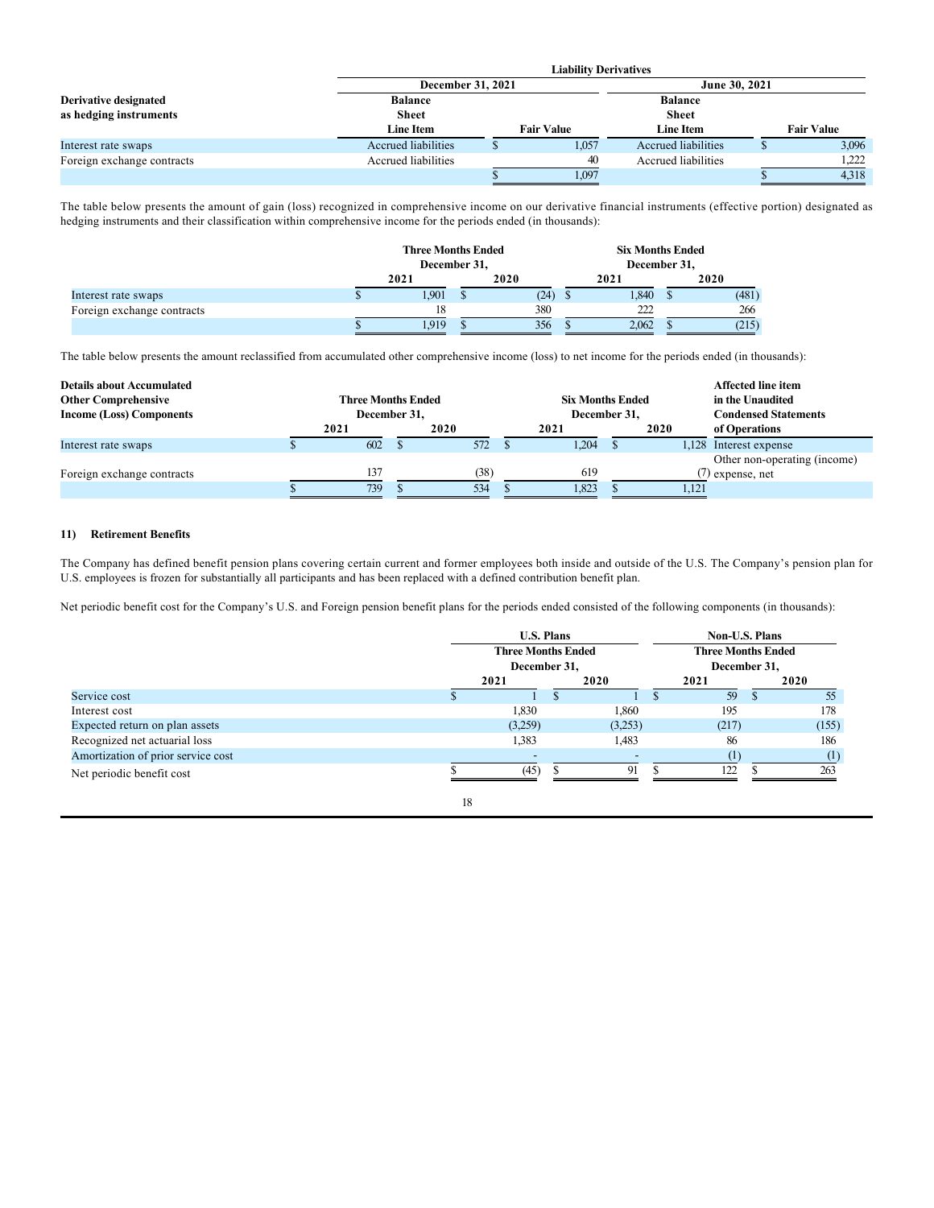| Derivative designated as hedging instruments | Liability Derivatives | | | |
|---|---|---|---|---|
| | December 31, 2021 | | June 30, 2021 | |
| | Balance Sheet Line Item | Fair Value | Balance Sheet Line Item | Fair Value |
| Interest rate swaps | Accrued liabilities | $ 1,057 | Accrued liabilities | $ 3,096 |
| Foreign exchange contracts | Accrued liabilities | 40 | Accrued liabilities | 1,222 |
| | | $ 1,097 | | $ 4,318 |

The table below presents the amount of gain (loss) recognized in comprehensive income on our derivative financial instruments (effective portion) designated as hedging instruments and their classification within comprehensive income for the periods ended (in thousands):

| | Three Months Ended December 31, | | Six Months Ended December 31, | |
|---|---|---|---|---|
| | 2021 | 2020 | 2021 | 2020 |
| Interest rate swaps | $ 1,901 | $ (24) | $ 1,840 | $ (481) |
| Foreign exchange contracts | 18 | 380 | 222 | 266 |
| | $ 1,919 | $ 356 | $ 2,062 | $ (215) |

The table below presents the amount reclassified from accumulated other comprehensive income (loss) to net income for the periods ended (in thousands):

| Details about Accumulated Other Comprehensive Income (Loss) Components | Three Months Ended December 31, | | Six Months Ended December 31, | | Affected line item in the Unaudited Condensed Statements of Operations |
|---|---|---|---|---|---|
| | 2021 | 2020 | 2021 | 2020 | |
| Interest rate swaps | $ 602 | $ 572 | $ 1,204 | $ 1,128 | Interest expense |
| Foreign exchange contracts | 137 | (38) | 619 | (7) | Other non-operating (income) expense, net |
| | $ 739 | $ 534 | $ 1,823 | $ 1,121 | |

#### 11) Retirement Benefits

The Company has defined benefit pension plans covering certain current and former employees both inside and outside of the U.S. The Company's pension plan for U.S. employees is frozen for substantially all participants and has been replaced with a defined contribution benefit plan.

Net periodic benefit cost for the Company's U.S. and Foreign pension benefit plans for the periods ended consisted of the following components (in thousands):

| | U.S. Plans | | Non-U.S. Plans | |
|---|---|---|---|---|
| | Three Months Ended December 31, | | Three Months Ended December 31, | |
| | 2021 | 2020 | 2021 | 2020 |
| Service cost | $ 1 | $ 1 | $ 59 | $ 55 |
| Interest cost | 1,830 | 1,860 | 195 | 178 |
| Expected return on plan assets | (3,259) | (3,253) | (217) | (155) |
| Recognized net actuarial loss | 1,383 | 1,483 | 86 | 186 |
| Amortization of prior service cost | - | - | (1) | (1) |
| Net periodic benefit cost | $ (45) | $ 91 | $ 122 | $ 263 |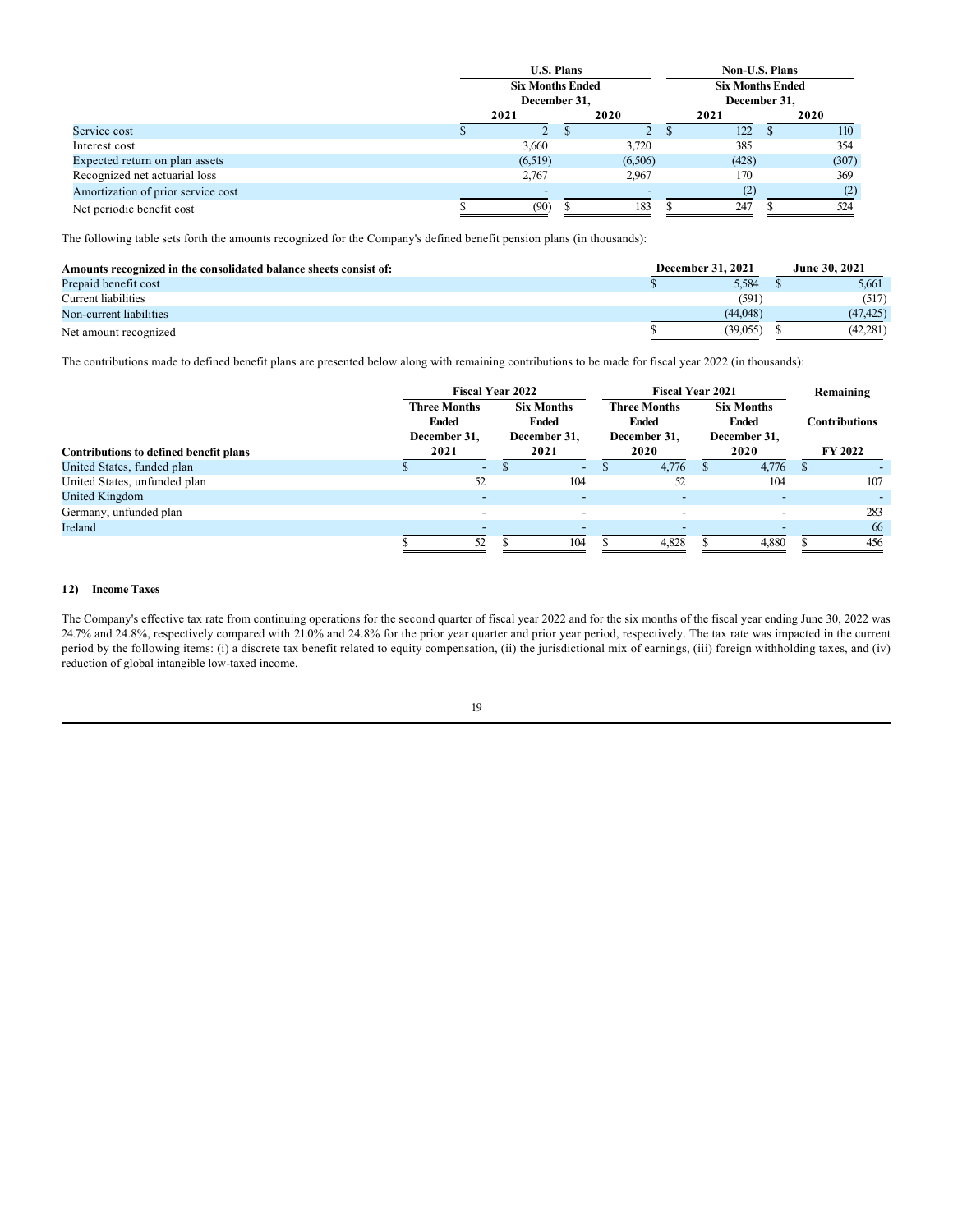| | U.S. Plans | | Non-U.S. Plans | |
|---|---|---|---|---|
| | Six Months Ended December 31, | | Six Months Ended December 31, | |
| | 2021 | 2020 | 2021 | 2020 |
| Service cost | $ 2 | $ 2 | $ 122 | $ 110 |
| Interest cost | 3,660 | 3,720 | 385 | 354 |
| Expected return on plan assets | (6,519) | (6,506) | (428) | (307) |
| Recognized net actuarial loss | 2,767 | 2,967 | 170 | 369 |
| Amortization of prior service cost | - | - | (2) | (2) |
| Net periodic benefit cost | $ (90) | $ 183 | $ 247 | $ 524 |

The following table sets forth the amounts recognized for the Company's defined benefit pension plans (in thousands):

| Amounts recognized in the consolidated balance sheets consist of: | December 31, 2021 | June 30, 2021 |
|---|---|---|
| Prepaid benefit cost | $ 5,584 | $ 5,661 |
| Current liabilities | (591) | (517) |
| Non-current liabilities | (44,048) | (47,425) |
| Net amount recognized | $ (39,055) | $ (42,281) |

The contributions made to defined benefit plans are presented below along with remaining contributions to be made for fiscal year 2022 (in thousands):

| | Fiscal Year 2022 | | Fiscal Year 2021 | | Remaining |
|---|---|---|---|---|---|
| Contributions to defined benefit plans | Three Months Ended December 31, 2021 | Six Months Ended December 31, 2021 | Three Months Ended December 31, 2020 | Six Months Ended December 31, 2020 | Contributions FY 2022 |
| United States, funded plan | $ - | $ - | $ 4,776 | $ 4,776 | $ - |
| United States, unfunded plan | 52 | 104 | 52 | 104 | 107 |
| United Kingdom | - | - | - | - | - |
| Germany, unfunded plan | - | - | - | - | 283 |
| Ireland | - | - | - | - | 66 |
| | $ 52 | $ 104 | $ 4,828 | $ 4,880 | $ 456 |

### 12) Income Taxes

The Company's effective tax rate from continuing operations for the second quarter of fiscal year 2022 and for the six months of the fiscal year ending June 30, 2022 was 24.7% and 24.8%, respectively compared with 21.0% and 24.8% for the prior year quarter and prior year period, respectively. The tax rate was impacted in the current period by the following items: (i) a discrete tax benefit related to equity compensation, (ii) the jurisdictional mix of earnings, (iii) foreign withholding taxes, and (iv) reduction of global intangible low-taxed income.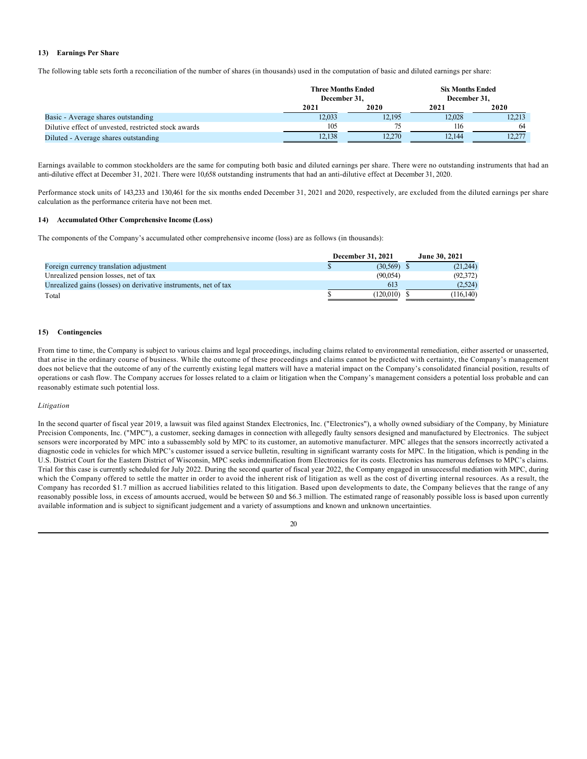### 13) Earnings Per Share

The following table sets forth a reconciliation of the number of shares (in thousands) used in the computation of basic and diluted earnings per share:

| | Three Months Ended December 31, | | Six Months Ended December 31, | |
|---|---|---|---|---|
| | 2021 | 2020 | 2021 | 2020 |
| Basic - Average shares outstanding | 12,033 | 12,195 | 12,028 | 12,213 |
| Dilutive effect of unvested, restricted stock awards | 105 | 75 | 116 | 64 |
| Diluted - Average shares outstanding | 12,138 | 12,270 | 12,144 | 12,277 |

Earnings available to common stockholders are the same for computing both basic and diluted earnings per share. There were no outstanding instruments that had an anti-dilutive effect at December 31, 2021. There were 10,658 outstanding instruments that had an anti-dilutive effect at December 31, 2020.

Performance stock units of 143,233 and 130,461 for the six months ended December 31, 2021 and 2020, respectively, are excluded from the diluted earnings per share calculation as the performance criteria have not been met.

### 14) Accumulated Other Comprehensive Income (Loss)

The components of the Company's accumulated other comprehensive income (loss) are as follows (in thousands):

| | December 31, 2021 | June 30, 2021 |
|---|---|---|
| Foreign currency translation adjustment | $ (30,569) | $ (21,244) |
| Unrealized pension losses, net of tax | (90,054) | (92,372) |
| Unrealized gains (losses) on derivative instruments, net of tax | 613 | (2,524) |
| Total | $ (120,010) | $ (116,140) |

### 15) Contingencies

From time to time, the Company is subject to various claims and legal proceedings, including claims related to environmental remediation, either asserted or unasserted, that arise in the ordinary course of business. While the outcome of these proceedings and claims cannot be predicted with certainty, the Company's management does not believe that the outcome of any of the currently existing legal matters will have a material impact on the Company's consolidated financial position, results of operations or cash flow. The Company accrues for losses related to a claim or litigation when the Company's management considers a potential loss probable and can reasonably estimate such potential loss.

*Litigation*

In the second quarter of fiscal year 2019, a lawsuit was filed against Standex Electronics, Inc. ("Electronics"), a wholly owned subsidiary of the Company, by Miniature Precision Components, Inc. ("MPC"), a customer, seeking damages in connection with allegedly faulty sensors designed and manufactured by Electronics. The subject sensors were incorporated by MPC into a subassembly sold by MPC to its customer, an automotive manufacturer. MPC alleges that the sensors incorrectly activated a diagnostic code in vehicles for which MPC's customer issued a service bulletin, resulting in significant warranty costs for MPC. In the litigation, which is pending in the U.S. District Court for the Eastern District of Wisconsin, MPC seeks indemnification from Electronics for its costs. Electronics has numerous defenses to MPC's claims. Trial for this case is currently scheduled for July 2022. During the second quarter of fiscal year 2022, the Company engaged in unsuccessful mediation with MPC, during which the Company offered to settle the matter in order to avoid the inherent risk of litigation as well as the cost of diverting internal resources. As a result, the Company has recorded $1.7 million as accrued liabilities related to this litigation. Based upon developments to date, the Company believes that the range of any reasonably possible loss, in excess of amounts accrued, would be between $0 and $6.3 million. The estimated range of reasonably possible loss is based upon currently available information and is subject to significant judgement and a variety of assumptions and known and unknown uncertainties.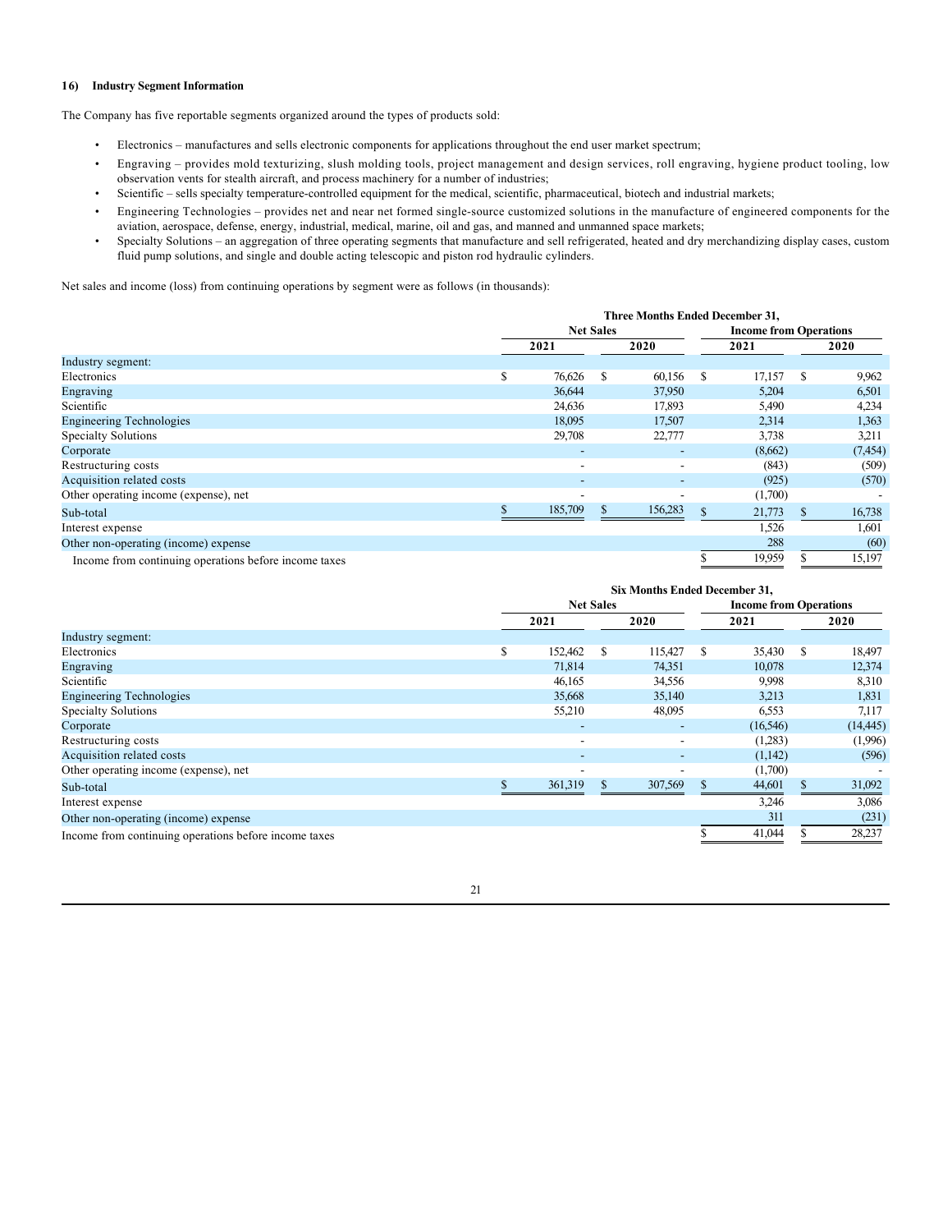#### 16) Industry Segment Information

The Company has five reportable segments organized around the types of products sold:

- Electronics – manufactures and sells electronic components for applications throughout the end user market spectrum;
- Engraving – provides mold texturizing, slush molding tools, project management and design services, roll engraving, hygiene product tooling, low observation vents for stealth aircraft, and process machinery for a number of industries;
- Scientific – sells specialty temperature-controlled equipment for the medical, scientific, pharmaceutical, biotech and industrial markets;
- Engineering Technologies – provides net and near net formed single-source customized solutions in the manufacture of engineered components for the aviation, aerospace, defense, energy, industrial, medical, marine, oil and gas, and manned and unmanned space markets;
- Specialty Solutions – an aggregation of three operating segments that manufacture and sell refrigerated, heated and dry merchandizing display cases, custom fluid pump solutions, and single and double acting telescopic and piston rod hydraulic cylinders.

Net sales and income (loss) from continuing operations by segment were as follows (in thousands):

| | Three Months Ended December 31, | | | |
|---|---|---|---|---|
| | Net Sales | | Income from Operations | |
| | 2021 | 2020 | 2021 | 2020 |
| Industry segment: | | | | |
| Electronics | $ 76,626 | $ 60,156 | $ 17,157 | $ 9,962 |
| Engraving | 36,644 | 37,950 | 5,204 | 6,501 |
| Scientific | 24,636 | 17,893 | 5,490 | 4,234 |
| Engineering Technologies | 18,095 | 17,507 | 2,314 | 1,363 |
| Specialty Solutions | 29,708 | 22,777 | 3,738 | 3,211 |
| Corporate | - | - | (8,662) | (7,454) |
| Restructuring costs | - | - | (843) | (509) |
| Acquisition related costs | - | - | (925) | (570) |
| Other operating income (expense), net | - | - | (1,700) | - |
| Sub-total | $ 185,709 | $ 156,283 | $ 21,773 | $ 16,738 |
| Interest expense | | | 1,526 | 1,601 |
| Other non-operating (income) expense | | | 288 | (60) |
| Income from continuing operations before income taxes | | | $ 19,959 | $ 15,197 |

| | Six Months Ended December 31, | | | |
|---|---|---|---|---|
| | Net Sales | | Income from Operations | |
| | 2021 | 2020 | 2021 | 2020 |
| Industry segment: | | | | |
| Electronics | $ 152,462 | $ 115,427 | $ 35,430 | $ 18,497 |
| Engraving | 71,814 | 74,351 | 10,078 | 12,374 |
| Scientific | 46,165 | 34,556 | 9,998 | 8,310 |
| Engineering Technologies | 35,668 | 35,140 | 3,213 | 1,831 |
| Specialty Solutions | 55,210 | 48,095 | 6,553 | 7,117 |
| Corporate | - | - | (16,546) | (14,445) |
| Restructuring costs | - | - | (1,283) | (1,996) |
| Acquisition related costs | - | - | (1,142) | (596) |
| Other operating income (expense), net | - | - | (1,700) | - |
| Sub-total | $ 361,319 | $ 307,569 | $ 44,601 | $ 31,092 |
| Interest expense | | | 3,246 | 3,086 |
| Other non-operating (income) expense | | | 311 | (231) |
| Income from continuing operations before income taxes | | | $ 41,044 | $ 28,237 |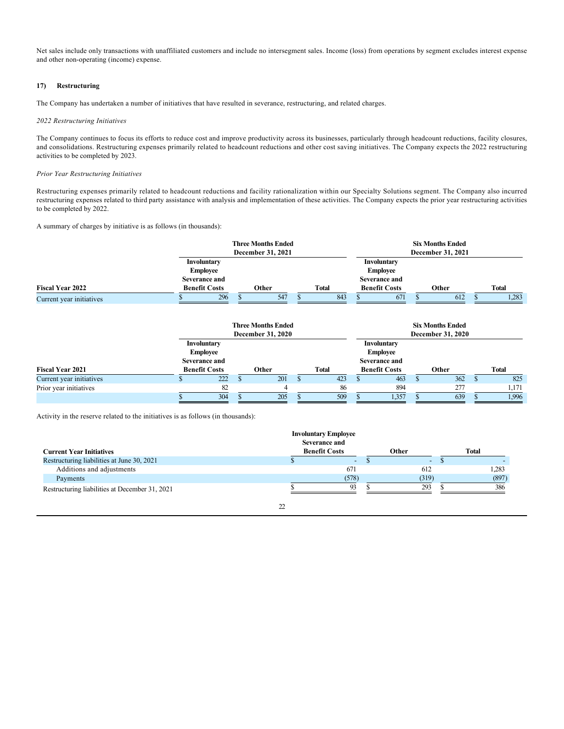Net sales include only transactions with unaffiliated customers and include no intersegment sales. Income (loss) from operations by segment excludes interest expense and other non-operating (income) expense.

## 17) Restructuring

The Company has undertaken a number of initiatives that have resulted in severance, restructuring, and related charges.

*2022 Restructuring Initiatives*

The Company continues to focus its efforts to reduce cost and improve productivity across its businesses, particularly through headcount reductions, facility closures, and consolidations. Restructuring expenses primarily related to headcount reductions and other cost saving initiatives. The Company expects the 2022 restructuring activities to be completed by 2023.

*Prior Year Restructuring Initiatives*

Restructuring expenses primarily related to headcount reductions and facility rationalization within our Specialty Solutions segment. The Company also incurred restructuring expenses related to third party assistance with analysis and implementation of these activities. The Company expects the prior year restructuring activities to be completed by 2022.

A summary of charges by initiative is as follows (in thousands):

| | Three Months Ended December 31, 2021 | | | Six Months Ended December 31, 2021 | | |
|---|---|---|---|---|---|---|
| **Fiscal Year 2022** | **Involuntary Employee Severance and Benefit Costs** | **Other** | **Total** | **Involuntary Employee Severance and Benefit Costs** | **Other** | **Total** |
| Current year initiatives | $ 296 | $ 547 | $ 843 | $ 671 | $ 612 | $ 1,283 |

| | Three Months Ended December 31, 2020 | | | Six Months Ended December 31, 2020 | | |
|---|---|---|---|---|---|---|
| **Fiscal Year 2021** | **Involuntary Employee Severance and Benefit Costs** | **Other** | **Total** | **Involuntary Employee Severance and Benefit Costs** | **Other** | **Total** |
| Current year initiatives | $ 222 | $ 201 | $ 423 | $ 463 | $ 362 | $ 825 |
| Prior year initiatives | 82 | 4 | 86 | 894 | 277 | 1,171 |
| | $ 304 | $ 205 | $ 509 | $ 1,357 | $ 639 | $ 1,996 |

Activity in the reserve related to the initiatives is as follows (in thousands):

| **Current Year Initiatives** | **Involuntary Employee Severance and Benefit Costs** | **Other** | **Total** |
|---|---|---|---|
| Restructuring liabilities at June 30, 2021 | $ - | $ - | $ - |
| Additions and adjustments | 671 | 612 | 1,283 |
| Payments | (578) | (319) | (897) |
| Restructuring liabilities at December 31, 2021 | $ 93 | $ 293 | $ 386 |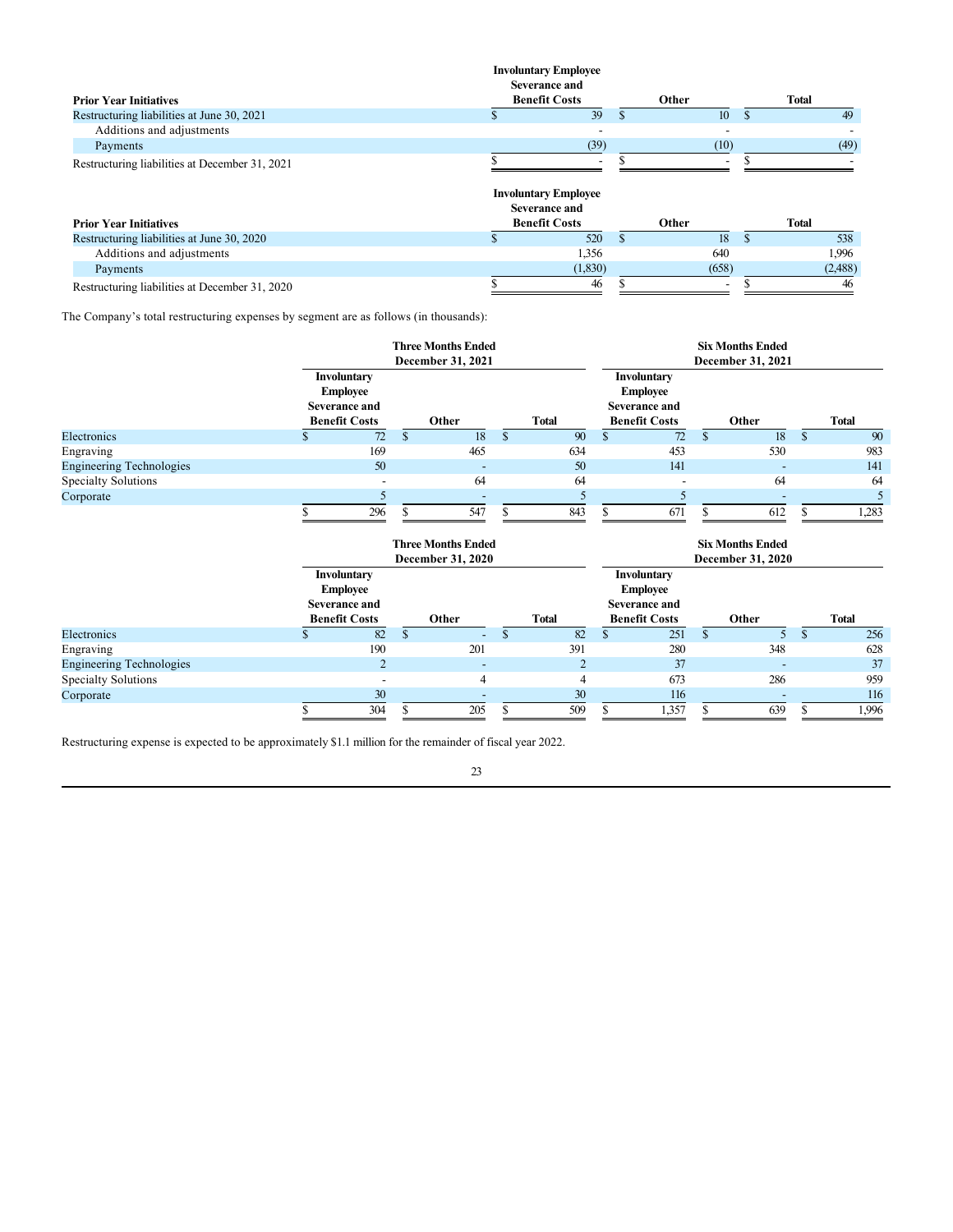| Prior Year Initiatives | Involuntary Employee Severance and Benefit Costs | Other | Total |
|---|---|---|---|
| Restructuring liabilities at June 30, 2021 | $ 39 | $ 10 | $ 49 |
| Additions and adjustments | - | - | - |
| Payments | (39) | (10) | (49) |
| Restructuring liabilities at December 31, 2021 | $ - | $ - | $ - |

| Prior Year Initiatives | Involuntary Employee Severance and Benefit Costs | Other | Total |
|---|---|---|---|
| Restructuring liabilities at June 30, 2020 | $ 520 | $ 18 | $ 538 |
| Additions and adjustments | 1,356 | 640 | 1,996 |
| Payments | (1,830) | (658) | (2,488) |
| Restructuring liabilities at December 31, 2020 | $ 46 | $ - | $ 46 |

The Company's total restructuring expenses by segment are as follows (in thousands):

| | Three Months Ended December 31, 2021 | | | Six Months Ended December 31, 2021 | | |
|---|---|---|---|---|---|---|
| | Involuntary Employee Severance and Benefit Costs | Other | Total | Involuntary Employee Severance and Benefit Costs | Other | Total |
| Electronics | $ 72 | $ 18 | $ 90 | $ 72 | $ 18 | $ 90 |
| Engraving | 169 | 465 | 634 | 453 | 530 | 983 |
| Engineering Technologies | 50 | - | 50 | 141 | - | 141 |
| Specialty Solutions | - | 64 | 64 | - | 64 | 64 |
| Corporate | 5 | - | 5 | 5 | - | 5 |
| | $ 296 | $ 547 | $ 843 | $ 671 | $ 612 | $ 1,283 |

| | Three Months Ended December 31, 2020 | | | Six Months Ended December 31, 2020 | | |
|---|---|---|---|---|---|---|
| | Involuntary Employee Severance and Benefit Costs | Other | Total | Involuntary Employee Severance and Benefit Costs | Other | Total |
| Electronics | $ 82 | $ - | $ 82 | $ 251 | $ 5 | $ 256 |
| Engraving | 190 | 201 | 391 | 280 | 348 | 628 |
| Engineering Technologies | 2 | - | 2 | 37 | - | 37 |
| Specialty Solutions | - | 4 | 4 | 673 | 286 | 959 |
| Corporate | 30 | - | 30 | 116 | - | 116 |
| | $ 304 | $ 205 | $ 509 | $ 1,357 | $ 639 | $ 1,996 |

Restructuring expense is expected to be approximately $1.1 million for the remainder of fiscal year 2022.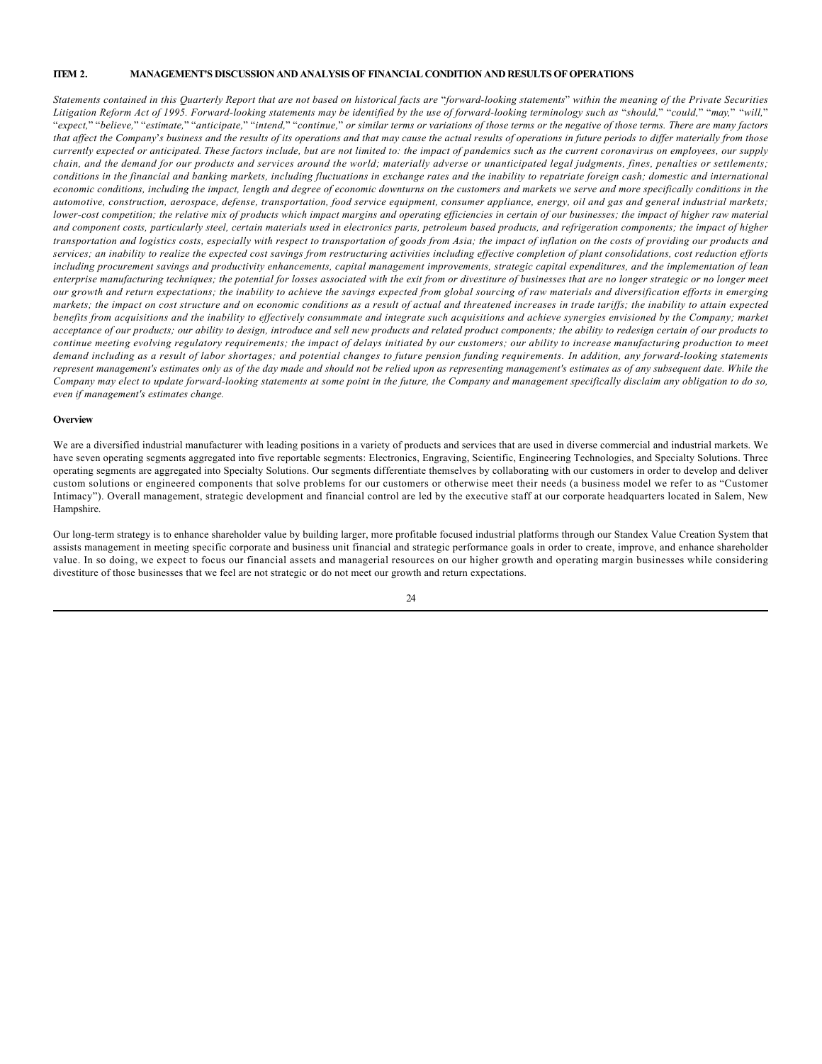## ITEM 2. MANAGEMENT'S DISCUSSION AND ANALYSIS OF FINANCIAL CONDITION AND RESULTS OF OPERATIONS

*Statements contained in this Quarterly Report that are not based on historical facts are "forward-looking statements" within the meaning of the Private Securities Litigation Reform Act of 1995. Forward-looking statements may be identified by the use of forward-looking terminology such as "should," "could," "may," "will," "expect," "believe," "estimate," "anticipate," "intend," "continue," or similar terms or variations of those terms or the negative of those terms. There are many factors that affect the Company's business and the results of its operations and that may cause the actual results of operations in future periods to differ materially from those currently expected or anticipated. These factors include, but are not limited to: the impact of pandemics such as the current coronavirus on employees, our supply chain, and the demand for our products and services around the world; materially adverse or unanticipated legal judgments, fines, penalties or settlements; conditions in the financial and banking markets, including fluctuations in exchange rates and the inability to repatriate foreign cash; domestic and international economic conditions, including the impact, length and degree of economic downturns on the customers and markets we serve and more specifically conditions in the automotive, construction, aerospace, defense, transportation, food service equipment, consumer appliance, energy, oil and gas and general industrial markets; lower-cost competition; the relative mix of products which impact margins and operating efficiencies in certain of our businesses; the impact of higher raw material and component costs, particularly steel, certain materials used in electronics parts, petroleum based products, and refrigeration components; the impact of higher transportation and logistics costs, especially with respect to transportation of goods from Asia; the impact of inflation on the costs of providing our products and services; an inability to realize the expected cost savings from restructuring activities including effective completion of plant consolidations, cost reduction efforts including procurement savings and productivity enhancements, capital management improvements, strategic capital expenditures, and the implementation of lean enterprise manufacturing techniques; the potential for losses associated with the exit from or divestiture of businesses that are no longer strategic or no longer meet our growth and return expectations; the inability to achieve the savings expected from global sourcing of raw materials and diversification efforts in emerging markets; the impact on cost structure and on economic conditions as a result of actual and threatened increases in trade tariffs; the inability to attain expected benefits from acquisitions and the inability to effectively consummate and integrate such acquisitions and achieve synergies envisioned by the Company; market acceptance of our products; our ability to design, introduce and sell new products and related product components; the ability to redesign certain of our products to continue meeting evolving regulatory requirements; the impact of delays initiated by our customers; our ability to increase manufacturing production to meet demand including as a result of labor shortages; and potential changes to future pension funding requirements. In addition, any forward-looking statements represent management's estimates only as of the day made and should not be relied upon as representing management's estimates as of any subsequent date. While the Company may elect to update forward-looking statements at some point in the future, the Company and management specifically disclaim any obligation to do so, even if management's estimates change.*

### Overview

We are a diversified industrial manufacturer with leading positions in a variety of products and services that are used in diverse commercial and industrial markets. We have seven operating segments aggregated into five reportable segments: Electronics, Engraving, Scientific, Engineering Technologies, and Specialty Solutions. Three operating segments are aggregated into Specialty Solutions. Our segments differentiate themselves by collaborating with our customers in order to develop and deliver custom solutions or engineered components that solve problems for our customers or otherwise meet their needs (a business model we refer to as "Customer Intimacy"). Overall management, strategic development and financial control are led by the executive staff at our corporate headquarters located in Salem, New Hampshire.

Our long-term strategy is to enhance shareholder value by building larger, more profitable focused industrial platforms through our Standex Value Creation System that assists management in meeting specific corporate and business unit financial and strategic performance goals in order to create, improve, and enhance shareholder value. In so doing, we expect to focus our financial assets and managerial resources on our higher growth and operating margin businesses while considering divestiture of those businesses that we feel are not strategic or do not meet our growth and return expectations.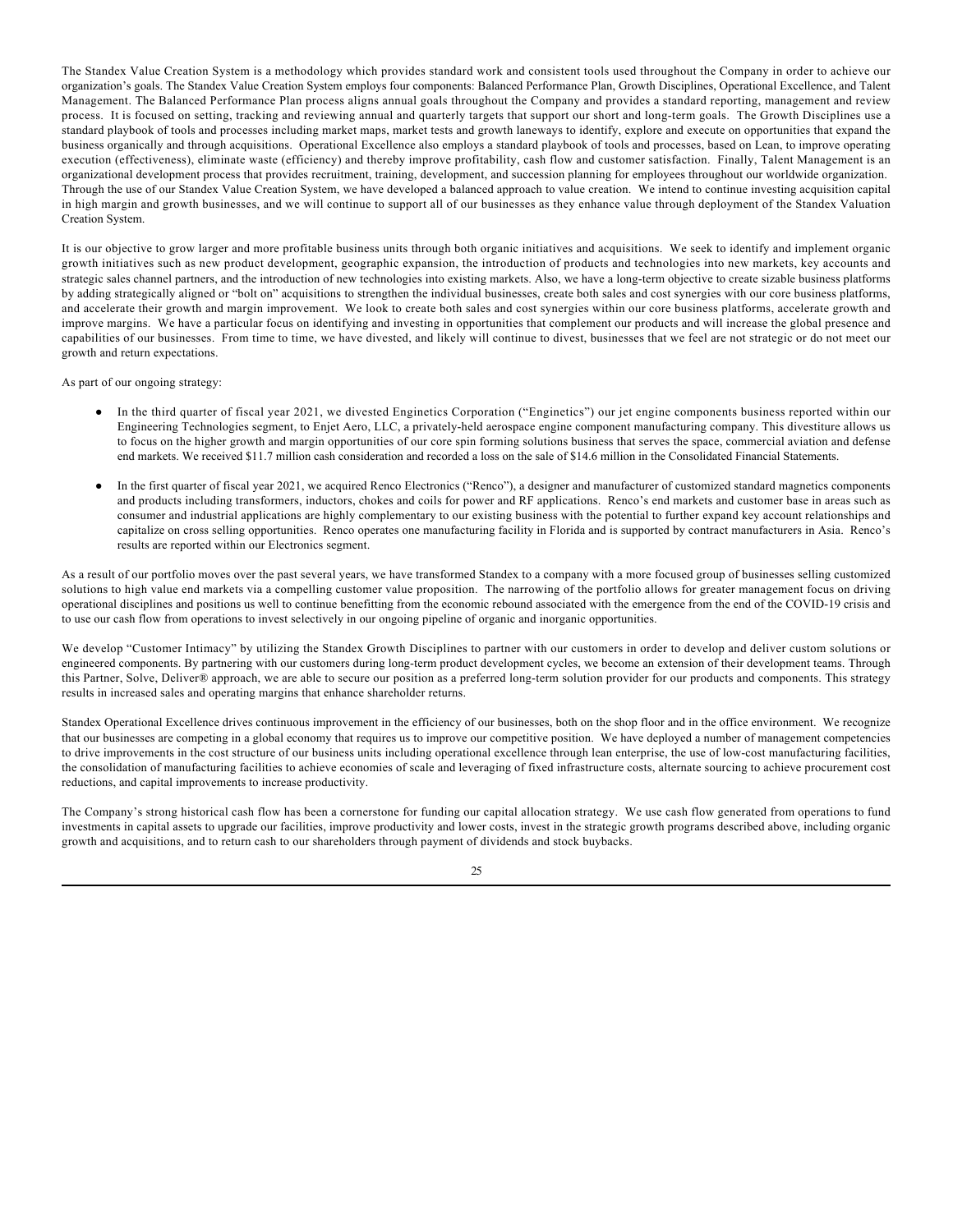The Standex Value Creation System is a methodology which provides standard work and consistent tools used throughout the Company in order to achieve our organization's goals. The Standex Value Creation System employs four components: Balanced Performance Plan, Growth Disciplines, Operational Excellence, and Talent Management. The Balanced Performance Plan process aligns annual goals throughout the Company and provides a standard reporting, management and review process. It is focused on setting, tracking and reviewing annual and quarterly targets that support our short and long-term goals. The Growth Disciplines use a standard playbook of tools and processes including market maps, market tests and growth laneways to identify, explore and execute on opportunities that expand the business organically and through acquisitions. Operational Excellence also employs a standard playbook of tools and processes, based on Lean, to improve operating execution (effectiveness), eliminate waste (efficiency) and thereby improve profitability, cash flow and customer satisfaction. Finally, Talent Management is an organizational development process that provides recruitment, training, development, and succession planning for employees throughout our worldwide organization. Through the use of our Standex Value Creation System, we have developed a balanced approach to value creation. We intend to continue investing acquisition capital in high margin and growth businesses, and we will continue to support all of our businesses as they enhance value through deployment of the Standex Valuation Creation System.

It is our objective to grow larger and more profitable business units through both organic initiatives and acquisitions. We seek to identify and implement organic growth initiatives such as new product development, geographic expansion, the introduction of products and technologies into new markets, key accounts and strategic sales channel partners, and the introduction of new technologies into existing markets. Also, we have a long-term objective to create sizable business platforms by adding strategically aligned or "bolt on" acquisitions to strengthen the individual businesses, create both sales and cost synergies with our core business platforms, and accelerate their growth and margin improvement. We look to create both sales and cost synergies within our core business platforms, accelerate growth and improve margins. We have a particular focus on identifying and investing in opportunities that complement our products and will increase the global presence and capabilities of our businesses. From time to time, we have divested, and likely will continue to divest, businesses that we feel are not strategic or do not meet our growth and return expectations.

As part of our ongoing strategy:

- In the third quarter of fiscal year 2021, we divested Enginetics Corporation ("Enginetics") our jet engine components business reported within our Engineering Technologies segment, to Enjet Aero, LLC, a privately-held aerospace engine component manufacturing company. This divestiture allows us to focus on the higher growth and margin opportunities of our core spin forming solutions business that serves the space, commercial aviation and defense end markets. We received $11.7 million cash consideration and recorded a loss on the sale of $14.6 million in the Consolidated Financial Statements.

- In the first quarter of fiscal year 2021, we acquired Renco Electronics ("Renco"), a designer and manufacturer of customized standard magnetics components and products including transformers, inductors, chokes and coils for power and RF applications. Renco's end markets and customer base in areas such as consumer and industrial applications are highly complementary to our existing business with the potential to further expand key account relationships and capitalize on cross selling opportunities. Renco operates one manufacturing facility in Florida and is supported by contract manufacturers in Asia. Renco's results are reported within our Electronics segment.

As a result of our portfolio moves over the past several years, we have transformed Standex to a company with a more focused group of businesses selling customized solutions to high value end markets via a compelling customer value proposition. The narrowing of the portfolio allows for greater management focus on driving operational disciplines and positions us well to continue benefitting from the economic rebound associated with the emergence from the end of the COVID-19 crisis and to use our cash flow from operations to invest selectively in our ongoing pipeline of organic and inorganic opportunities.

We develop "Customer Intimacy" by utilizing the Standex Growth Disciplines to partner with our customers in order to develop and deliver custom solutions or engineered components. By partnering with our customers during long-term product development cycles, we become an extension of their development teams. Through this Partner, Solve, Deliver® approach, we are able to secure our position as a preferred long-term solution provider for our products and components. This strategy results in increased sales and operating margins that enhance shareholder returns.

Standex Operational Excellence drives continuous improvement in the efficiency of our businesses, both on the shop floor and in the office environment. We recognize that our businesses are competing in a global economy that requires us to improve our competitive position. We have deployed a number of management competencies to drive improvements in the cost structure of our business units including operational excellence through lean enterprise, the use of low-cost manufacturing facilities, the consolidation of manufacturing facilities to achieve economies of scale and leveraging of fixed infrastructure costs, alternate sourcing to achieve procurement cost reductions, and capital improvements to increase productivity.

The Company's strong historical cash flow has been a cornerstone for funding our capital allocation strategy. We use cash flow generated from operations to fund investments in capital assets to upgrade our facilities, improve productivity and lower costs, invest in the strategic growth programs described above, including organic growth and acquisitions, and to return cash to our shareholders through payment of dividends and stock buybacks.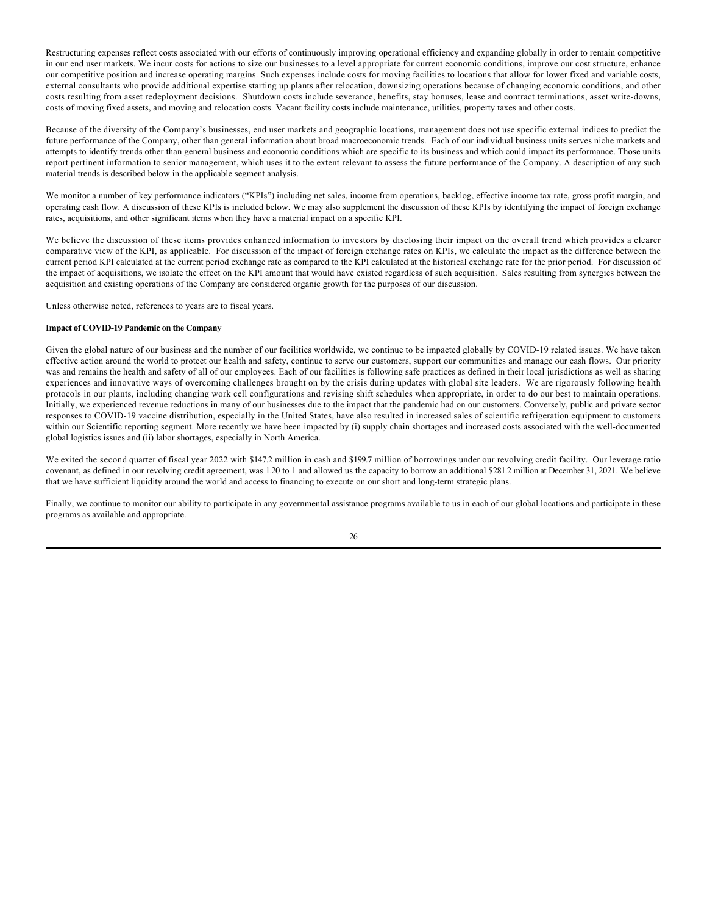Restructuring expenses reflect costs associated with our efforts of continuously improving operational efficiency and expanding globally in order to remain competitive in our end user markets. We incur costs for actions to size our businesses to a level appropriate for current economic conditions, improve our cost structure, enhance our competitive position and increase operating margins. Such expenses include costs for moving facilities to locations that allow for lower fixed and variable costs, external consultants who provide additional expertise starting up plants after relocation, downsizing operations because of changing economic conditions, and other costs resulting from asset redeployment decisions. Shutdown costs include severance, benefits, stay bonuses, lease and contract terminations, asset write-downs, costs of moving fixed assets, and moving and relocation costs. Vacant facility costs include maintenance, utilities, property taxes and other costs.

Because of the diversity of the Company's businesses, end user markets and geographic locations, management does not use specific external indices to predict the future performance of the Company, other than general information about broad macroeconomic trends. Each of our individual business units serves niche markets and attempts to identify trends other than general business and economic conditions which are specific to its business and which could impact its performance. Those units report pertinent information to senior management, which uses it to the extent relevant to assess the future performance of the Company. A description of any such material trends is described below in the applicable segment analysis.

We monitor a number of key performance indicators ("KPIs") including net sales, income from operations, backlog, effective income tax rate, gross profit margin, and operating cash flow. A discussion of these KPIs is included below. We may also supplement the discussion of these KPIs by identifying the impact of foreign exchange rates, acquisitions, and other significant items when they have a material impact on a specific KPI.

We believe the discussion of these items provides enhanced information to investors by disclosing their impact on the overall trend which provides a clearer comparative view of the KPI, as applicable. For discussion of the impact of foreign exchange rates on KPIs, we calculate the impact as the difference between the current period KPI calculated at the current period exchange rate as compared to the KPI calculated at the historical exchange rate for the prior period. For discussion of the impact of acquisitions, we isolate the effect on the KPI amount that would have existed regardless of such acquisition. Sales resulting from synergies between the acquisition and existing operations of the Company are considered organic growth for the purposes of our discussion.

Unless otherwise noted, references to years are to fiscal years.

**Impact of COVID-19 Pandemic on the Company**

Given the global nature of our business and the number of our facilities worldwide, we continue to be impacted globally by COVID-19 related issues. We have taken effective action around the world to protect our health and safety, continue to serve our customers, support our communities and manage our cash flows. Our priority was and remains the health and safety of all of our employees. Each of our facilities is following safe practices as defined in their local jurisdictions as well as sharing experiences and innovative ways of overcoming challenges brought on by the crisis during updates with global site leaders. We are rigorously following health protocols in our plants, including changing work cell configurations and revising shift schedules when appropriate, in order to do our best to maintain operations. Initially, we experienced revenue reductions in many of our businesses due to the impact that the pandemic had on our customers. Conversely, public and private sector responses to COVID-19 vaccine distribution, especially in the United States, have also resulted in increased sales of scientific refrigeration equipment to customers within our Scientific reporting segment. More recently we have been impacted by (i) supply chain shortages and increased costs associated with the well-documented global logistics issues and (ii) labor shortages, especially in North America.

We exited the second quarter of fiscal year 2022 with $147.2 million in cash and $199.7 million of borrowings under our revolving credit facility. Our leverage ratio covenant, as defined in our revolving credit agreement, was 1.20 to 1 and allowed us the capacity to borrow an additional $281.2 million at December 31, 2021. We believe that we have sufficient liquidity around the world and access to financing to execute on our short and long-term strategic plans.

Finally, we continue to monitor our ability to participate in any governmental assistance programs available to us in each of our global locations and participate in these programs as available and appropriate.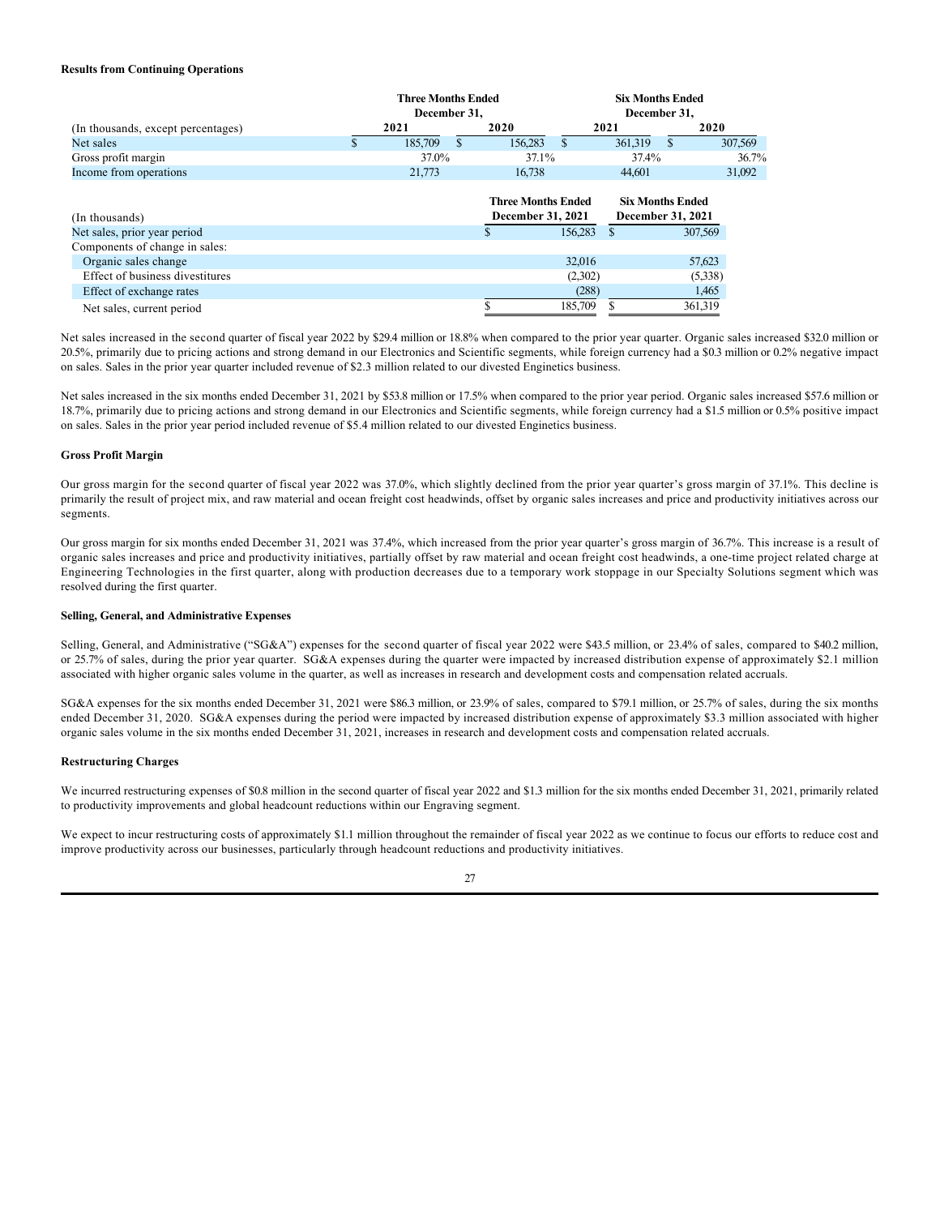**Results from Continuing Operations**

| (In thousands, except percentages) | Three Months Ended December 31, 2021 | Three Months Ended December 31, 2020 | Six Months Ended December 31, 2021 | Six Months Ended December 31, 2020 |
|---|---|---|---|---|
| Net sales | $ 185,709 | $ 156,283 | $ 361,319 | $ 307,569 |
| Gross profit margin | 37.0% | 37.1% | 37.4% | 36.7% |
| Income from operations | 21,773 | 16,738 | 44,601 | 31,092 |

| (In thousands) | Three Months Ended December 31, 2021 | Six Months Ended December 31, 2021 |
|---|---|---|
| Net sales, prior year period | $ 156,283 | $ 307,569 |
| Components of change in sales: | | |
| Organic sales change | 32,016 | 57,623 |
| Effect of business divestitures | (2,302) | (5,338) |
| Effect of exchange rates | (288) | 1,465 |
| Net sales, current period | $ 185,709 | $ 361,319 |

Net sales increased in the second quarter of fiscal year 2022 by $29.4 million or 18.8% when compared to the prior year quarter. Organic sales increased $32.0 million or 20.5%, primarily due to pricing actions and strong demand in our Electronics and Scientific segments, while foreign currency had a $0.3 million or 0.2% negative impact on sales. Sales in the prior year quarter included revenue of $2.3 million related to our divested Enginetics business.

Net sales increased in the six months ended December 31, 2021 by $53.8 million or 17.5% when compared to the prior year period. Organic sales increased $57.6 million or 18.7%, primarily due to pricing actions and strong demand in our Electronics and Scientific segments, while foreign currency had a $1.5 million or 0.5% positive impact on sales. Sales in the prior year period included revenue of $5.4 million related to our divested Enginetics business.

**Gross Profit Margin**

Our gross margin for the second quarter of fiscal year 2022 was 37.0%, which slightly declined from the prior year quarter's gross margin of 37.1%. This decline is primarily the result of project mix, and raw material and ocean freight cost headwinds, offset by organic sales increases and price and productivity initiatives across our segments.

Our gross margin for six months ended December 31, 2021 was 37.4%, which increased from the prior year quarter's gross margin of 36.7%. This increase is a result of organic sales increases and price and productivity initiatives, partially offset by raw material and ocean freight cost headwinds, a one-time project related charge at Engineering Technologies in the first quarter, along with production decreases due to a temporary work stoppage in our Specialty Solutions segment which was resolved during the first quarter.

**Selling, General, and Administrative Expenses**

Selling, General, and Administrative ("SG&A") expenses for the second quarter of fiscal year 2022 were $43.5 million, or 23.4% of sales, compared to $40.2 million, or 25.7% of sales, during the prior year quarter. SG&A expenses during the quarter were impacted by increased distribution expense of approximately $2.1 million associated with higher organic sales volume in the quarter, as well as increases in research and development costs and compensation related accruals.

SG&A expenses for the six months ended December 31, 2021 were $86.3 million, or 23.9% of sales, compared to $79.1 million, or 25.7% of sales, during the six months ended December 31, 2020. SG&A expenses during the period were impacted by increased distribution expense of approximately $3.3 million associated with higher organic sales volume in the six months ended December 31, 2021, increases in research and development costs and compensation related accruals.

**Restructuring Charges**

We incurred restructuring expenses of $0.8 million in the second quarter of fiscal year 2022 and $1.3 million for the six months ended December 31, 2021, primarily related to productivity improvements and global headcount reductions within our Engraving segment.

We expect to incur restructuring costs of approximately $1.1 million throughout the remainder of fiscal year 2022 as we continue to focus our efforts to reduce cost and improve productivity across our businesses, particularly through headcount reductions and productivity initiatives.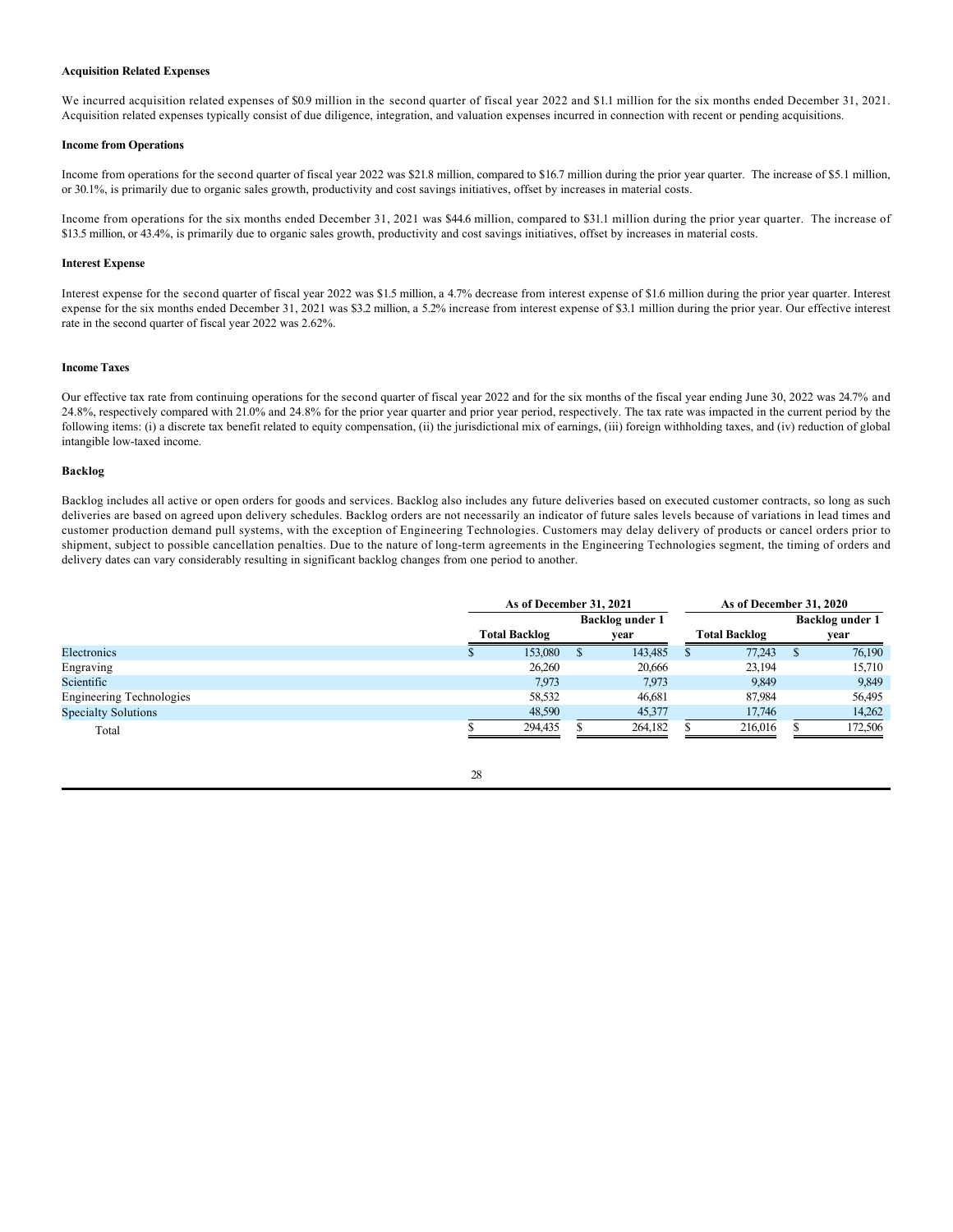### Acquisition Related Expenses

We incurred acquisition related expenses of $0.9 million in the second quarter of fiscal year 2022 and $1.1 million for the six months ended December 31, 2021. Acquisition related expenses typically consist of due diligence, integration, and valuation expenses incurred in connection with recent or pending acquisitions.

### Income from Operations

Income from operations for the second quarter of fiscal year 2022 was $21.8 million, compared to $16.7 million during the prior year quarter. The increase of $5.1 million, or 30.1%, is primarily due to organic sales growth, productivity and cost savings initiatives, offset by increases in material costs.

Income from operations for the six months ended December 31, 2021 was $44.6 million, compared to $31.1 million during the prior year quarter. The increase of $13.5 million, or 43.4%, is primarily due to organic sales growth, productivity and cost savings initiatives, offset by increases in material costs.

### Interest Expense

Interest expense for the second quarter of fiscal year 2022 was $1.5 million, a 4.7% decrease from interest expense of $1.6 million during the prior year quarter. Interest expense for the six months ended December 31, 2021 was $3.2 million, a 5.2% increase from interest expense of $3.1 million during the prior year. Our effective interest rate in the second quarter of fiscal year 2022 was 2.62%.

### Income Taxes

Our effective tax rate from continuing operations for the second quarter of fiscal year 2022 and for the six months of the fiscal year ending June 30, 2022 was 24.7% and 24.8%, respectively compared with 21.0% and 24.8% for the prior year quarter and prior year period, respectively. The tax rate was impacted in the current period by the following items: (i) a discrete tax benefit related to equity compensation, (ii) the jurisdictional mix of earnings, (iii) foreign withholding taxes, and (iv) reduction of global intangible low-taxed income.

### Backlog

Backlog includes all active or open orders for goods and services. Backlog also includes any future deliveries based on executed customer contracts, so long as such deliveries are based on agreed upon delivery schedules. Backlog orders are not necessarily an indicator of future sales levels because of variations in lead times and customer production demand pull systems, with the exception of Engineering Technologies. Customers may delay delivery of products or cancel orders prior to shipment, subject to possible cancellation penalties. Due to the nature of long-term agreements in the Engineering Technologies segment, the timing of orders and delivery dates can vary considerably resulting in significant backlog changes from one period to another.

| | As of December 31, 2021 | | As of December 31, 2020 | |
|---|---|---|---|---|
| | Total Backlog | Backlog under 1 year | Total Backlog | Backlog under 1 year |
| Electronics | $ 153,080 | $ 143,485 | $ 77,243 | $ 76,190 |
| Engraving | 26,260 | 20,666 | 23,194 | 15,710 |
| Scientific | 7,973 | 7,973 | 9,849 | 9,849 |
| Engineering Technologies | 58,532 | 46,681 | 87,984 | 56,495 |
| Specialty Solutions | 48,590 | 45,377 | 17,746 | 14,262 |
| Total | $ 294,435 | $ 264,182 | $ 216,016 | $ 172,506 |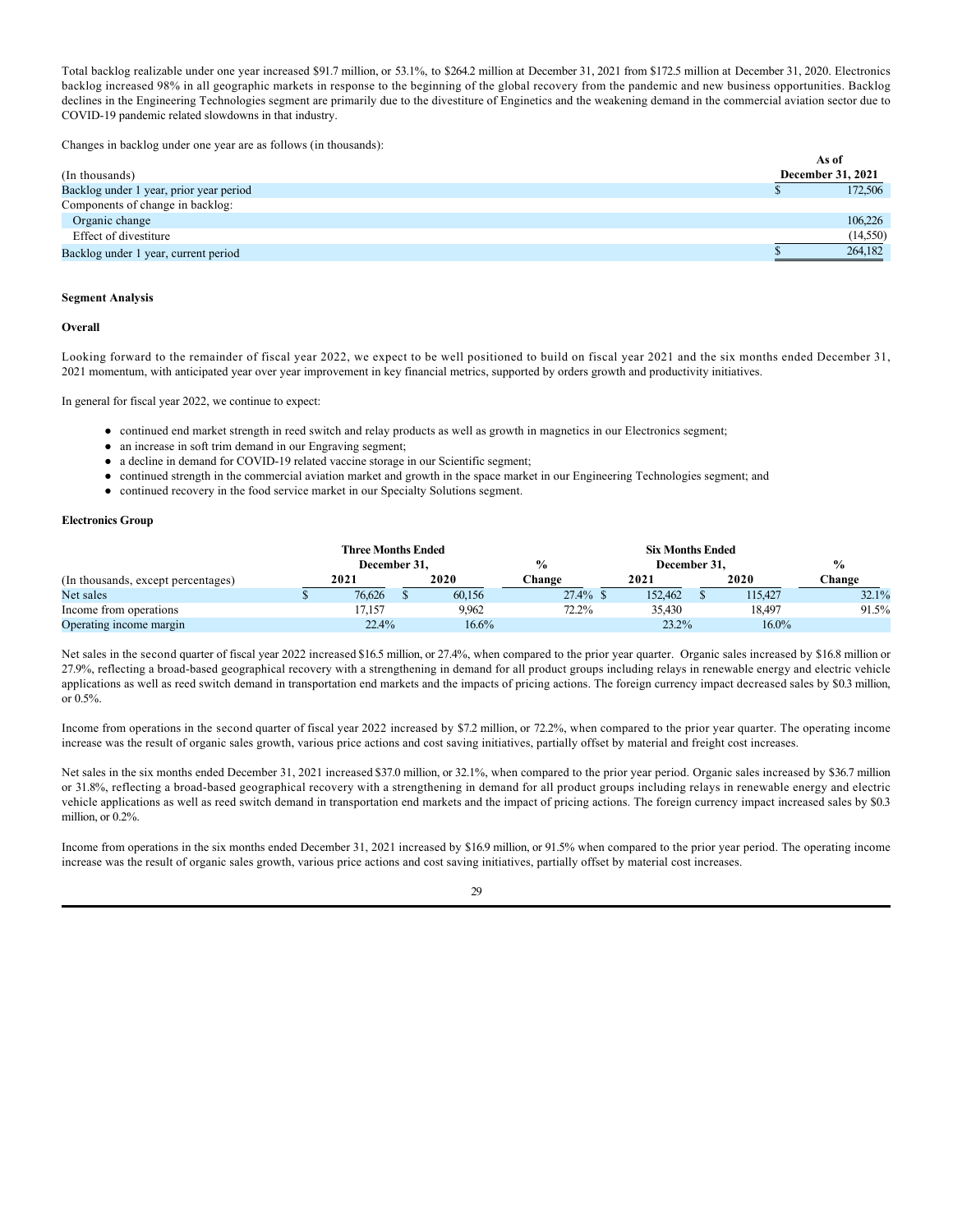Total backlog realizable under one year increased $91.7 million, or 53.1%, to $264.2 million at December 31, 2021 from $172.5 million at December 31, 2020. Electronics backlog increased 98% in all geographic markets in response to the beginning of the global recovery from the pandemic and new business opportunities. Backlog declines in the Engineering Technologies segment are primarily due to the divestiture of Enginetics and the weakening demand in the commercial aviation sector due to COVID-19 pandemic related slowdowns in that industry.

Changes in backlog under one year are as follows (in thousands):

| (In thousands) | As of December 31, 2021 |
|---|---|
| Backlog under 1 year, prior year period | $ 172,506 |
| Components of change in backlog: | |
| Organic change | 106,226 |
| Effect of divestiture | (14,550) |
| Backlog under 1 year, current period | $ 264,182 |

**Segment Analysis**

**Overall**

Looking forward to the remainder of fiscal year 2022, we expect to be well positioned to build on fiscal year 2021 and the six months ended December 31, 2021 momentum, with anticipated year over year improvement in key financial metrics, supported by orders growth and productivity initiatives.

In general for fiscal year 2022, we continue to expect:

- continued end market strength in reed switch and relay products as well as growth in magnetics in our Electronics segment;
- an increase in soft trim demand in our Engraving segment;
- a decline in demand for COVID-19 related vaccine storage in our Scientific segment;
- continued strength in the commercial aviation market and growth in the space market in our Engineering Technologies segment; and
- continued recovery in the food service market in our Specialty Solutions segment.

**Electronics Group**

| | Three Months Ended December 31, | | % | Six Months Ended December 31, | | % |
|---|---|---|---|---|---|---|
| (In thousands, except percentages) | 2021 | 2020 | Change | 2021 | 2020 | Change |
| Net sales | $ 76,626 | $ 60,156 | 27.4% | $ 152,462 | $ 115,427 | 32.1% |
| Income from operations | 17,157 | 9,962 | 72.2% | 35,430 | 18,497 | 91.5% |
| Operating income margin | 22.4% | 16.6% | | 23.2% | 16.0% | |

Net sales in the second quarter of fiscal year 2022 increased $16.5 million, or 27.4%, when compared to the prior year quarter. Organic sales increased by $16.8 million or 27.9%, reflecting a broad-based geographical recovery with a strengthening in demand for all product groups including relays in renewable energy and electric vehicle applications as well as reed switch demand in transportation end markets and the impacts of pricing actions. The foreign currency impact decreased sales by $0.3 million, or 0.5%.

Income from operations in the second quarter of fiscal year 2022 increased by $7.2 million, or 72.2%, when compared to the prior year quarter. The operating income increase was the result of organic sales growth, various price actions and cost saving initiatives, partially offset by material and freight cost increases.

Net sales in the six months ended December 31, 2021 increased $37.0 million, or 32.1%, when compared to the prior year period. Organic sales increased by $36.7 million or 31.8%, reflecting a broad-based geographical recovery with a strengthening in demand for all product groups including relays in renewable energy and electric vehicle applications as well as reed switch demand in transportation end markets and the impact of pricing actions. The foreign currency impact increased sales by $0.3 million, or 0.2%.

Income from operations in the six months ended December 31, 2021 increased by $16.9 million, or 91.5% when compared to the prior year period. The operating income increase was the result of organic sales growth, various price actions and cost saving initiatives, partially offset by material cost increases.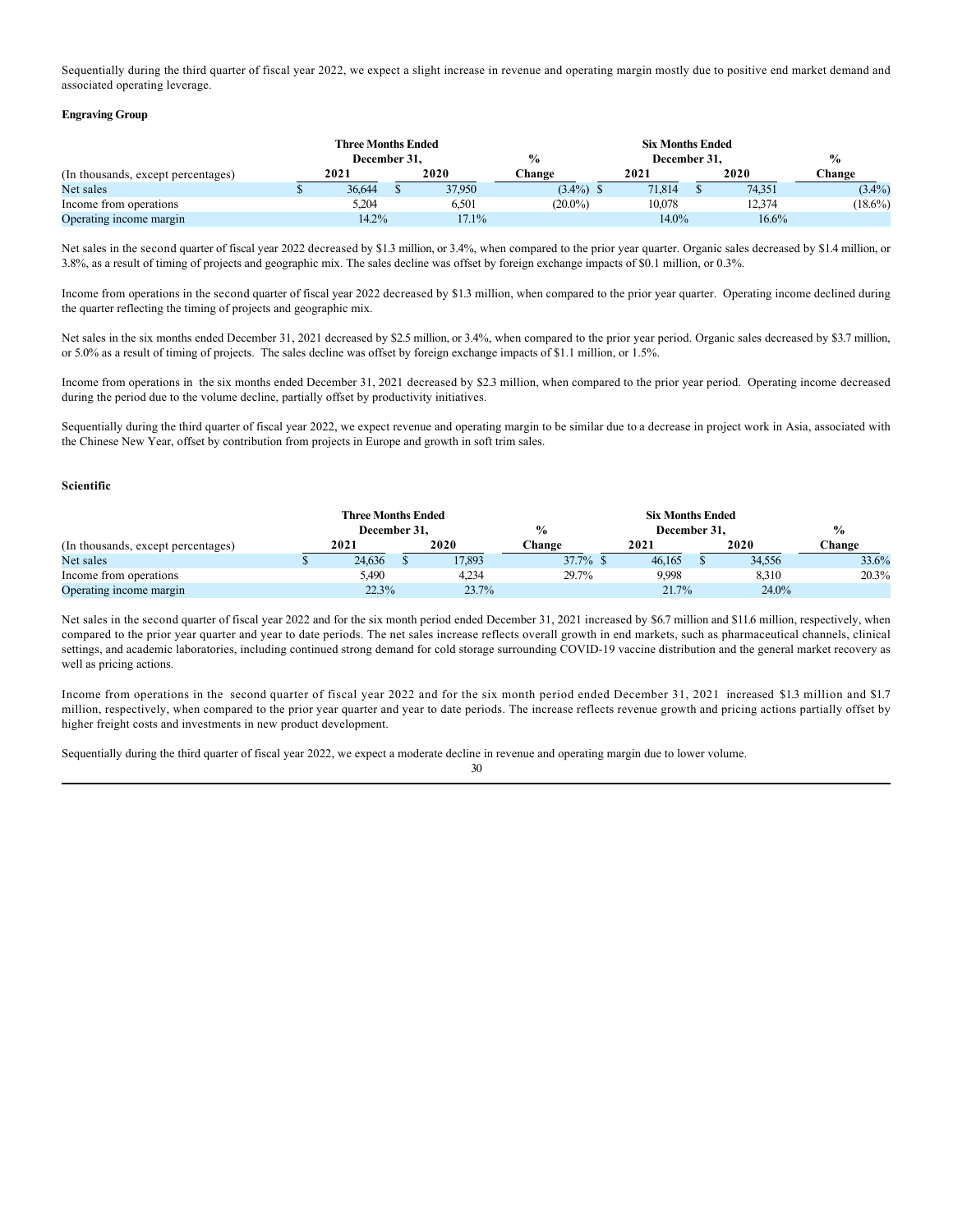Sequentially during the third quarter of fiscal year 2022, we expect a slight increase in revenue and operating margin mostly due to positive end market demand and associated operating leverage.

**Engraving Group**

| (In thousands, except percentages) | Three Months Ended December 31, 2021 | Three Months Ended December 31, 2020 | % Change | Six Months Ended December 31, 2021 | Six Months Ended December 31, 2020 | % Change |
|---|---|---|---|---|---|---|
| Net sales | $ 36,644 | $ 37,950 | (3.4%) | $ 71,814 | $ 74,351 | (3.4%) |
| Income from operations | 5,204 | 6,501 | (20.0%) | 10,078 | 12,374 | (18.6%) |
| Operating income margin | 14.2% | 17.1% | | 14.0% | 16.6% | |

Net sales in the second quarter of fiscal year 2022 decreased by $1.3 million, or 3.4%, when compared to the prior year quarter. Organic sales decreased by $1.4 million, or 3.8%, as a result of timing of projects and geographic mix. The sales decline was offset by foreign exchange impacts of $0.1 million, or 0.3%.

Income from operations in the second quarter of fiscal year 2022 decreased by $1.3 million, when compared to the prior year quarter. Operating income declined during the quarter reflecting the timing of projects and geographic mix.

Net sales in the six months ended December 31, 2021 decreased by $2.5 million, or 3.4%, when compared to the prior year period. Organic sales decreased by $3.7 million, or 5.0% as a result of timing of projects. The sales decline was offset by foreign exchange impacts of $1.1 million, or 1.5%.

Income from operations in the six months ended December 31, 2021 decreased by $2.3 million, when compared to the prior year period. Operating income decreased during the period due to the volume decline, partially offset by productivity initiatives.

Sequentially during the third quarter of fiscal year 2022, we expect revenue and operating margin to be similar due to a decrease in project work in Asia, associated with the Chinese New Year, offset by contribution from projects in Europe and growth in soft trim sales.

**Scientific**

| (In thousands, except percentages) | Three Months Ended December 31, 2021 | Three Months Ended December 31, 2020 | % Change | Six Months Ended December 31, 2021 | Six Months Ended December 31, 2020 | % Change |
|---|---|---|---|---|---|---|
| Net sales | $ 24,636 | $ 17,893 | 37.7% | $ 46,165 | $ 34,556 | 33.6% |
| Income from operations | 5,490 | 4,234 | 29.7% | 9,998 | 8,310 | 20.3% |
| Operating income margin | 22.3% | 23.7% | | 21.7% | 24.0% | |

Net sales in the second quarter of fiscal year 2022 and for the six month period ended December 31, 2021 increased by $6.7 million and $11.6 million, respectively, when compared to the prior year quarter and year to date periods. The net sales increase reflects overall growth in end markets, such as pharmaceutical channels, clinical settings, and academic laboratories, including continued strong demand for cold storage surrounding COVID-19 vaccine distribution and the general market recovery as well as pricing actions.

Income from operations in the second quarter of fiscal year 2022 and for the six month period ended December 31, 2021 increased $1.3 million and $1.7 million, respectively, when compared to the prior year quarter and year to date periods. The increase reflects revenue growth and pricing actions partially offset by higher freight costs and investments in new product development.

Sequentially during the third quarter of fiscal year 2022, we expect a moderate decline in revenue and operating margin due to lower volume.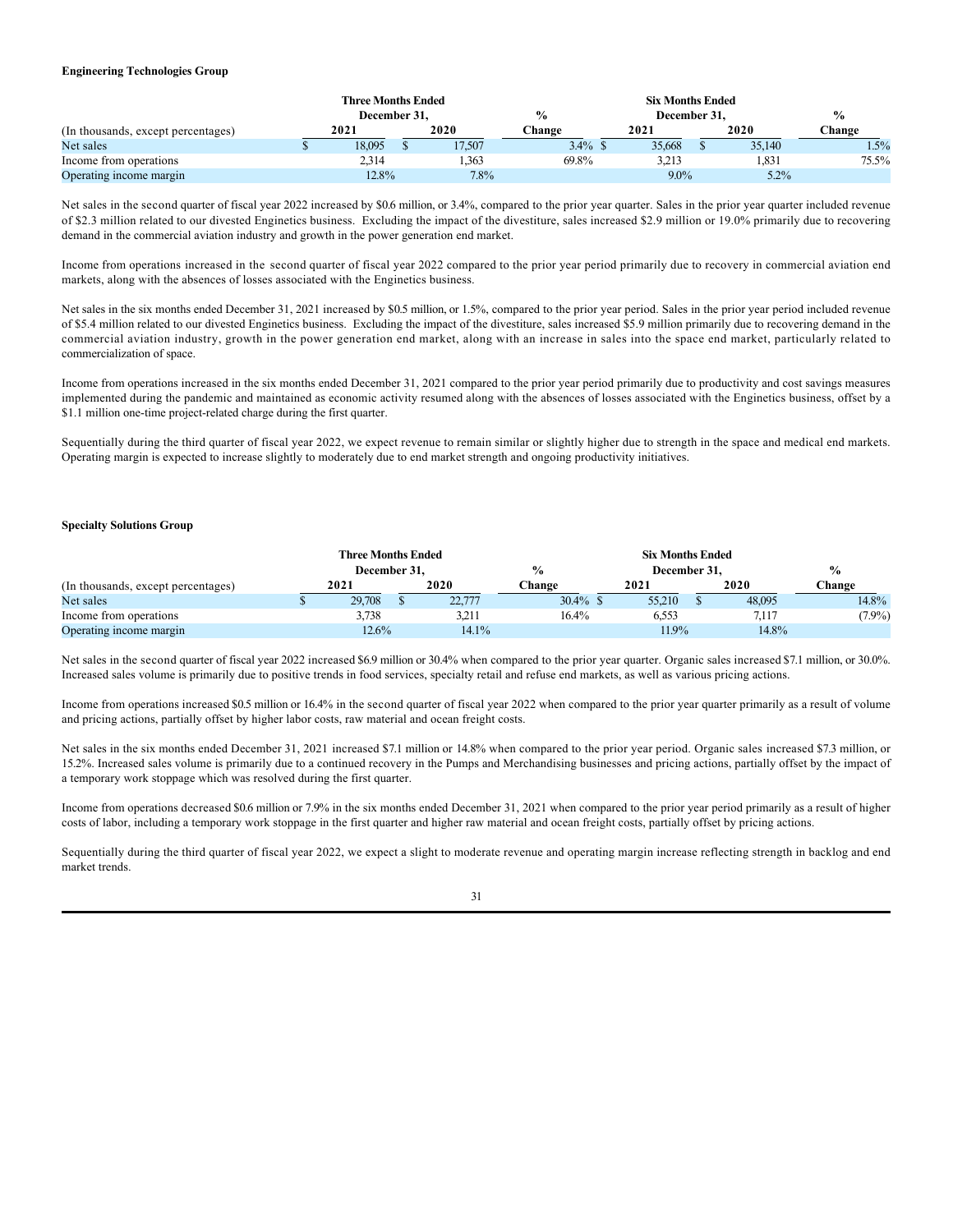**Engineering Technologies Group**

| (In thousands, except percentages) | Three Months Ended December 31, 2021 | Three Months Ended December 31, 2020 | % Change | Six Months Ended December 31, 2021 | Six Months Ended December 31, 2020 | % Change |
|---|---|---|---|---|---|---|
| Net sales | $ 18,095 | $ 17,507 | 3.4% | $ 35,668 | $ 35,140 | 1.5% |
| Income from operations | 2,314 | 1,363 | 69.8% | 3,213 | 1,831 | 75.5% |
| Operating income margin | 12.8% | 7.8% | | 9.0% | 5.2% | |

Net sales in the second quarter of fiscal year 2022 increased by $0.6 million, or 3.4%, compared to the prior year quarter. Sales in the prior year quarter included revenue of $2.3 million related to our divested Enginetics business. Excluding the impact of the divestiture, sales increased $2.9 million or 19.0% primarily due to recovering demand in the commercial aviation industry and growth in the power generation end market.

Income from operations increased in the second quarter of fiscal year 2022 compared to the prior year period primarily due to recovery in commercial aviation end markets, along with the absences of losses associated with the Enginetics business.

Net sales in the six months ended December 31, 2021 increased by $0.5 million, or 1.5%, compared to the prior year period. Sales in the prior year period included revenue of $5.4 million related to our divested Enginetics business. Excluding the impact of the divestiture, sales increased $5.9 million primarily due to recovering demand in the commercial aviation industry, growth in the power generation end market, along with an increase in sales into the space end market, particularly related to commercialization of space.

Income from operations increased in the six months ended December 31, 2021 compared to the prior year period primarily due to productivity and cost savings measures implemented during the pandemic and maintained as economic activity resumed along with the absences of losses associated with the Enginetics business, offset by a $1.1 million one-time project-related charge during the first quarter.

Sequentially during the third quarter of fiscal year 2022, we expect revenue to remain similar or slightly higher due to strength in the space and medical end markets. Operating margin is expected to increase slightly to moderately due to end market strength and ongoing productivity initiatives.

**Specialty Solutions Group**

| (In thousands, except percentages) | Three Months Ended December 31, 2021 | Three Months Ended December 31, 2020 | % Change | Six Months Ended December 31, 2021 | Six Months Ended December 31, 2020 | % Change |
|---|---|---|---|---|---|---|
| Net sales | $ 29,708 | $ 22,777 | 30.4% | $ 55,210 | $ 48,095 | 14.8% |
| Income from operations | 3,738 | 3,211 | 16.4% | 6,553 | 7,117 | (7.9%) |
| Operating income margin | 12.6% | 14.1% | | 11.9% | 14.8% | |

Net sales in the second quarter of fiscal year 2022 increased $6.9 million or 30.4% when compared to the prior year quarter. Organic sales increased $7.1 million, or 30.0%. Increased sales volume is primarily due to positive trends in food services, specialty retail and refuse end markets, as well as various pricing actions.

Income from operations increased $0.5 million or 16.4% in the second quarter of fiscal year 2022 when compared to the prior year quarter primarily as a result of volume and pricing actions, partially offset by higher labor costs, raw material and ocean freight costs.

Net sales in the six months ended December 31, 2021 increased $7.1 million or 14.8% when compared to the prior year period. Organic sales increased $7.3 million, or 15.2%. Increased sales volume is primarily due to a continued recovery in the Pumps and Merchandising businesses and pricing actions, partially offset by the impact of a temporary work stoppage which was resolved during the first quarter.

Income from operations decreased $0.6 million or 7.9% in the six months ended December 31, 2021 when compared to the prior year period primarily as a result of higher costs of labor, including a temporary work stoppage in the first quarter and higher raw material and ocean freight costs, partially offset by pricing actions.

Sequentially during the third quarter of fiscal year 2022, we expect a slight to moderate revenue and operating margin increase reflecting strength in backlog and end market trends.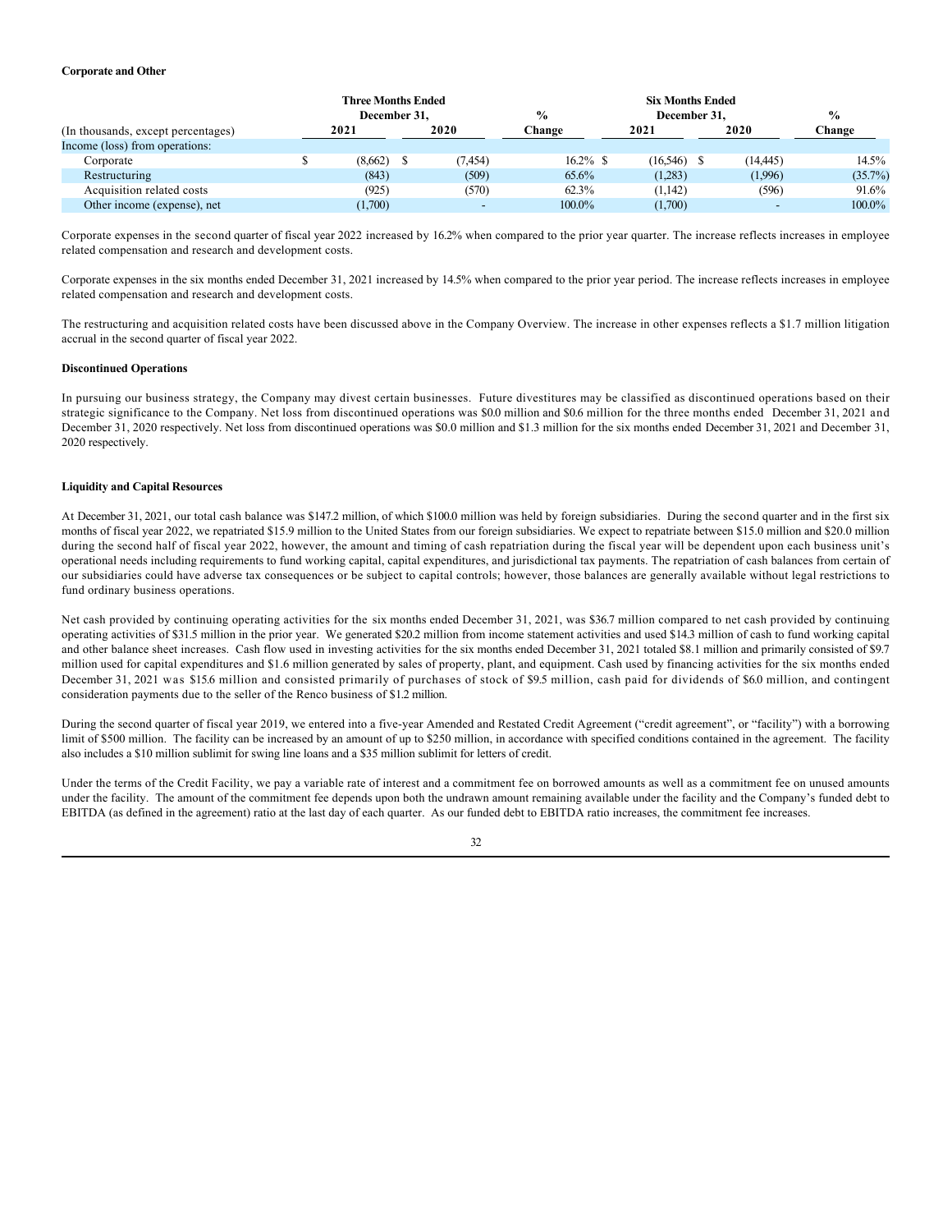**Corporate and Other**

| (In thousands, except percentages) | Three Months Ended December 31, 2021 | Three Months Ended December 31, 2020 | % Change | Six Months Ended December 31, 2021 | Six Months Ended December 31, 2020 | % Change |
|---|---|---|---|---|---|---|
| Income (loss) from operations: | | | | | | |
| Corporate | $ (8,662) | $ (7,454) | 16.2% | $ (16,546) | $ (14,445) | 14.5% |
| Restructuring | (843) | (509) | 65.6% | (1,283) | (1,996) | (35.7%) |
| Acquisition related costs | (925) | (570) | 62.3% | (1,142) | (596) | 91.6% |
| Other income (expense), net | (1,700) | - | 100.0% | (1,700) | - | 100.0% |

Corporate expenses in the second quarter of fiscal year 2022 increased by 16.2% when compared to the prior year quarter. The increase reflects increases in employee related compensation and research and development costs.

Corporate expenses in the six months ended December 31, 2021 increased by 14.5% when compared to the prior year period. The increase reflects increases in employee related compensation and research and development costs.

The restructuring and acquisition related costs have been discussed above in the Company Overview. The increase in other expenses reflects a $1.7 million litigation accrual in the second quarter of fiscal year 2022.

**Discontinued Operations**

In pursuing our business strategy, the Company may divest certain businesses. Future divestitures may be classified as discontinued operations based on their strategic significance to the Company. Net loss from discontinued operations was $0.0 million and $0.6 million for the three months ended December 31, 2021 and December 31, 2020 respectively. Net loss from discontinued operations was $0.0 million and $1.3 million for the six months ended December 31, 2021 and December 31, 2020 respectively.

**Liquidity and Capital Resources**

At December 31, 2021, our total cash balance was $147.2 million, of which $100.0 million was held by foreign subsidiaries. During the second quarter and in the first six months of fiscal year 2022, we repatriated $15.9 million to the United States from our foreign subsidiaries. We expect to repatriate between $15.0 million and $20.0 million during the second half of fiscal year 2022, however, the amount and timing of cash repatriation during the fiscal year will be dependent upon each business unit's operational needs including requirements to fund working capital, capital expenditures, and jurisdictional tax payments. The repatriation of cash balances from certain of our subsidiaries could have adverse tax consequences or be subject to capital controls; however, those balances are generally available without legal restrictions to fund ordinary business operations.

Net cash provided by continuing operating activities for the six months ended December 31, 2021, was $36.7 million compared to net cash provided by continuing operating activities of $31.5 million in the prior year. We generated $20.2 million from income statement activities and used $14.3 million of cash to fund working capital and other balance sheet increases. Cash flow used in investing activities for the six months ended December 31, 2021 totaled $8.1 million and primarily consisted of $9.7 million used for capital expenditures and $1.6 million generated by sales of property, plant, and equipment. Cash used by financing activities for the six months ended December 31, 2021 was $15.6 million and consisted primarily of purchases of stock of $9.5 million, cash paid for dividends of $6.0 million, and contingent consideration payments due to the seller of the Renco business of $1.2 million.

During the second quarter of fiscal year 2019, we entered into a five-year Amended and Restated Credit Agreement ("credit agreement", or "facility") with a borrowing limit of $500 million. The facility can be increased by an amount of up to $250 million, in accordance with specified conditions contained in the agreement. The facility also includes a $10 million sublimit for swing line loans and a $35 million sublimit for letters of credit.

Under the terms of the Credit Facility, we pay a variable rate of interest and a commitment fee on borrowed amounts as well as a commitment fee on unused amounts under the facility. The amount of the commitment fee depends upon both the undrawn amount remaining available under the facility and the Company's funded debt to EBITDA (as defined in the agreement) ratio at the last day of each quarter. As our funded debt to EBITDA ratio increases, the commitment fee increases.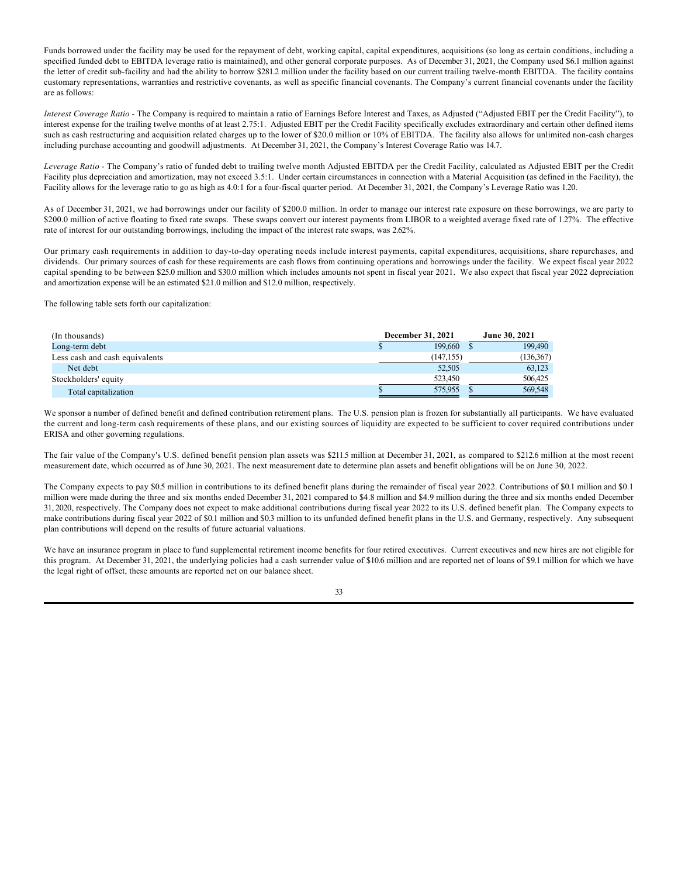Funds borrowed under the facility may be used for the repayment of debt, working capital, capital expenditures, acquisitions (so long as certain conditions, including a specified funded debt to EBITDA leverage ratio is maintained), and other general corporate purposes. As of December 31, 2021, the Company used $6.1 million against the letter of credit sub-facility and had the ability to borrow $281.2 million under the facility based on our current trailing twelve-month EBITDA. The facility contains customary representations, warranties and restrictive covenants, as well as specific financial covenants. The Company's current financial covenants under the facility are as follows:

*Interest Coverage Ratio* - The Company is required to maintain a ratio of Earnings Before Interest and Taxes, as Adjusted ("Adjusted EBIT per the Credit Facility"), to interest expense for the trailing twelve months of at least 2.75:1. Adjusted EBIT per the Credit Facility specifically excludes extraordinary and certain other defined items such as cash restructuring and acquisition related charges up to the lower of $20.0 million or 10% of EBITDA. The facility also allows for unlimited non-cash charges including purchase accounting and goodwill adjustments. At December 31, 2021, the Company's Interest Coverage Ratio was 14.7.

*Leverage Ratio* - The Company's ratio of funded debt to trailing twelve month Adjusted EBITDA per the Credit Facility, calculated as Adjusted EBIT per the Credit Facility plus depreciation and amortization, may not exceed 3.5:1. Under certain circumstances in connection with a Material Acquisition (as defined in the Facility), the Facility allows for the leverage ratio to go as high as 4.0:1 for a four-fiscal quarter period. At December 31, 2021, the Company's Leverage Ratio was 1.20.

As of December 31, 2021, we had borrowings under our facility of $200.0 million. In order to manage our interest rate exposure on these borrowings, we are party to $200.0 million of active floating to fixed rate swaps. These swaps convert our interest payments from LIBOR to a weighted average fixed rate of 1.27%. The effective rate of interest for our outstanding borrowings, including the impact of the interest rate swaps, was 2.62%.

Our primary cash requirements in addition to day-to-day operating needs include interest payments, capital expenditures, acquisitions, share repurchases, and dividends. Our primary sources of cash for these requirements are cash flows from continuing operations and borrowings under the facility. We expect fiscal year 2022 capital spending to be between $25.0 million and $30.0 million which includes amounts not spent in fiscal year 2021. We also expect that fiscal year 2022 depreciation and amortization expense will be an estimated $21.0 million and $12.0 million, respectively.

The following table sets forth our capitalization:

| (In thousands) | December 31, 2021 | June 30, 2021 |
|---|---|---|
| Long-term debt | $ 199,660 | $ 199,490 |
| Less cash and cash equivalents | (147,155) | (136,367) |
| Net debt | 52,505 | 63,123 |
| Stockholders' equity | 523,450 | 506,425 |
| Total capitalization | $ 575,955 | $ 569,548 |

We sponsor a number of defined benefit and defined contribution retirement plans. The U.S. pension plan is frozen for substantially all participants. We have evaluated the current and long-term cash requirements of these plans, and our existing sources of liquidity are expected to be sufficient to cover required contributions under ERISA and other governing regulations.

The fair value of the Company's U.S. defined benefit pension plan assets was $211.5 million at December 31, 2021, as compared to $212.6 million at the most recent measurement date, which occurred as of June 30, 2021. The next measurement date to determine plan assets and benefit obligations will be on June 30, 2022.

The Company expects to pay $0.5 million in contributions to its defined benefit plans during the remainder of fiscal year 2022. Contributions of $0.1 million and $0.1 million were made during the three and six months ended December 31, 2021 compared to $4.8 million and $4.9 million during the three and six months ended December 31, 2020, respectively. The Company does not expect to make additional contributions during fiscal year 2022 to its U.S. defined benefit plan. The Company expects to make contributions during fiscal year 2022 of $0.1 million and $0.3 million to its unfunded defined benefit plans in the U.S. and Germany, respectively. Any subsequent plan contributions will depend on the results of future actuarial valuations.

We have an insurance program in place to fund supplemental retirement income benefits for four retired executives. Current executives and new hires are not eligible for this program. At December 31, 2021, the underlying policies had a cash surrender value of $10.6 million and are reported net of loans of $9.1 million for which we have the legal right of offset, these amounts are reported net on our balance sheet.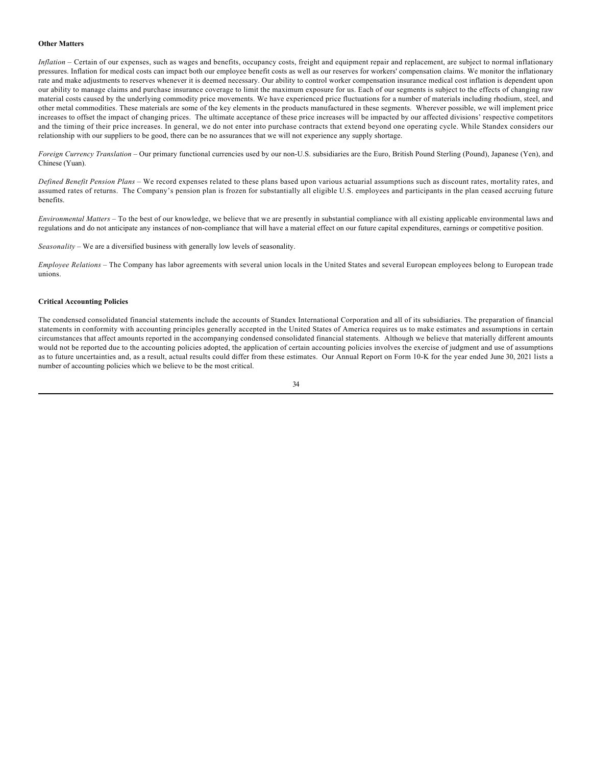**Other Matters**

*Inflation* – Certain of our expenses, such as wages and benefits, occupancy costs, freight and equipment repair and replacement, are subject to normal inflationary pressures. Inflation for medical costs can impact both our employee benefit costs as well as our reserves for workers' compensation claims. We monitor the inflationary rate and make adjustments to reserves whenever it is deemed necessary. Our ability to control worker compensation insurance medical cost inflation is dependent upon our ability to manage claims and purchase insurance coverage to limit the maximum exposure for us. Each of our segments is subject to the effects of changing raw material costs caused by the underlying commodity price movements. We have experienced price fluctuations for a number of materials including rhodium, steel, and other metal commodities. These materials are some of the key elements in the products manufactured in these segments. Wherever possible, we will implement price increases to offset the impact of changing prices. The ultimate acceptance of these price increases will be impacted by our affected divisions' respective competitors and the timing of their price increases. In general, we do not enter into purchase contracts that extend beyond one operating cycle. While Standex considers our relationship with our suppliers to be good, there can be no assurances that we will not experience any supply shortage.

*Foreign Currency Translation* – Our primary functional currencies used by our non-U.S. subsidiaries are the Euro, British Pound Sterling (Pound), Japanese (Yen), and Chinese (Yuan).

*Defined Benefit Pension Plans* – We record expenses related to these plans based upon various actuarial assumptions such as discount rates, mortality rates, and assumed rates of returns. The Company's pension plan is frozen for substantially all eligible U.S. employees and participants in the plan ceased accruing future benefits.

*Environmental Matters* – To the best of our knowledge, we believe that we are presently in substantial compliance with all existing applicable environmental laws and regulations and do not anticipate any instances of non-compliance that will have a material effect on our future capital expenditures, earnings or competitive position.

*Seasonality* – We are a diversified business with generally low levels of seasonality.

*Employee Relations* – The Company has labor agreements with several union locals in the United States and several European employees belong to European trade unions.

**Critical Accounting Policies**

The condensed consolidated financial statements include the accounts of Standex International Corporation and all of its subsidiaries. The preparation of financial statements in conformity with accounting principles generally accepted in the United States of America requires us to make estimates and assumptions in certain circumstances that affect amounts reported in the accompanying condensed consolidated financial statements. Although we believe that materially different amounts would not be reported due to the accounting policies adopted, the application of certain accounting policies involves the exercise of judgment and use of assumptions as to future uncertainties and, as a result, actual results could differ from these estimates. Our Annual Report on Form 10-K for the year ended June 30, 2021 lists a number of accounting policies which we believe to be the most critical.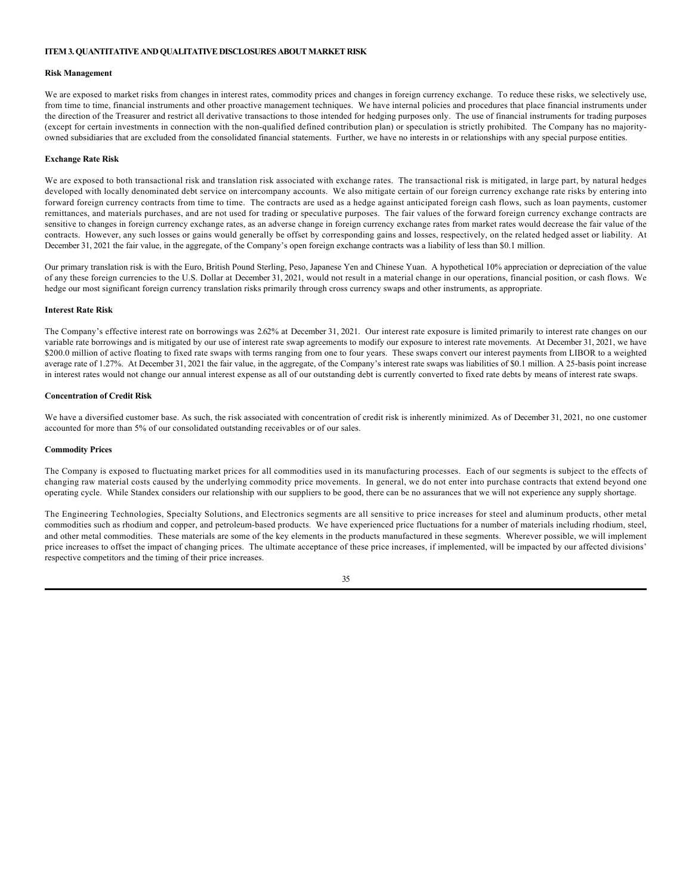## ITEM 3. QUANTITATIVE AND QUALITATIVE DISCLOSURES ABOUT MARKET RISK

### Risk Management

We are exposed to market risks from changes in interest rates, commodity prices and changes in foreign currency exchange. To reduce these risks, we selectively use, from time to time, financial instruments and other proactive management techniques. We have internal policies and procedures that place financial instruments under the direction of the Treasurer and restrict all derivative transactions to those intended for hedging purposes only. The use of financial instruments for trading purposes (except for certain investments in connection with the non-qualified defined contribution plan) or speculation is strictly prohibited. The Company has no majority-owned subsidiaries that are excluded from the consolidated financial statements. Further, we have no interests in or relationships with any special purpose entities.

### Exchange Rate Risk

We are exposed to both transactional risk and translation risk associated with exchange rates. The transactional risk is mitigated, in large part, by natural hedges developed with locally denominated debt service on intercompany accounts. We also mitigate certain of our foreign currency exchange rate risks by entering into forward foreign currency contracts from time to time. The contracts are used as a hedge against anticipated foreign cash flows, such as loan payments, customer remittances, and materials purchases, and are not used for trading or speculative purposes. The fair values of the forward foreign currency exchange contracts are sensitive to changes in foreign currency exchange rates, as an adverse change in foreign currency exchange rates from market rates would decrease the fair value of the contracts. However, any such losses or gains would generally be offset by corresponding gains and losses, respectively, on the related hedged asset or liability. At December 31, 2021 the fair value, in the aggregate, of the Company's open foreign exchange contracts was a liability of less than $0.1 million.

Our primary translation risk is with the Euro, British Pound Sterling, Peso, Japanese Yen and Chinese Yuan. A hypothetical 10% appreciation or depreciation of the value of any these foreign currencies to the U.S. Dollar at December 31, 2021, would not result in a material change in our operations, financial position, or cash flows. We hedge our most significant foreign currency translation risks primarily through cross currency swaps and other instruments, as appropriate.

### Interest Rate Risk

The Company's effective interest rate on borrowings was 2.62% at December 31, 2021. Our interest rate exposure is limited primarily to interest rate changes on our variable rate borrowings and is mitigated by our use of interest rate swap agreements to modify our exposure to interest rate movements. At December 31, 2021, we have $200.0 million of active floating to fixed rate swaps with terms ranging from one to four years. These swaps convert our interest payments from LIBOR to a weighted average rate of 1.27%. At December 31, 2021 the fair value, in the aggregate, of the Company's interest rate swaps was liabilities of $0.1 million. A 25-basis point increase in interest rates would not change our annual interest expense as all of our outstanding debt is currently converted to fixed rate debts by means of interest rate swaps.

### Concentration of Credit Risk

We have a diversified customer base. As such, the risk associated with concentration of credit risk is inherently minimized. As of December 31, 2021, no one customer accounted for more than 5% of our consolidated outstanding receivables or of our sales.

### Commodity Prices

The Company is exposed to fluctuating market prices for all commodities used in its manufacturing processes. Each of our segments is subject to the effects of changing raw material costs caused by the underlying commodity price movements. In general, we do not enter into purchase contracts that extend beyond one operating cycle. While Standex considers our relationship with our suppliers to be good, there can be no assurances that we will not experience any supply shortage.

The Engineering Technologies, Specialty Solutions, and Electronics segments are all sensitive to price increases for steel and aluminum products, other metal commodities such as rhodium and copper, and petroleum-based products. We have experienced price fluctuations for a number of materials including rhodium, steel, and other metal commodities. These materials are some of the key elements in the products manufactured in these segments. Wherever possible, we will implement price increases to offset the impact of changing prices. The ultimate acceptance of these price increases, if implemented, will be impacted by our affected divisions' respective competitors and the timing of their price increases.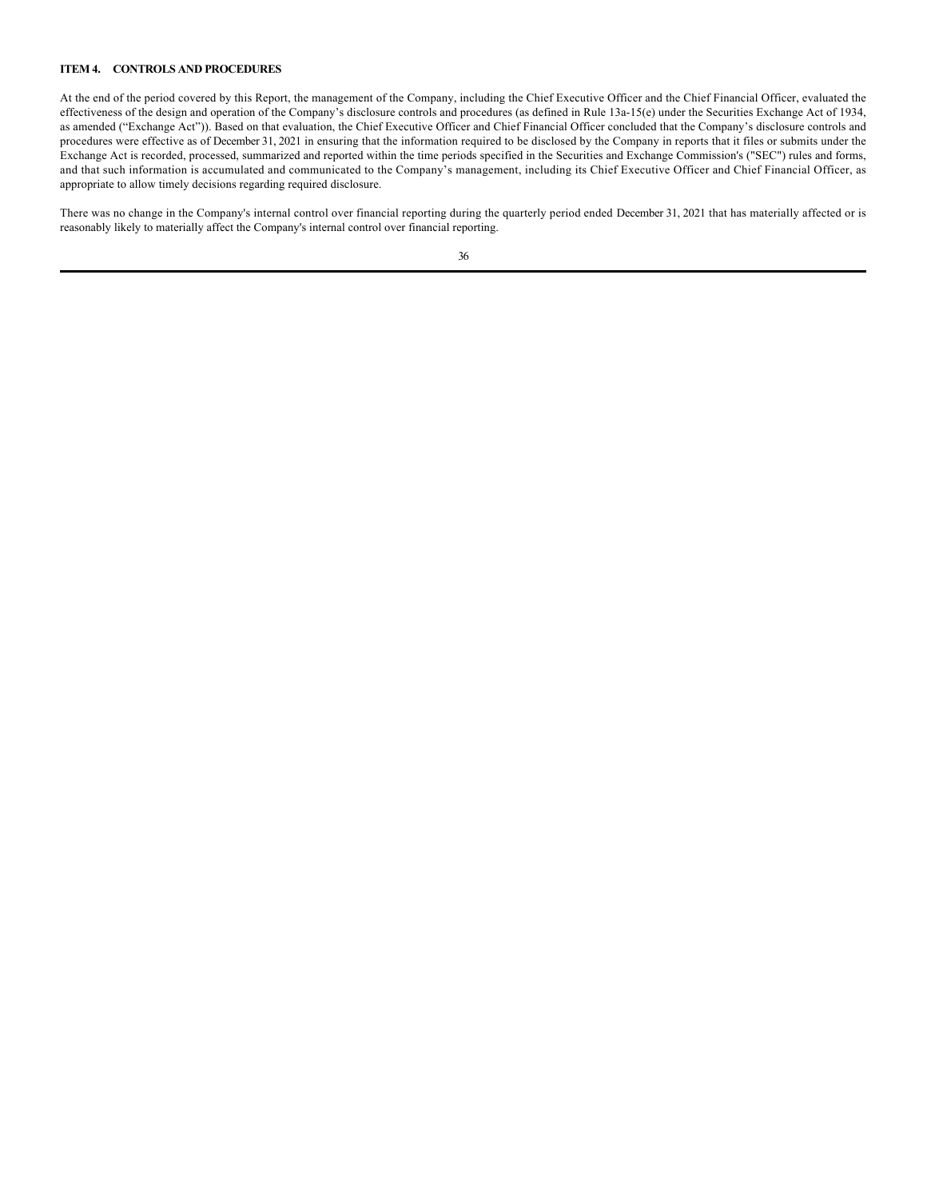### ITEM 4. CONTROLS AND PROCEDURES

At the end of the period covered by this Report, the management of the Company, including the Chief Executive Officer and the Chief Financial Officer, evaluated the effectiveness of the design and operation of the Company's disclosure controls and procedures (as defined in Rule 13a-15(e) under the Securities Exchange Act of 1934, as amended ("Exchange Act")). Based on that evaluation, the Chief Executive Officer and Chief Financial Officer concluded that the Company's disclosure controls and procedures were effective as of December 31, 2021 in ensuring that the information required to be disclosed by the Company in reports that it files or submits under the Exchange Act is recorded, processed, summarized and reported within the time periods specified in the Securities and Exchange Commission's ("SEC") rules and forms, and that such information is accumulated and communicated to the Company's management, including its Chief Executive Officer and Chief Financial Officer, as appropriate to allow timely decisions regarding required disclosure.

There was no change in the Company's internal control over financial reporting during the quarterly period ended December 31, 2021 that has materially affected or is reasonably likely to materially affect the Company's internal control over financial reporting.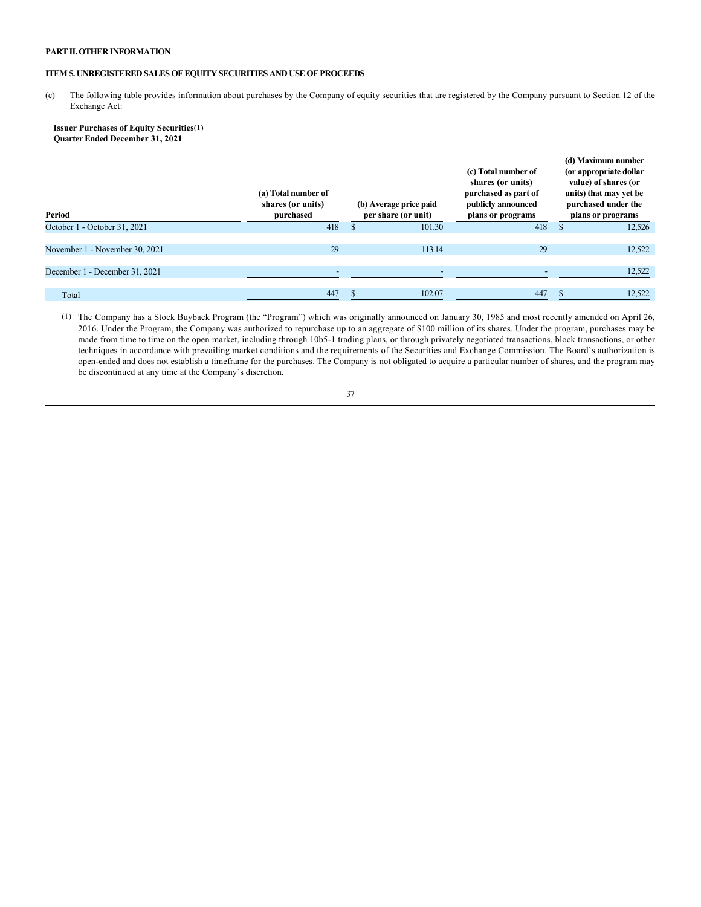**PART II. OTHER INFORMATION**

**ITEM 5. UNREGISTERED SALES OF EQUITY SECURITIES AND USE OF PROCEEDS**

(c) The following table provides information about purchases by the Company of equity securities that are registered by the Company pursuant to Section 12 of the Exchange Act:

**Issuer Purchases of Equity Securities(1)**
**Quarter Ended December 31, 2021**

| Period | (a) Total number of shares (or units) purchased | (b) Average price paid per share (or unit) | (c) Total number of shares (or units) purchased as part of publicly announced plans or programs | (d) Maximum number (or appropriate dollar value) of shares (or units) that may yet be purchased under the plans or programs |
|---|---|---|---|---|
| October 1 - October 31, 2021 | 418 | $ 101.30 | 418 | $ 12,526 |
| November 1 - November 30, 2021 | 29 | 113.14 | 29 | 12,522 |
| December 1 - December 31, 2021 | - | - | - | 12,522 |
| Total | 447 | $ 102.07 | 447 | $ 12,522 |

(1) The Company has a Stock Buyback Program (the "Program") which was originally announced on January 30, 1985 and most recently amended on April 26, 2016. Under the Program, the Company was authorized to repurchase up to an aggregate of $100 million of its shares. Under the program, purchases may be made from time to time on the open market, including through 10b5-1 trading plans, or through privately negotiated transactions, block transactions, or other techniques in accordance with prevailing market conditions and the requirements of the Securities and Exchange Commission. The Board's authorization is open-ended and does not establish a timeframe for the purchases. The Company is not obligated to acquire a particular number of shares, and the program may be discontinued at any time at the Company's discretion.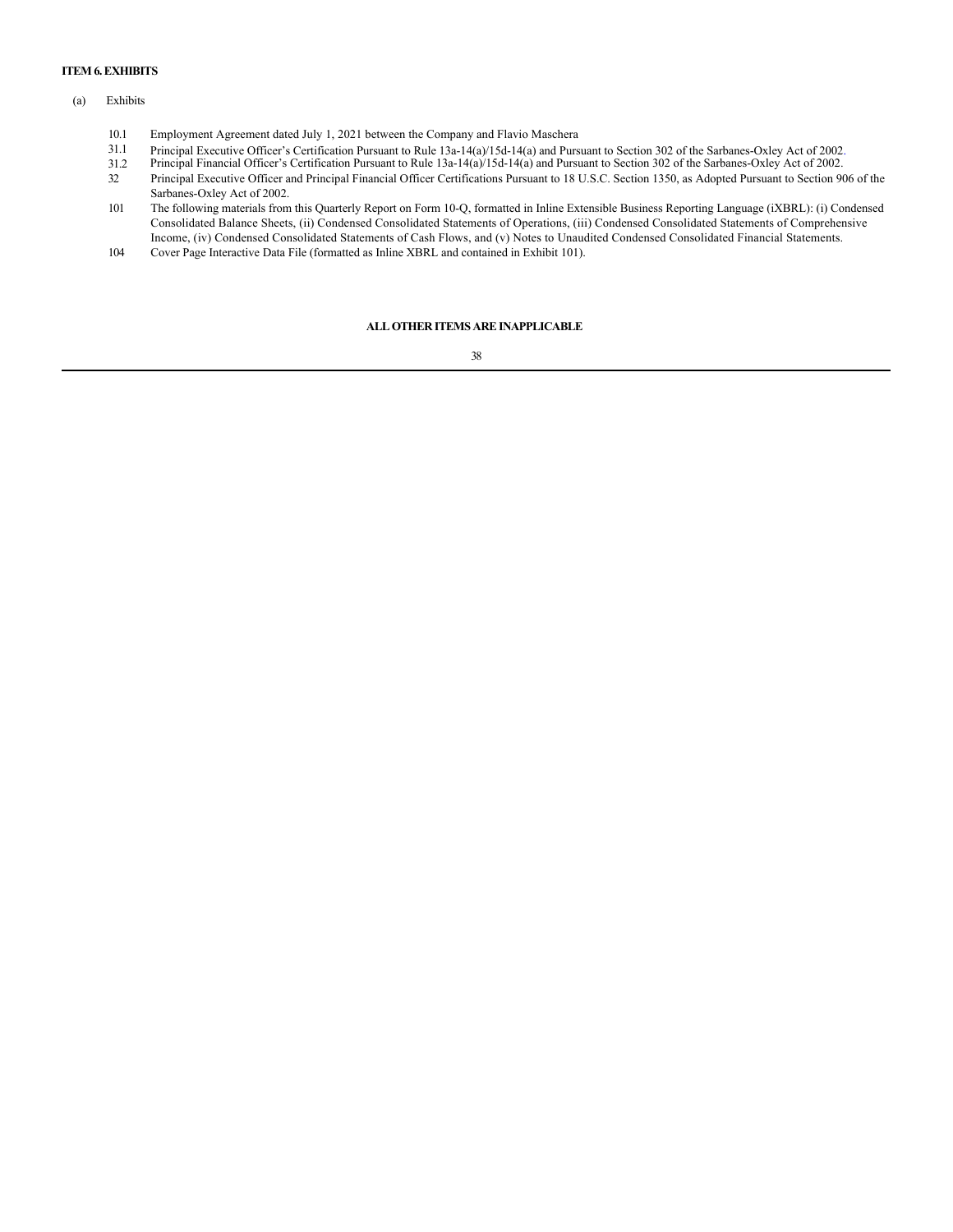**ITEM 6. EXHIBITS**

(a) Exhibits

| | |
|---|---|
| 10.1 | Employment Agreement dated July 1, 2021 between the Company and Flavio Maschera |
| 31.1 | Principal Executive Officer's Certification Pursuant to Rule 13a-14(a)/15d-14(a) and Pursuant to Section 302 of the Sarbanes-Oxley Act of 2002. |
| 31.2 | Principal Financial Officer's Certification Pursuant to Rule 13a-14(a)/15d-14(a) and Pursuant to Section 302 of the Sarbanes-Oxley Act of 2002. |
| 32 | Principal Executive Officer and Principal Financial Officer Certifications Pursuant to 18 U.S.C. Section 1350, as Adopted Pursuant to Section 906 of the Sarbanes-Oxley Act of 2002. |
| 101 | The following materials from this Quarterly Report on Form 10-Q, formatted in Inline Extensible Business Reporting Language (iXBRL): (i) Condensed Consolidated Balance Sheets, (ii) Condensed Consolidated Statements of Operations, (iii) Condensed Consolidated Statements of Comprehensive Income, (iv) Condensed Consolidated Statements of Cash Flows, and (v) Notes to Unaudited Condensed Consolidated Financial Statements. |
| 104 | Cover Page Interactive Data File (formatted as Inline XBRL and contained in Exhibit 101). |

**ALL OTHER ITEMS ARE INAPPLICABLE**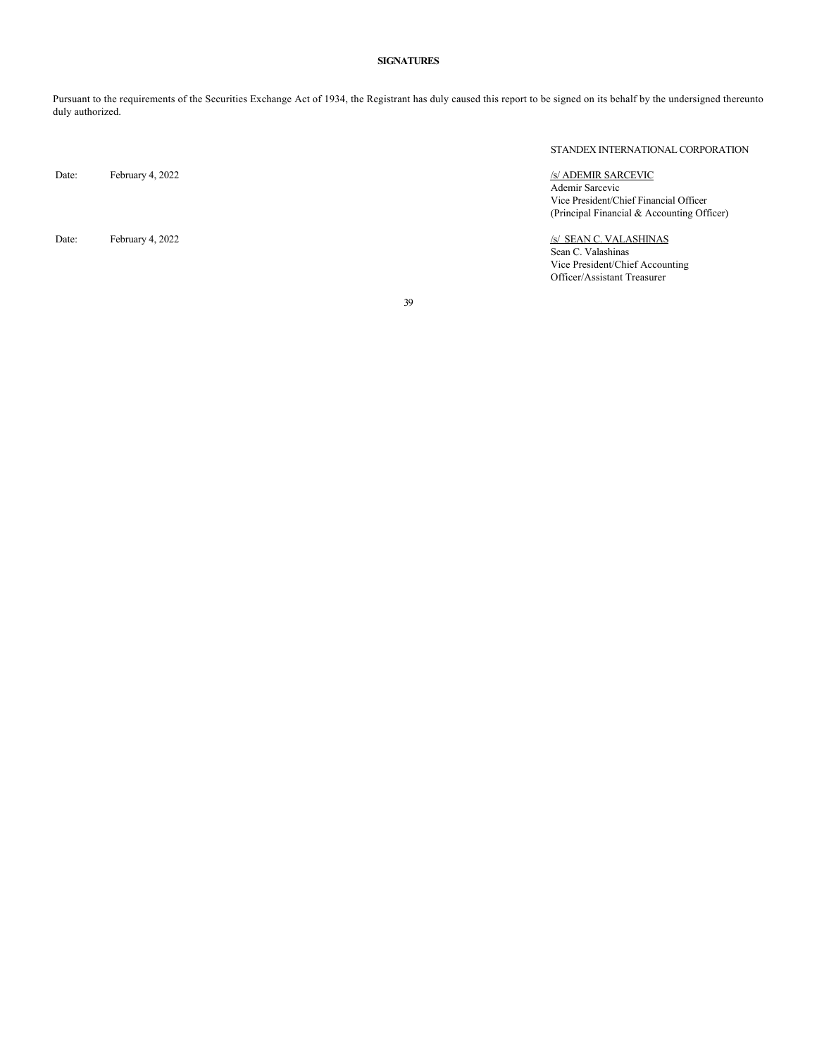**SIGNATURES**

Pursuant to the requirements of the Securities Exchange Act of 1934, the Registrant has duly caused this report to be signed on its behalf by the undersigned thereunto duly authorized.

STANDEX INTERNATIONAL CORPORATION

| | | |
|---|---|---|
| Date: | February 4, 2022 | /s/ ADEMIR SARCEVIC<br>Ademir Sarcevic<br>Vice President/Chief Financial Officer<br>(Principal Financial & Accounting Officer) |
| Date: | February 4, 2022 | /s/ SEAN C. VALASHINAS<br>Sean C. Valashinas<br>Vice President/Chief Accounting Officer/Assistant Treasurer |